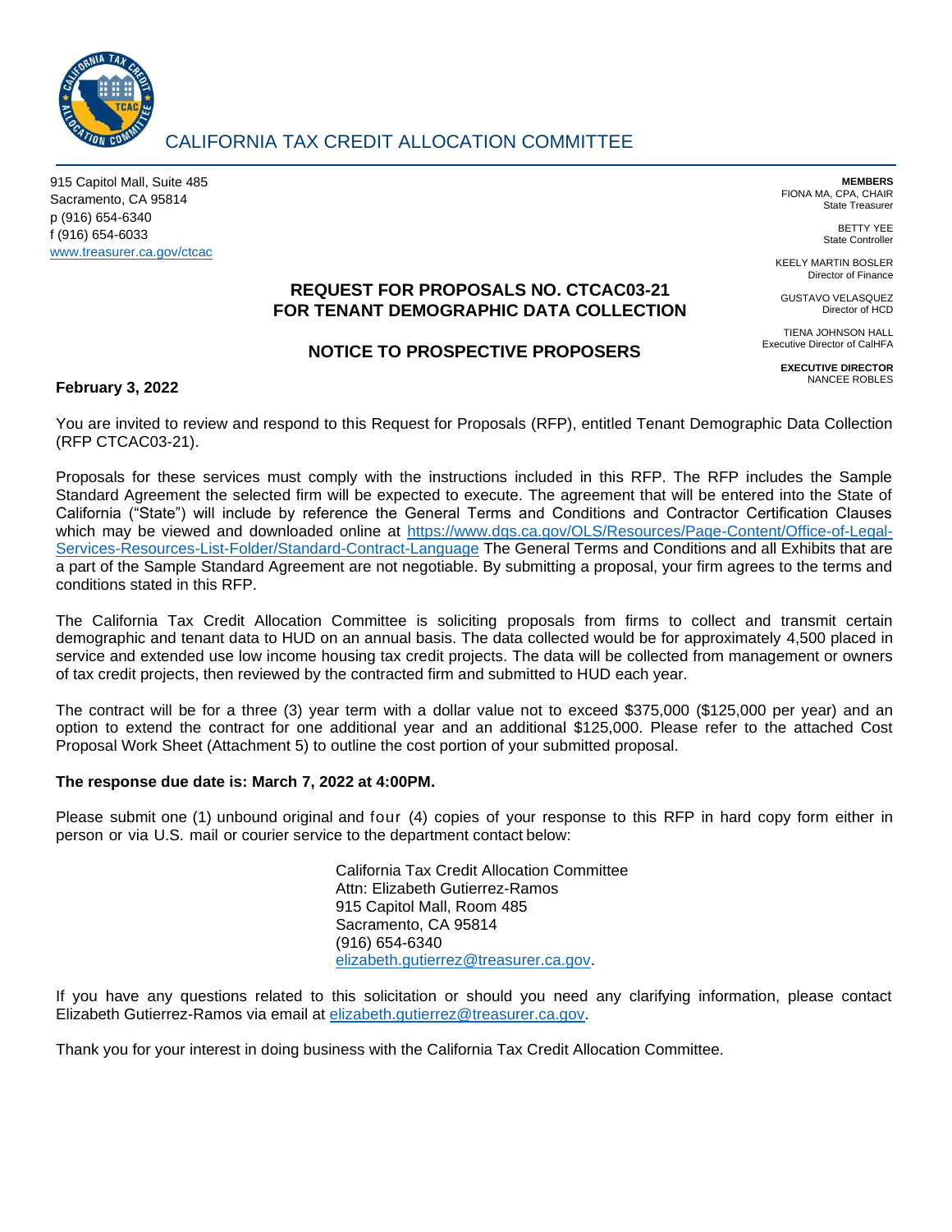# CALIFORNIA TAX CREDIT ALLOCATION COMMITTEE

915 Capitol Mall, Suite 485
Sacramento, CA 95814
p (916) 654-6340
f (916) 654-6033
www.treasurer.ca.gov/ctcac

**MEMBERS**
FIONA MA, CPA, CHAIR
State Treasurer

BETTY YEE
State Controller

KEELY MARTIN BOSLER
Director of Finance

GUSTAVO VELASQUEZ
Director of HCD

TIENA JOHNSON HALL
Executive Director of CalHFA

**EXECUTIVE DIRECTOR**
NANCEE ROBLES

## REQUEST FOR PROPOSALS NO. CTCAC03-21 FOR TENANT DEMOGRAPHIC DATA COLLECTION

## NOTICE TO PROSPECTIVE PROPOSERS

**February 3, 2022**

You are invited to review and respond to this Request for Proposals (RFP), entitled Tenant Demographic Data Collection (RFP CTCAC03-21).

Proposals for these services must comply with the instructions included in this RFP. The RFP includes the Sample Standard Agreement the selected firm will be expected to execute. The agreement that will be entered into the State of California ("State") will include by reference the General Terms and Conditions and Contractor Certification Clauses which may be viewed and downloaded online at https://www.dgs.ca.gov/OLS/Resources/Page-Content/Office-of-Legal-Services-Resources-List-Folder/Standard-Contract-Language The General Terms and Conditions and all Exhibits that are a part of the Sample Standard Agreement are not negotiable. By submitting a proposal, your firm agrees to the terms and conditions stated in this RFP.

The California Tax Credit Allocation Committee is soliciting proposals from firms to collect and transmit certain demographic and tenant data to HUD on an annual basis. The data collected would be for approximately 4,500 placed in service and extended use low income housing tax credit projects. The data will be collected from management or owners of tax credit projects, then reviewed by the contracted firm and submitted to HUD each year.

The contract will be for a three (3) year term with a dollar value not to exceed $375,000 ($125,000 per year) and an option to extend the contract for one additional year and an additional $125,000. Please refer to the attached Cost Proposal Work Sheet (Attachment 5) to outline the cost portion of your submitted proposal.

**The response due date is: March 7, 2022 at 4:00PM.**

Please submit one (1) unbound original and four (4) copies of your response to this RFP in hard copy form either in person or via U.S. mail or courier service to the department contact below:

California Tax Credit Allocation Committee
Attn: Elizabeth Gutierrez-Ramos
915 Capitol Mall, Room 485
Sacramento, CA 95814
(916) 654-6340
elizabeth.gutierrez@treasurer.ca.gov.

If you have any questions related to this solicitation or should you need any clarifying information, please contact Elizabeth Gutierrez-Ramos via email at elizabeth.gutierrez@treasurer.ca.gov.

Thank you for your interest in doing business with the California Tax Credit Allocation Committee.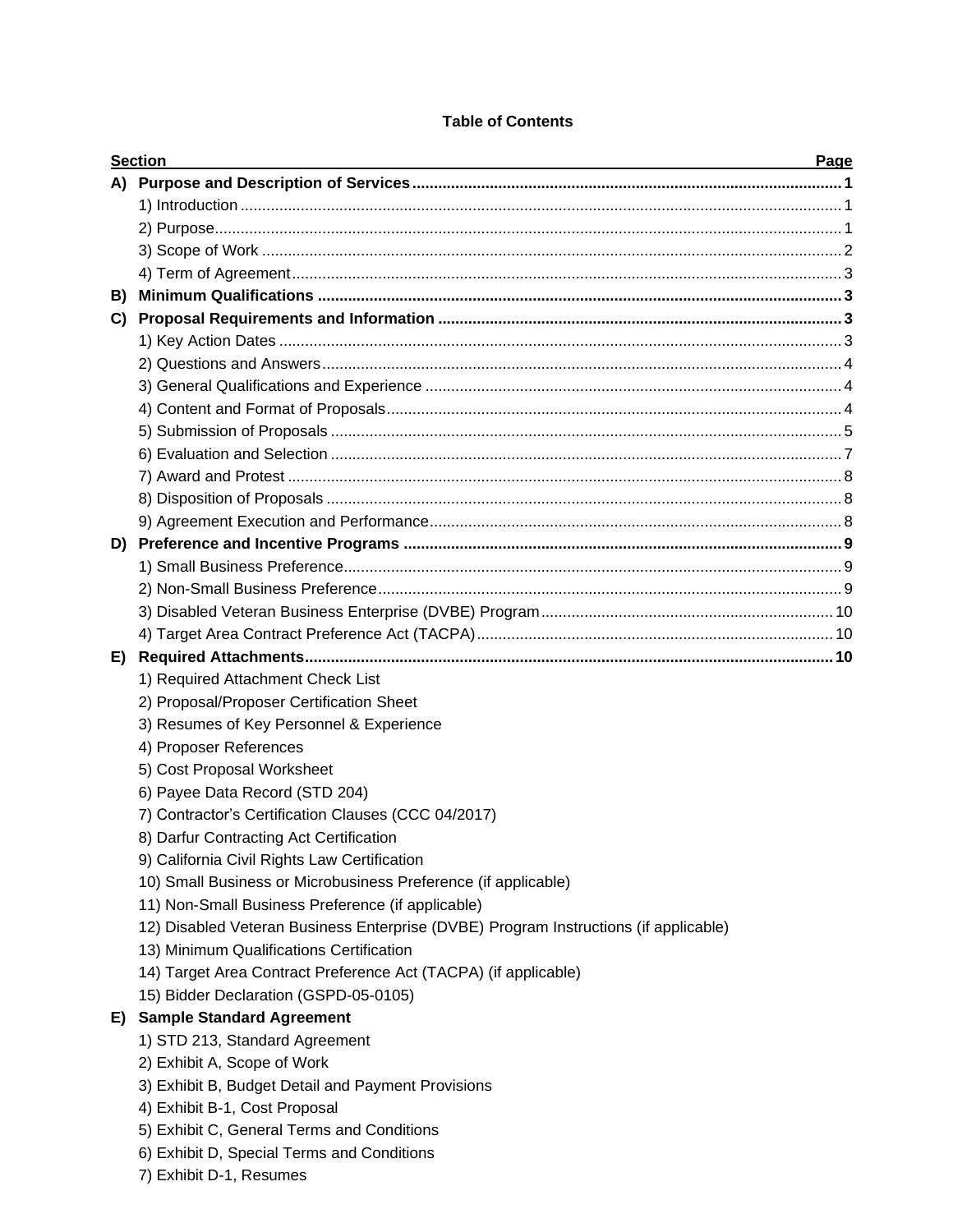**Table of Contents**

| Section | | Page |
|---|---|---|
| **A)** | **Purpose and Description of Services** | **1** |
| | 1) Introduction | 1 |
| | 2) Purpose | 1 |
| | 3) Scope of Work | 2 |
| | 4) Term of Agreement | 3 |
| **B)** | **Minimum Qualifications** | **3** |
| **C)** | **Proposal Requirements and Information** | **3** |
| | 1) Key Action Dates | 3 |
| | 2) Questions and Answers | 4 |
| | 3) General Qualifications and Experience | 4 |
| | 4) Content and Format of Proposals | 4 |
| | 5) Submission of Proposals | 5 |
| | 6) Evaluation and Selection | 7 |
| | 7) Award and Protest | 8 |
| | 8) Disposition of Proposals | 8 |
| | 9) Agreement Execution and Performance | 8 |
| **D)** | **Preference and Incentive Programs** | **9** |
| | 1) Small Business Preference | 9 |
| | 2) Non-Small Business Preference | 9 |
| | 3) Disabled Veteran Business Enterprise (DVBE) Program | 10 |
| | 4) Target Area Contract Preference Act (TACPA) | 10 |
| **E)** | **Required Attachments** | **10** |
| | 1) Required Attachment Check List | |
| | 2) Proposal/Proposer Certification Sheet | |
| | 3) Resumes of Key Personnel & Experience | |
| | 4) Proposer References | |
| | 5) Cost Proposal Worksheet | |
| | 6) Payee Data Record (STD 204) | |
| | 7) Contractor's Certification Clauses (CCC 04/2017) | |
| | 8) Darfur Contracting Act Certification | |
| | 9) California Civil Rights Law Certification | |
| | 10) Small Business or Microbusiness Preference (if applicable) | |
| | 11) Non-Small Business Preference (if applicable) | |
| | 12) Disabled Veteran Business Enterprise (DVBE) Program Instructions (if applicable) | |
| | 13) Minimum Qualifications Certification | |
| | 14) Target Area Contract Preference Act (TACPA) (if applicable) | |
| | 15) Bidder Declaration (GSPD-05-0105) | |
| **E)** | **Sample Standard Agreement** | |
| | 1) STD 213, Standard Agreement | |
| | 2) Exhibit A, Scope of Work | |
| | 3) Exhibit B, Budget Detail and Payment Provisions | |
| | 4) Exhibit B-1, Cost Proposal | |
| | 5) Exhibit C, General Terms and Conditions | |
| | 6) Exhibit D, Special Terms and Conditions | |
| | 7) Exhibit D-1, Resumes | |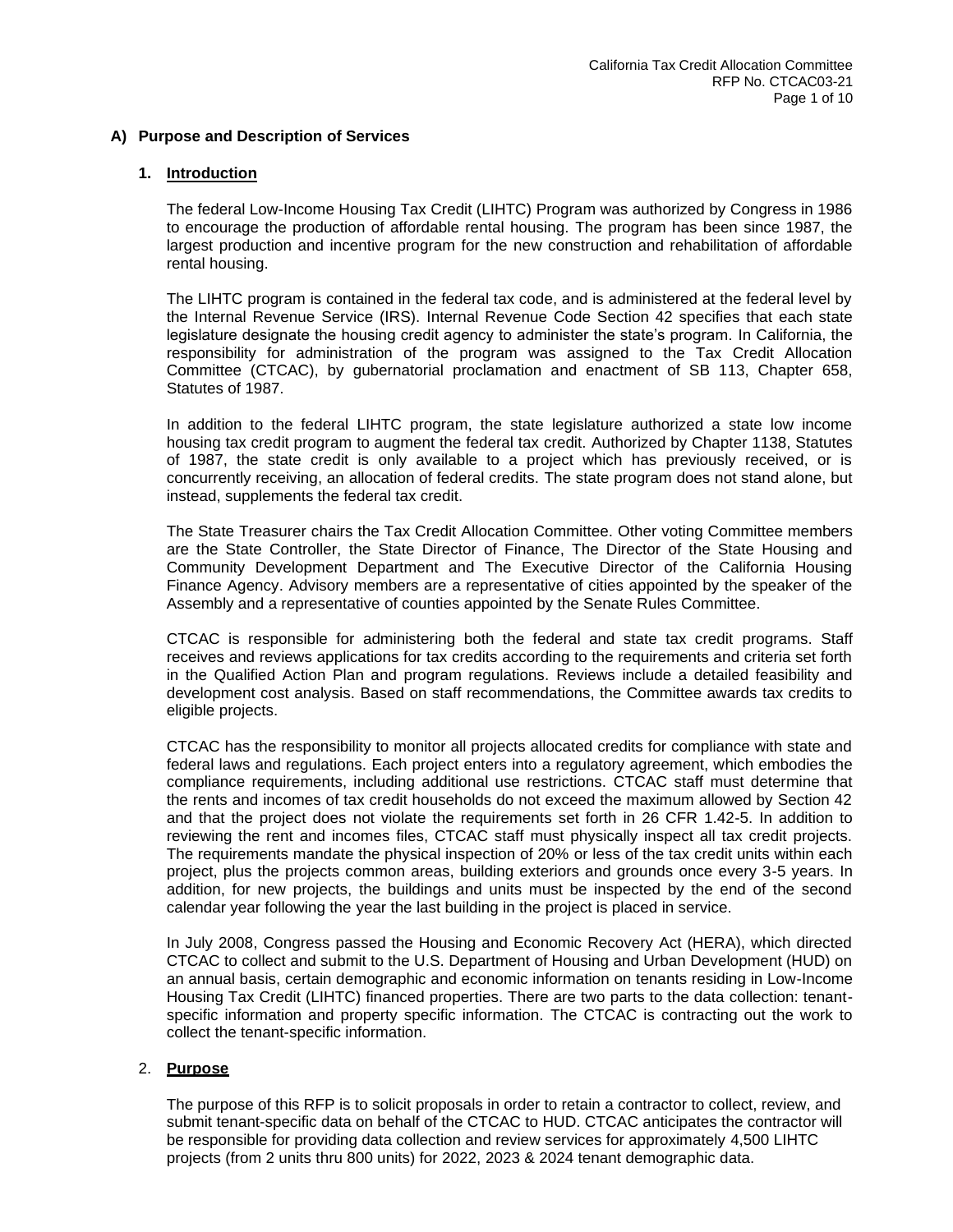## A) Purpose and Description of Services

### 1. Introduction

The federal Low-Income Housing Tax Credit (LIHTC) Program was authorized by Congress in 1986 to encourage the production of affordable rental housing. The program has been since 1987, the largest production and incentive program for the new construction and rehabilitation of affordable rental housing.

The LIHTC program is contained in the federal tax code, and is administered at the federal level by the Internal Revenue Service (IRS). Internal Revenue Code Section 42 specifies that each state legislature designate the housing credit agency to administer the state's program. In California, the responsibility for administration of the program was assigned to the Tax Credit Allocation Committee (CTCAC), by gubernatorial proclamation and enactment of SB 113, Chapter 658, Statutes of 1987.

In addition to the federal LIHTC program, the state legislature authorized a state low income housing tax credit program to augment the federal tax credit. Authorized by Chapter 1138, Statutes of 1987, the state credit is only available to a project which has previously received, or is concurrently receiving, an allocation of federal credits. The state program does not stand alone, but instead, supplements the federal tax credit.

The State Treasurer chairs the Tax Credit Allocation Committee. Other voting Committee members are the State Controller, the State Director of Finance, The Director of the State Housing and Community Development Department and The Executive Director of the California Housing Finance Agency. Advisory members are a representative of cities appointed by the speaker of the Assembly and a representative of counties appointed by the Senate Rules Committee.

CTCAC is responsible for administering both the federal and state tax credit programs. Staff receives and reviews applications for tax credits according to the requirements and criteria set forth in the Qualified Action Plan and program regulations. Reviews include a detailed feasibility and development cost analysis. Based on staff recommendations, the Committee awards tax credits to eligible projects.

CTCAC has the responsibility to monitor all projects allocated credits for compliance with state and federal laws and regulations. Each project enters into a regulatory agreement, which embodies the compliance requirements, including additional use restrictions. CTCAC staff must determine that the rents and incomes of tax credit households do not exceed the maximum allowed by Section 42 and that the project does not violate the requirements set forth in 26 CFR 1.42-5. In addition to reviewing the rent and incomes files, CTCAC staff must physically inspect all tax credit projects. The requirements mandate the physical inspection of 20% or less of the tax credit units within each project, plus the projects common areas, building exteriors and grounds once every 3-5 years. In addition, for new projects, the buildings and units must be inspected by the end of the second calendar year following the year the last building in the project is placed in service.

In July 2008, Congress passed the Housing and Economic Recovery Act (HERA), which directed CTCAC to collect and submit to the U.S. Department of Housing and Urban Development (HUD) on an annual basis, certain demographic and economic information on tenants residing in Low-Income Housing Tax Credit (LIHTC) financed properties. There are two parts to the data collection: tenant-specific information and property specific information. The CTCAC is contracting out the work to collect the tenant-specific information.

### 2. Purpose

The purpose of this RFP is to solicit proposals in order to retain a contractor to collect, review, and submit tenant-specific data on behalf of the CTCAC to HUD. CTCAC anticipates the contractor will be responsible for providing data collection and review services for approximately 4,500 LIHTC projects (from 2 units thru 800 units) for 2022, 2023 & 2024 tenant demographic data.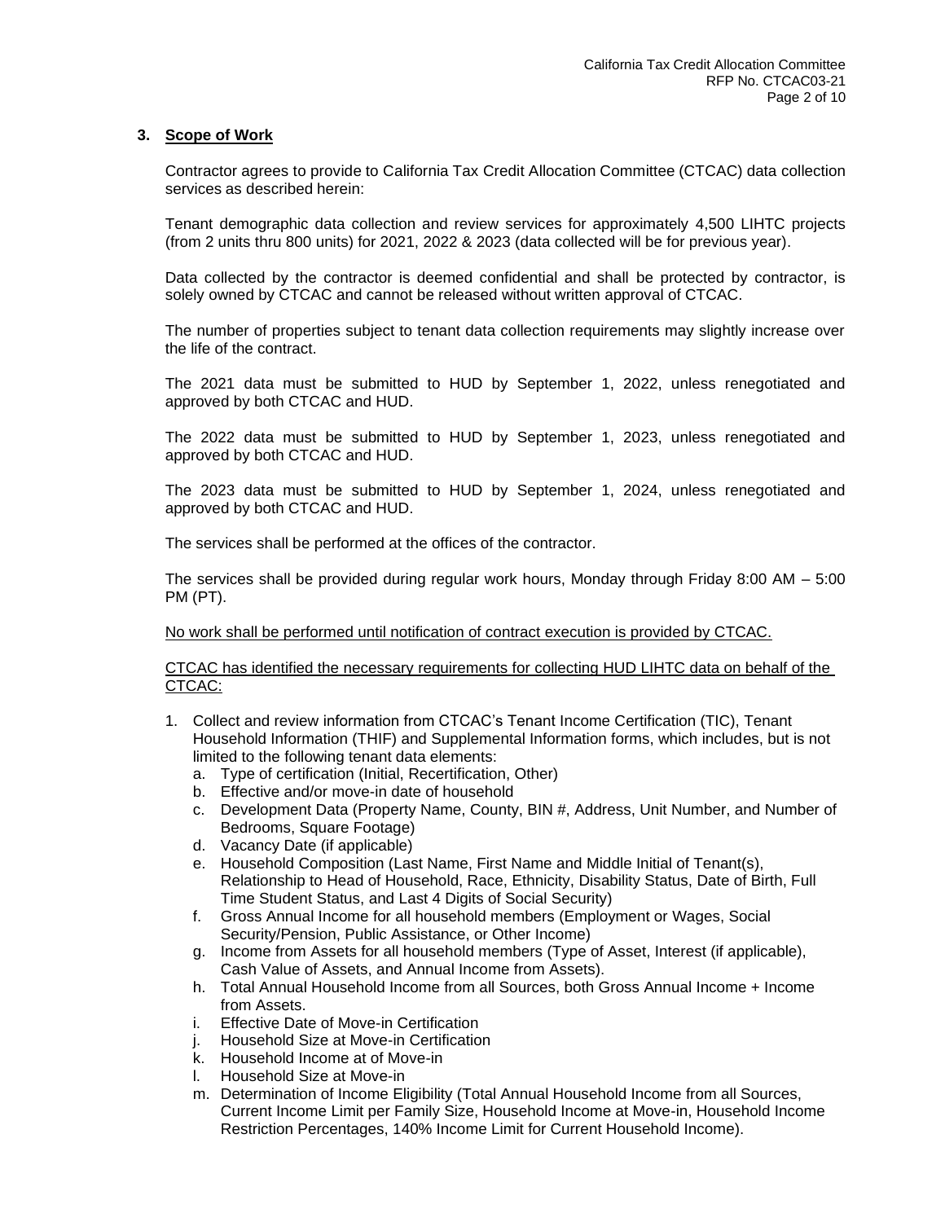## 3. Scope of Work

Contractor agrees to provide to California Tax Credit Allocation Committee (CTCAC) data collection services as described herein:

Tenant demographic data collection and review services for approximately 4,500 LIHTC projects (from 2 units thru 800 units) for 2021, 2022 & 2023 (data collected will be for previous year).

Data collected by the contractor is deemed confidential and shall be protected by contractor, is solely owned by CTCAC and cannot be released without written approval of CTCAC.

The number of properties subject to tenant data collection requirements may slightly increase over the life of the contract.

The 2021 data must be submitted to HUD by September 1, 2022, unless renegotiated and approved by both CTCAC and HUD.

The 2022 data must be submitted to HUD by September 1, 2023, unless renegotiated and approved by both CTCAC and HUD.

The 2023 data must be submitted to HUD by September 1, 2024, unless renegotiated and approved by both CTCAC and HUD.

The services shall be performed at the offices of the contractor.

The services shall be provided during regular work hours, Monday through Friday 8:00 AM – 5:00 PM (PT).

No work shall be performed until notification of contract execution is provided by CTCAC.

CTCAC has identified the necessary requirements for collecting HUD LIHTC data on behalf of the CTCAC:

1. Collect and review information from CTCAC's Tenant Income Certification (TIC), Tenant Household Information (THIF) and Supplemental Information forms, which includes, but is not limited to the following tenant data elements:
   a. Type of certification (Initial, Recertification, Other)
   b. Effective and/or move-in date of household
   c. Development Data (Property Name, County, BIN #, Address, Unit Number, and Number of Bedrooms, Square Footage)
   d. Vacancy Date (if applicable)
   e. Household Composition (Last Name, First Name and Middle Initial of Tenant(s), Relationship to Head of Household, Race, Ethnicity, Disability Status, Date of Birth, Full Time Student Status, and Last 4 Digits of Social Security)
   f. Gross Annual Income for all household members (Employment or Wages, Social Security/Pension, Public Assistance, or Other Income)
   g. Income from Assets for all household members (Type of Asset, Interest (if applicable), Cash Value of Assets, and Annual Income from Assets).
   h. Total Annual Household Income from all Sources, both Gross Annual Income + Income from Assets.
   i. Effective Date of Move-in Certification
   j. Household Size at Move-in Certification
   k. Household Income at of Move-in
   l. Household Size at Move-in
   m. Determination of Income Eligibility (Total Annual Household Income from all Sources, Current Income Limit per Family Size, Household Income at Move-in, Household Income Restriction Percentages, 140% Income Limit for Current Household Income).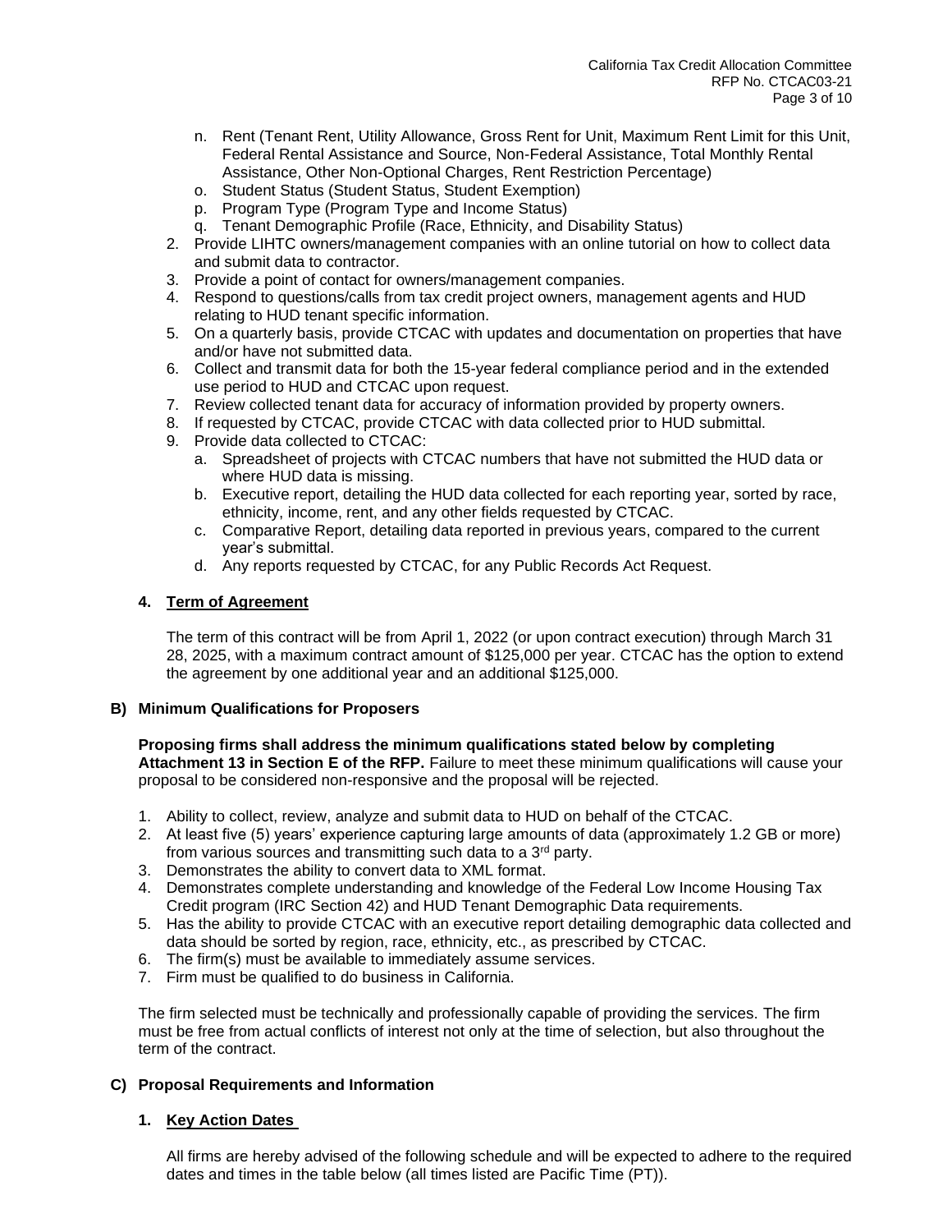n. Rent (Tenant Rent, Utility Allowance, Gross Rent for Unit, Maximum Rent Limit for this Unit, Federal Rental Assistance and Source, Non-Federal Assistance, Total Monthly Rental Assistance, Other Non-Optional Charges, Rent Restriction Percentage)
   o. Student Status (Student Status, Student Exemption)
   p. Program Type (Program Type and Income Status)
   q. Tenant Demographic Profile (Race, Ethnicity, and Disability Status)
2. Provide LIHTC owners/management companies with an online tutorial on how to collect data and submit data to contractor.
3. Provide a point of contact for owners/management companies.
4. Respond to questions/calls from tax credit project owners, management agents and HUD relating to HUD tenant specific information.
5. On a quarterly basis, provide CTCAC with updates and documentation on properties that have and/or have not submitted data.
6. Collect and transmit data for both the 15-year federal compliance period and in the extended use period to HUD and CTCAC upon request.
7. Review collected tenant data for accuracy of information provided by property owners.
8. If requested by CTCAC, provide CTCAC with data collected prior to HUD submittal.
9. Provide data collected to CTCAC:
   a. Spreadsheet of projects with CTCAC numbers that have not submitted the HUD data or where HUD data is missing.
   b. Executive report, detailing the HUD data collected for each reporting year, sorted by race, ethnicity, income, rent, and any other fields requested by CTCAC.
   c. Comparative Report, detailing data reported in previous years, compared to the current year's submittal.
   d. Any reports requested by CTCAC, for any Public Records Act Request.

### 4. Term of Agreement

The term of this contract will be from April 1, 2022 (or upon contract execution) through March 31 28, 2025, with a maximum contract amount of $125,000 per year. CTCAC has the option to extend the agreement by one additional year and an additional $125,000.

## B) Minimum Qualifications for Proposers

**Proposing firms shall address the minimum qualifications stated below by completing Attachment 13 in Section E of the RFP.** Failure to meet these minimum qualifications will cause your proposal to be considered non-responsive and the proposal will be rejected.

1. Ability to collect, review, analyze and submit data to HUD on behalf of the CTCAC.
2. At least five (5) years' experience capturing large amounts of data (approximately 1.2 GB or more) from various sources and transmitting such data to a 3rd party.
3. Demonstrates the ability to convert data to XML format.
4. Demonstrates complete understanding and knowledge of the Federal Low Income Housing Tax Credit program (IRC Section 42) and HUD Tenant Demographic Data requirements.
5. Has the ability to provide CTCAC with an executive report detailing demographic data collected and data should be sorted by region, race, ethnicity, etc., as prescribed by CTCAC.
6. The firm(s) must be available to immediately assume services.
7. Firm must be qualified to do business in California.

The firm selected must be technically and professionally capable of providing the services. The firm must be free from actual conflicts of interest not only at the time of selection, but also throughout the term of the contract.

## C) Proposal Requirements and Information

### 1. Key Action Dates

All firms are hereby advised of the following schedule and will be expected to adhere to the required dates and times in the table below (all times listed are Pacific Time (PT)).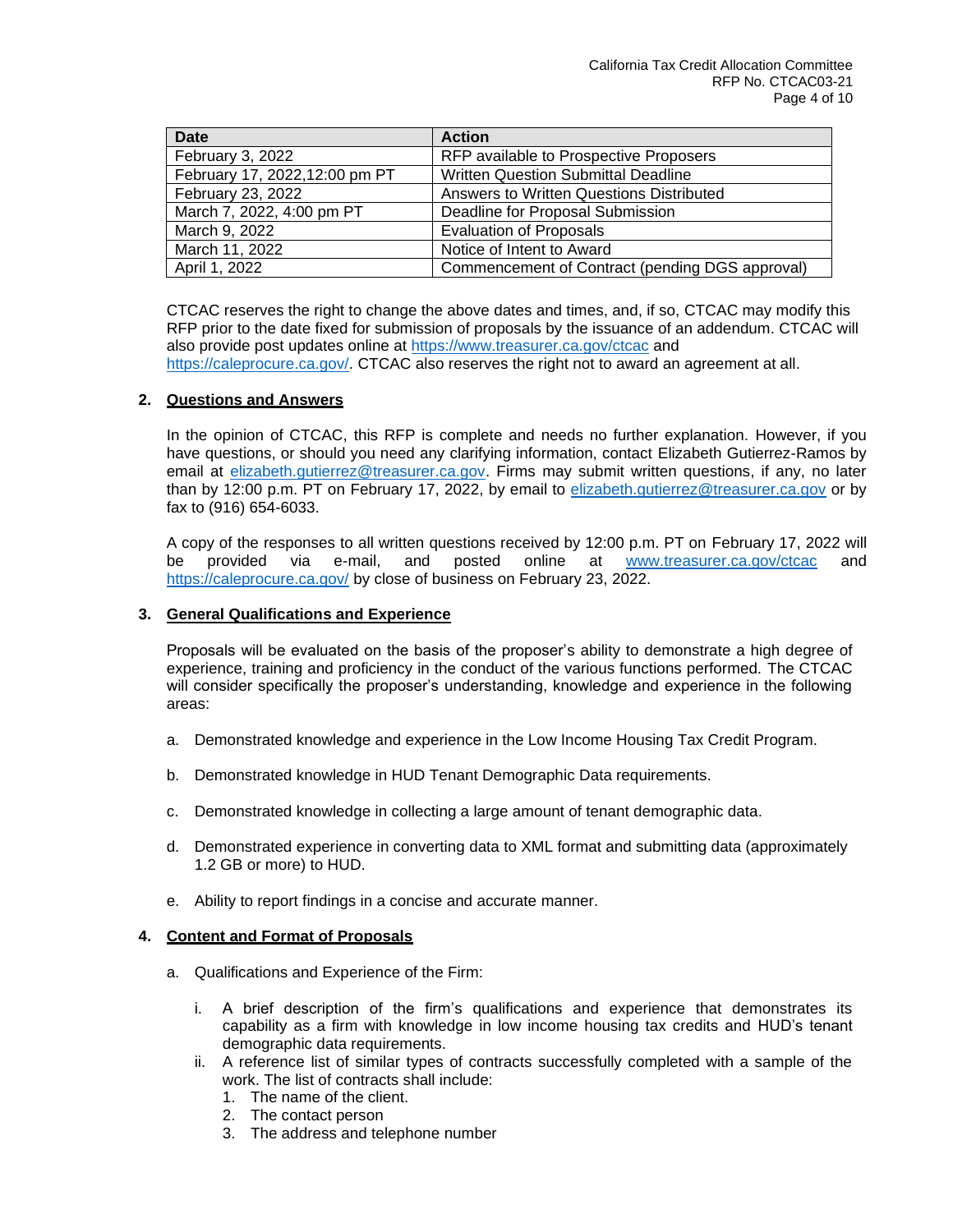| Date | Action |
|---|---|
| February 3, 2022 | RFP available to Prospective Proposers |
| February 17, 2022,12:00 pm PT | Written Question Submittal Deadline |
| February 23, 2022 | Answers to Written Questions Distributed |
| March 7, 2022, 4:00 pm PT | Deadline for Proposal Submission |
| March 9, 2022 | Evaluation of Proposals |
| March 11, 2022 | Notice of Intent to Award |
| April 1, 2022 | Commencement of Contract (pending DGS approval) |

CTCAC reserves the right to change the above dates and times, and, if so, CTCAC may modify this RFP prior to the date fixed for submission of proposals by the issuance of an addendum. CTCAC will also provide post updates online at https://www.treasurer.ca.gov/ctcac and https://caleprocure.ca.gov/. CTCAC also reserves the right not to award an agreement at all.

## 2. Questions and Answers

In the opinion of CTCAC, this RFP is complete and needs no further explanation. However, if you have questions, or should you need any clarifying information, contact Elizabeth Gutierrez-Ramos by email at elizabeth.gutierrez@treasurer.ca.gov. Firms may submit written questions, if any, no later than by 12:00 p.m. PT on February 17, 2022, by email to elizabeth.gutierrez@treasurer.ca.gov or by fax to (916) 654-6033.

A copy of the responses to all written questions received by 12:00 p.m. PT on February 17, 2022 will be provided via e-mail, and posted online at www.treasurer.ca.gov/ctcac and https://caleprocure.ca.gov/ by close of business on February 23, 2022.

## 3. General Qualifications and Experience

Proposals will be evaluated on the basis of the proposer's ability to demonstrate a high degree of experience, training and proficiency in the conduct of the various functions performed. The CTCAC will consider specifically the proposer's understanding, knowledge and experience in the following areas:

a. Demonstrated knowledge and experience in the Low Income Housing Tax Credit Program.

b. Demonstrated knowledge in HUD Tenant Demographic Data requirements.

c. Demonstrated knowledge in collecting a large amount of tenant demographic data.

d. Demonstrated experience in converting data to XML format and submitting data (approximately 1.2 GB or more) to HUD.

e. Ability to report findings in a concise and accurate manner.

## 4. Content and Format of Proposals

a. Qualifications and Experience of the Firm:

   i. A brief description of the firm's qualifications and experience that demonstrates its capability as a firm with knowledge in low income housing tax credits and HUD's tenant demographic data requirements.

   ii. A reference list of similar types of contracts successfully completed with a sample of the work. The list of contracts shall include:
      1. The name of the client.
      2. The contact person
      3. The address and telephone number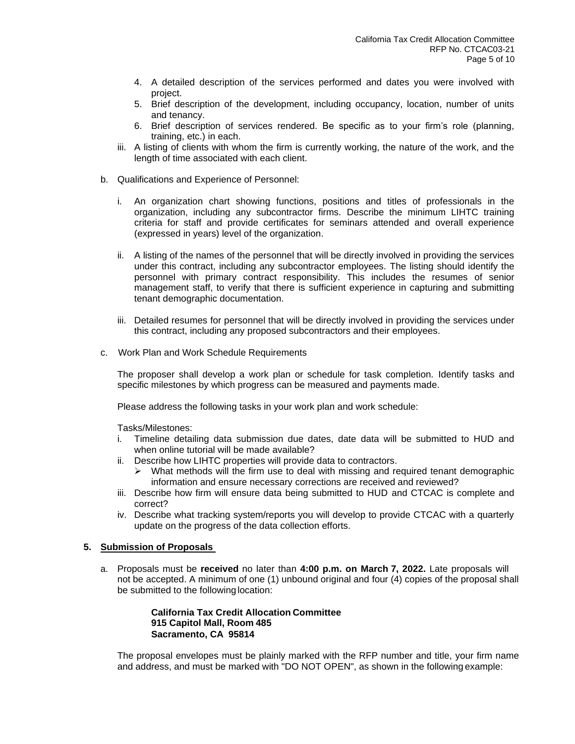4. A detailed description of the services performed and dates you were involved with project.
5. Brief description of the development, including occupancy, location, number of units and tenancy.
6. Brief description of services rendered. Be specific as to your firm's role (planning, training, etc.) in each.

iii. A listing of clients with whom the firm is currently working, the nature of the work, and the length of time associated with each client.

b. Qualifications and Experience of Personnel:

   i. An organization chart showing functions, positions and titles of professionals in the organization, including any subcontractor firms. Describe the minimum LIHTC training criteria for staff and provide certificates for seminars attended and overall experience (expressed in years) level of the organization.

   ii. A listing of the names of the personnel that will be directly involved in providing the services under this contract, including any subcontractor employees. The listing should identify the personnel with primary contract responsibility. This includes the resumes of senior management staff, to verify that there is sufficient experience in capturing and submitting tenant demographic documentation.

   iii. Detailed resumes for personnel that will be directly involved in providing the services under this contract, including any proposed subcontractors and their employees.

c. Work Plan and Work Schedule Requirements

   The proposer shall develop a work plan or schedule for task completion. Identify tasks and specific milestones by which progress can be measured and payments made.

   Please address the following tasks in your work plan and work schedule:

   Tasks/Milestones:

   i. Timeline detailing data submission due dates, date data will be submitted to HUD and when online tutorial will be made available?
   ii. Describe how LIHTC properties will provide data to contractors.
      - What methods will the firm use to deal with missing and required tenant demographic information and ensure necessary corrections are received and reviewed?
   iii. Describe how firm will ensure data being submitted to HUD and CTCAC is complete and correct?
   iv. Describe what tracking system/reports you will develop to provide CTCAC with a quarterly update on the progress of the data collection efforts.

## 5. Submission of Proposals

a. Proposals must be **received** no later than **4:00 p.m. on March 7, 2022.** Late proposals will not be accepted. A minimum of one (1) unbound original and four (4) copies of the proposal shall be submitted to the following location:

   **California Tax Credit Allocation Committee**
   **915 Capitol Mall, Room 485**
   **Sacramento, CA 95814**

   The proposal envelopes must be plainly marked with the RFP number and title, your firm name and address, and must be marked with "DO NOT OPEN", as shown in the following example: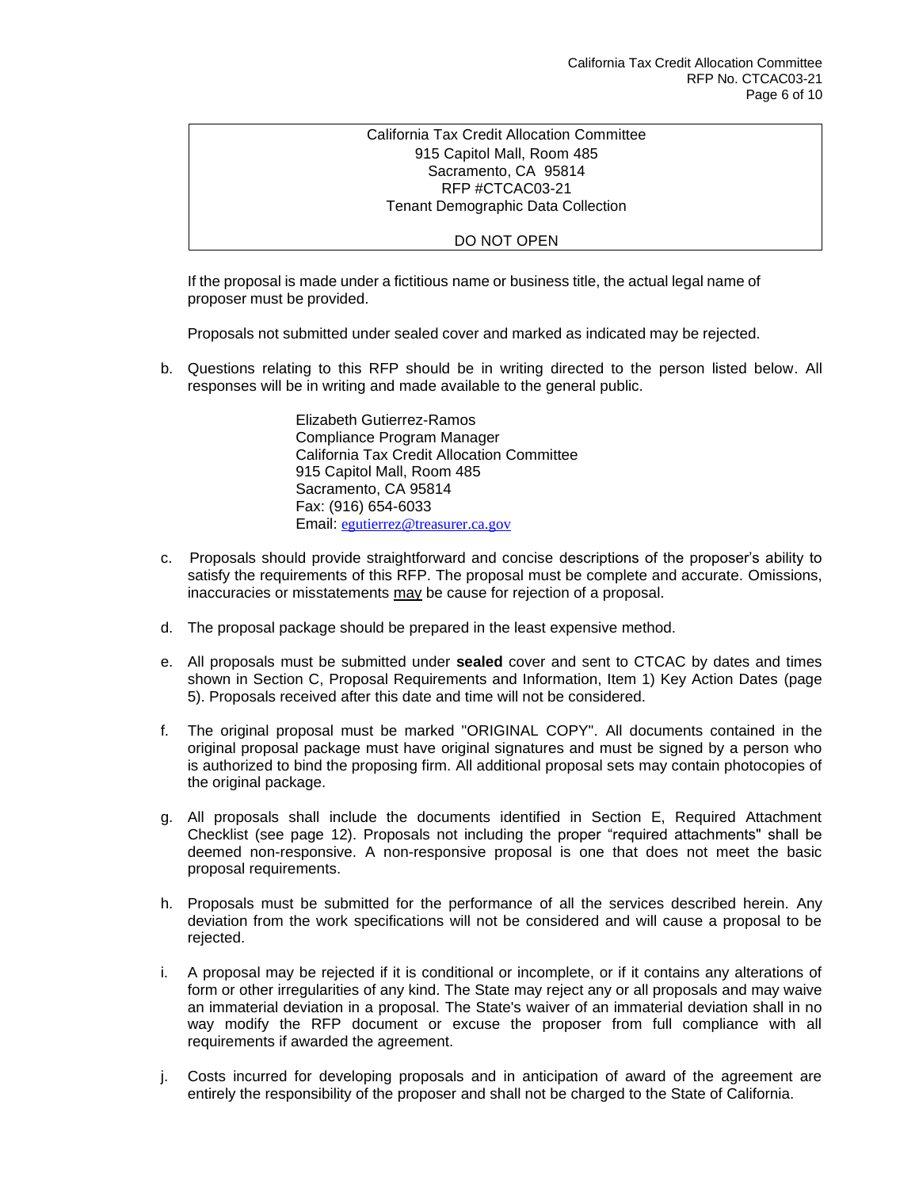California Tax Credit Allocation Committee
915 Capitol Mall, Room 485
Sacramento, CA 95814
RFP #CTCAC03-21
Tenant Demographic Data Collection

DO NOT OPEN

If the proposal is made under a fictitious name or business title, the actual legal name of proposer must be provided.

Proposals not submitted under sealed cover and marked as indicated may be rejected.

b. Questions relating to this RFP should be in writing directed to the person listed below. All responses will be in writing and made available to the general public.

   Elizabeth Gutierrez-Ramos
   Compliance Program Manager
   California Tax Credit Allocation Committee
   915 Capitol Mall, Room 485
   Sacramento, CA 95814
   Fax: (916) 654-6033
   Email: egutierrez@treasurer.ca.gov

c. Proposals should provide straightforward and concise descriptions of the proposer's ability to satisfy the requirements of this RFP. The proposal must be complete and accurate. Omissions, inaccuracies or misstatements may be cause for rejection of a proposal.

d. The proposal package should be prepared in the least expensive method.

e. All proposals must be submitted under **sealed** cover and sent to CTCAC by dates and times shown in Section C, Proposal Requirements and Information, Item 1) Key Action Dates (page 5). Proposals received after this date and time will not be considered.

f. The original proposal must be marked "ORIGINAL COPY". All documents contained in the original proposal package must have original signatures and must be signed by a person who is authorized to bind the proposing firm. All additional proposal sets may contain photocopies of the original package.

g. All proposals shall include the documents identified in Section E, Required Attachment Checklist (see page 12). Proposals not including the proper "required attachments" shall be deemed non-responsive. A non-responsive proposal is one that does not meet the basic proposal requirements.

h. Proposals must be submitted for the performance of all the services described herein. Any deviation from the work specifications will not be considered and will cause a proposal to be rejected.

i. A proposal may be rejected if it is conditional or incomplete, or if it contains any alterations of form or other irregularities of any kind. The State may reject any or all proposals and may waive an immaterial deviation in a proposal. The State's waiver of an immaterial deviation shall in no way modify the RFP document or excuse the proposer from full compliance with all requirements if awarded the agreement.

j. Costs incurred for developing proposals and in anticipation of award of the agreement are entirely the responsibility of the proposer and shall not be charged to the State of California.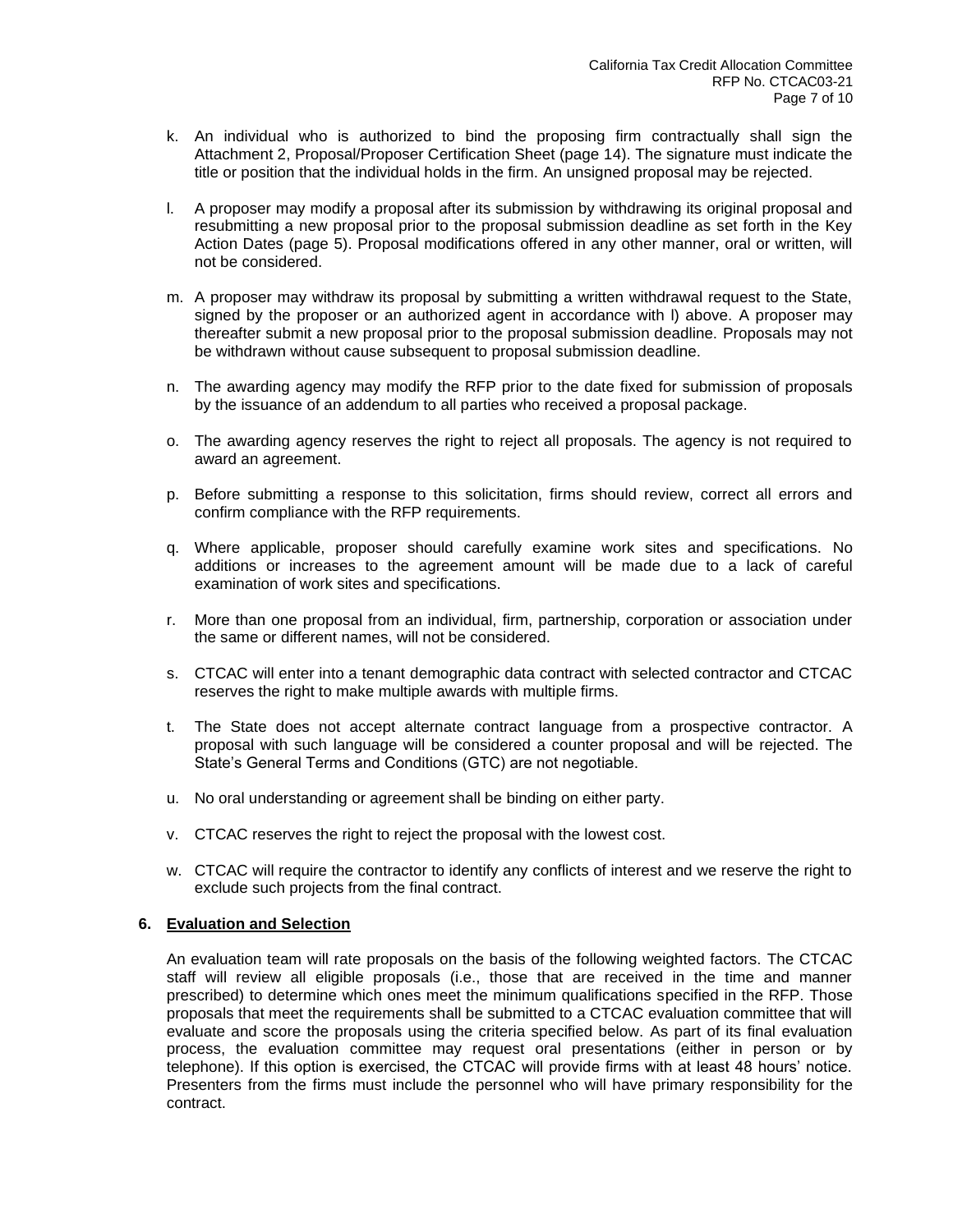k. An individual who is authorized to bind the proposing firm contractually shall sign the Attachment 2, Proposal/Proposer Certification Sheet (page 14). The signature must indicate the title or position that the individual holds in the firm. An unsigned proposal may be rejected.

l. A proposer may modify a proposal after its submission by withdrawing its original proposal and resubmitting a new proposal prior to the proposal submission deadline as set forth in the Key Action Dates (page 5). Proposal modifications offered in any other manner, oral or written, will not be considered.

m. A proposer may withdraw its proposal by submitting a written withdrawal request to the State, signed by the proposer or an authorized agent in accordance with l) above. A proposer may thereafter submit a new proposal prior to the proposal submission deadline. Proposals may not be withdrawn without cause subsequent to proposal submission deadline.

n. The awarding agency may modify the RFP prior to the date fixed for submission of proposals by the issuance of an addendum to all parties who received a proposal package.

o. The awarding agency reserves the right to reject all proposals. The agency is not required to award an agreement.

p. Before submitting a response to this solicitation, firms should review, correct all errors and confirm compliance with the RFP requirements.

q. Where applicable, proposer should carefully examine work sites and specifications. No additions or increases to the agreement amount will be made due to a lack of careful examination of work sites and specifications.

r. More than one proposal from an individual, firm, partnership, corporation or association under the same or different names, will not be considered.

s. CTCAC will enter into a tenant demographic data contract with selected contractor and CTCAC reserves the right to make multiple awards with multiple firms.

t. The State does not accept alternate contract language from a prospective contractor. A proposal with such language will be considered a counter proposal and will be rejected. The State's General Terms and Conditions (GTC) are not negotiable.

u. No oral understanding or agreement shall be binding on either party.

v. CTCAC reserves the right to reject the proposal with the lowest cost.

w. CTCAC will require the contractor to identify any conflicts of interest and we reserve the right to exclude such projects from the final contract.

**6. Evaluation and Selection**

An evaluation team will rate proposals on the basis of the following weighted factors. The CTCAC staff will review all eligible proposals (i.e., those that are received in the time and manner prescribed) to determine which ones meet the minimum qualifications specified in the RFP. Those proposals that meet the requirements shall be submitted to a CTCAC evaluation committee that will evaluate and score the proposals using the criteria specified below. As part of its final evaluation process, the evaluation committee may request oral presentations (either in person or by telephone). If this option is exercised, the CTCAC will provide firms with at least 48 hours' notice. Presenters from the firms must include the personnel who will have primary responsibility for the contract.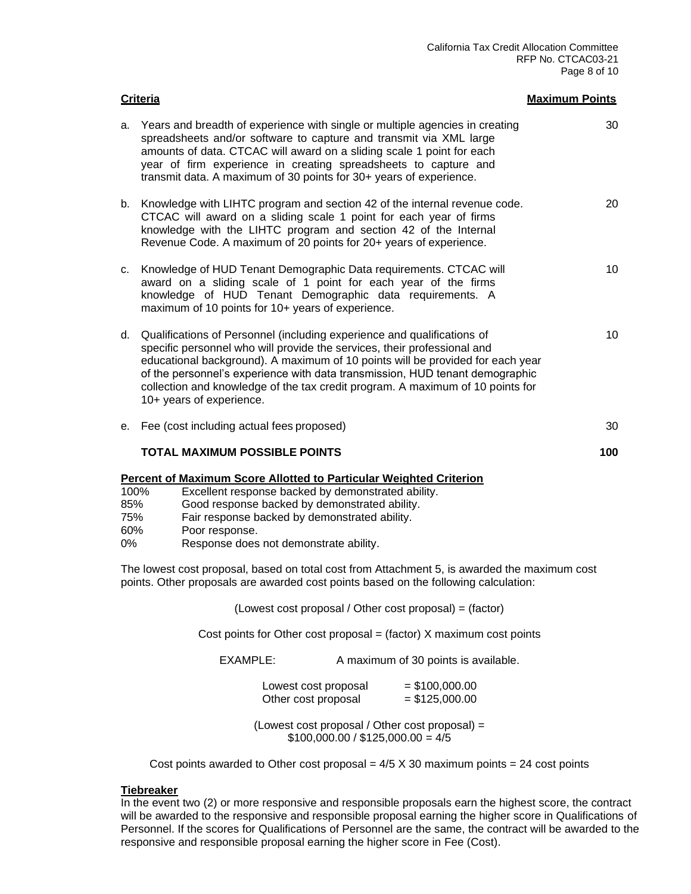| Criteria | Maximum Points |
|---|---|
| a. Years and breadth of experience with single or multiple agencies in creating spreadsheets and/or software to capture and transmit via XML large amounts of data. CTCAC will award on a sliding scale 1 point for each year of firm experience in creating spreadsheets to capture and transmit data. A maximum of 30 points for 30+ years of experience. | 30 |
| b. Knowledge with LIHTC program and section 42 of the internal revenue code. CTCAC will award on a sliding scale 1 point for each year of firms knowledge with the LIHTC program and section 42 of the Internal Revenue Code. A maximum of 20 points for 20+ years of experience. | 20 |
| c. Knowledge of HUD Tenant Demographic Data requirements. CTCAC will award on a sliding scale of 1 point for each year of the firms knowledge of HUD Tenant Demographic data requirements. A maximum of 10 points for 10+ years of experience. | 10 |
| d. Qualifications of Personnel (including experience and qualifications of specific personnel who will provide the services, their professional and educational background). A maximum of 10 points will be provided for each year of the personnel's experience with data transmission, HUD tenant demographic collection and knowledge of the tax credit program. A maximum of 10 points for 10+ years of experience. | 10 |
| e. Fee (cost including actual fees proposed) | 30 |
| **TOTAL MAXIMUM POSSIBLE POINTS** | **100** |

**Percent of Maximum Score Allotted to Particular Weighted Criterion**

| | |
|---|---|
| 100% | Excellent response backed by demonstrated ability. |
| 85% | Good response backed by demonstrated ability. |
| 75% | Fair response backed by demonstrated ability. |
| 60% | Poor response. |
| 0% | Response does not demonstrate ability. |

The lowest cost proposal, based on total cost from Attachment 5, is awarded the maximum cost points. Other proposals are awarded cost points based on the following calculation:

(Lowest cost proposal / Other cost proposal) = (factor)

Cost points for Other cost proposal = (factor) X maximum cost points

EXAMPLE: A maximum of 30 points is available.

Lowest cost proposal = $100,000.00
Other cost proposal = $125,000.00

(Lowest cost proposal / Other cost proposal) =
$100,000.00 / $125,000.00 = 4/5

Cost points awarded to Other cost proposal = 4/5 X 30 maximum points = 24 cost points

**Tiebreaker**

In the event two (2) or more responsive and responsible proposals earn the highest score, the contract will be awarded to the responsive and responsible proposal earning the higher score in Qualifications of Personnel. If the scores for Qualifications of Personnel are the same, the contract will be awarded to the responsive and responsible proposal earning the higher score in Fee (Cost).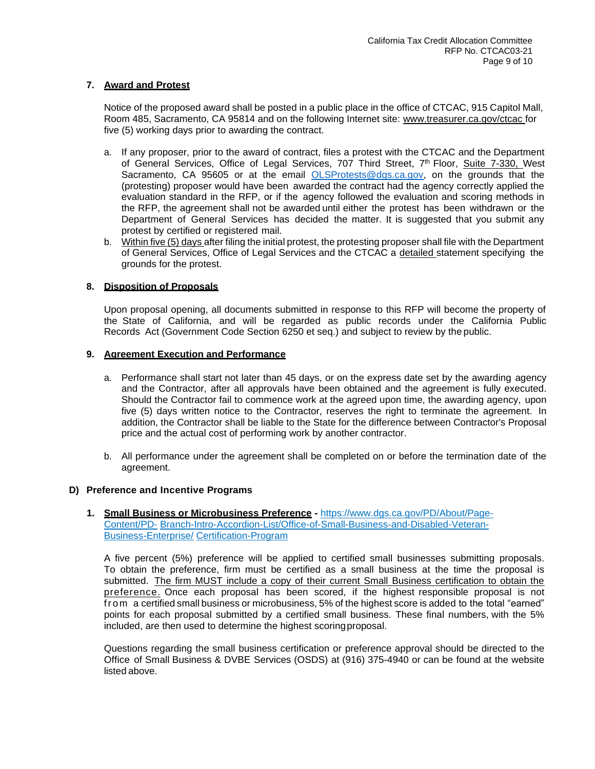### 7. Award and Protest

Notice of the proposed award shall be posted in a public place in the office of CTCAC, 915 Capitol Mall, Room 485, Sacramento, CA 95814 and on the following Internet site: www.treasurer.ca.gov/ctcac for five (5) working days prior to awarding the contract.

a. If any proposer, prior to the award of contract, files a protest with the CTCAC and the Department of General Services, Office of Legal Services, 707 Third Street, 7th Floor, Suite 7-330, West Sacramento, CA 95605 or at the email OLSProtests@dgs.ca.gov, on the grounds that the (protesting) proposer would have been awarded the contract had the agency correctly applied the evaluation standard in the RFP, or if the agency followed the evaluation and scoring methods in the RFP, the agreement shall not be awarded until either the protest has been withdrawn or the Department of General Services has decided the matter. It is suggested that you submit any protest by certified or registered mail.
b. Within five (5) days after filing the initial protest, the protesting proposer shall file with the Department of General Services, Office of Legal Services and the CTCAC a detailed statement specifying the grounds for the protest.

### 8. Disposition of Proposals

Upon proposal opening, all documents submitted in response to this RFP will become the property of the State of California, and will be regarded as public records under the California Public Records Act (Government Code Section 6250 et seq.) and subject to review by the public.

### 9. Agreement Execution and Performance

a. Performance shall start not later than 45 days, or on the express date set by the awarding agency and the Contractor, after all approvals have been obtained and the agreement is fully executed. Should the Contractor fail to commence work at the agreed upon time, the awarding agency, upon five (5) days written notice to the Contractor, reserves the right to terminate the agreement. In addition, the Contractor shall be liable to the State for the difference between Contractor's Proposal price and the actual cost of performing work by another contractor.

b. All performance under the agreement shall be completed on or before the termination date of the agreement.

## D) Preference and Incentive Programs

### 1. Small Business or Microbusiness Preference - https://www.dgs.ca.gov/PD/About/Page-Content/PD-Branch-Intro-Accordion-List/Office-of-Small-Business-and-Disabled-Veteran-Business-Enterprise/Certification-Program

A five percent (5%) preference will be applied to certified small businesses submitting proposals. To obtain the preference, firm must be certified as a small business at the time the proposal is submitted. The firm MUST include a copy of their current Small Business certification to obtain the preference. Once each proposal has been scored, if the highest responsible proposal is not from a certified small business or microbusiness, 5% of the highest score is added to the total "earned" points for each proposal submitted by a certified small business. These final numbers, with the 5% included, are then used to determine the highest scoring proposal.

Questions regarding the small business certification or preference approval should be directed to the Office of Small Business & DVBE Services (OSDS) at (916) 375-4940 or can be found at the website listed above.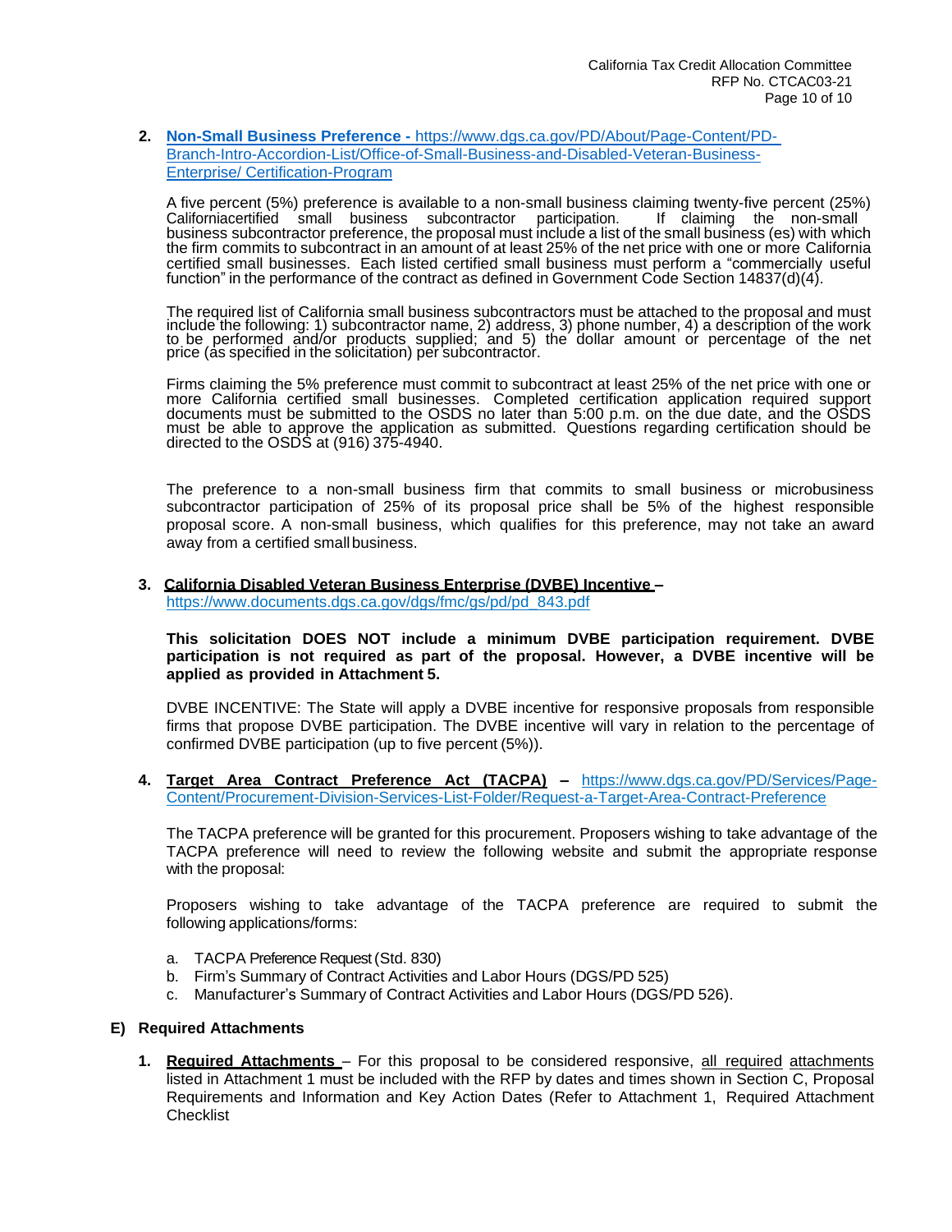2. **Non-Small Business Preference -** https://www.dgs.ca.gov/PD/About/Page-Content/PD-Branch-Intro-Accordion-List/Office-of-Small-Business-and-Disabled-Veteran-Business-Enterprise/ Certification-Program

   A five percent (5%) preference is available to a non-small business claiming twenty-five percent (25%) Californiacertified small business subcontractor participation. If claiming the non-small business subcontractor preference, the proposal must include a list of the small business (es) with which the firm commits to subcontract in an amount of at least 25% of the net price with one or more California certified small businesses. Each listed certified small business must perform a "commercially useful function" in the performance of the contract as defined in Government Code Section 14837(d)(4).

   The required list of California small business subcontractors must be attached to the proposal and must include the following: 1) subcontractor name, 2) address, 3) phone number, 4) a description of the work to be performed and/or products supplied; and 5) the dollar amount or percentage of the net price (as specified in the solicitation) per subcontractor.

   Firms claiming the 5% preference must commit to subcontract at least 25% of the net price with one or more California certified small businesses. Completed certification application required support documents must be submitted to the OSDS no later than 5:00 p.m. on the due date, and the OSDS must be able to approve the application as submitted. Questions regarding certification should be directed to the OSDS at (916) 375-4940.

   The preference to a non-small business firm that commits to small business or microbusiness subcontractor participation of 25% of its proposal price shall be 5% of the highest responsible proposal score. A non-small business, which qualifies for this preference, may not take an award away from a certified small business.

3. **California Disabled Veteran Business Enterprise (DVBE) Incentive –** https://www.documents.dgs.ca.gov/dgs/fmc/gs/pd/pd_843.pdf

   **This solicitation DOES NOT include a minimum DVBE participation requirement. DVBE participation is not required as part of the proposal. However, a DVBE incentive will be applied as provided in Attachment 5.**

   DVBE INCENTIVE: The State will apply a DVBE incentive for responsive proposals from responsible firms that propose DVBE participation. The DVBE incentive will vary in relation to the percentage of confirmed DVBE participation (up to five percent (5%)).

4. **Target Area Contract Preference Act (TACPA) –** https://www.dgs.ca.gov/PD/Services/Page-Content/Procurement-Division-Services-List-Folder/Request-a-Target-Area-Contract-Preference

   The TACPA preference will be granted for this procurement. Proposers wishing to take advantage of the TACPA preference will need to review the following website and submit the appropriate response with the proposal:

   Proposers wishing to take advantage of the TACPA preference are required to submit the following applications/forms:

   a. TACPA Preference Request (Std. 830)
   b. Firm's Summary of Contract Activities and Labor Hours (DGS/PD 525)
   c. Manufacturer's Summary of Contract Activities and Labor Hours (DGS/PD 526).

## E) Required Attachments

1. **Required Attachments** – For this proposal to be considered responsive, all required attachments listed in Attachment 1 must be included with the RFP by dates and times shown in Section C, Proposal Requirements and Information and Key Action Dates (Refer to Attachment 1, Required Attachment Checklist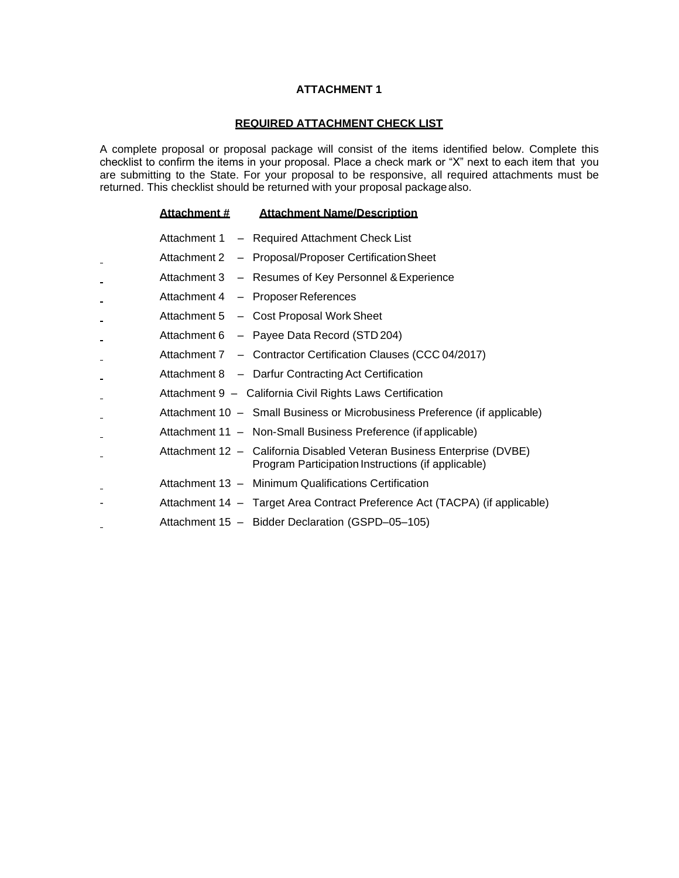**ATTACHMENT 1**

**REQUIRED ATTACHMENT CHECK LIST**

A complete proposal or proposal package will consist of the items identified below. Complete this checklist to confirm the items in your proposal. Place a check mark or "X" next to each item that you are submitting to the State. For your proposal to be responsive, all required attachments must be returned. This checklist should be returned with your proposal package also.

| | Attachment # | Attachment Name/Description |
|---|---|---|
| | Attachment 1 | Required Attachment Check List |
| _ | Attachment 2 | Proposal/Proposer Certification Sheet |
| _ | Attachment 3 | Resumes of Key Personnel & Experience |
| _ | Attachment 4 | Proposer References |
| _ | Attachment 5 | Cost Proposal Work Sheet |
| _ | Attachment 6 | Payee Data Record (STD 204) |
| _ | Attachment 7 | Contractor Certification Clauses (CCC 04/2017) |
| _ | Attachment 8 | Darfur Contracting Act Certification |
| _ | Attachment 9 | California Civil Rights Laws Certification |
| _ | Attachment 10 | Small Business or Microbusiness Preference (if applicable) |
| _ | Attachment 11 | Non-Small Business Preference (if applicable) |
| _ | Attachment 12 | California Disabled Veteran Business Enterprise (DVBE) Program Participation Instructions (if applicable) |
| _ | Attachment 13 | Minimum Qualifications Certification |
| - | Attachment 14 | Target Area Contract Preference Act (TACPA) (if applicable) |
| _ | Attachment 15 | Bidder Declaration (GSPD–05–105) |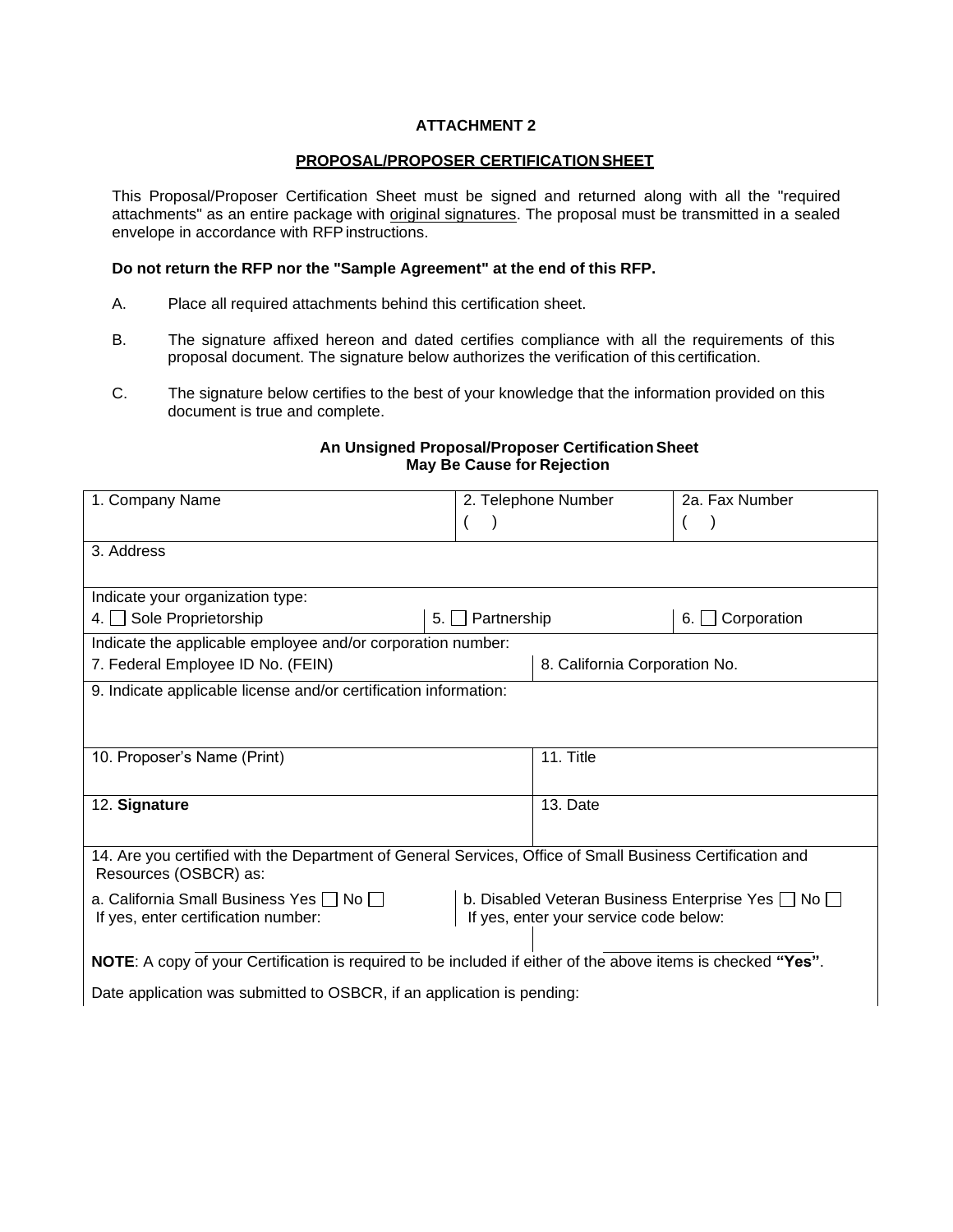**ATTACHMENT 2**

**PROPOSAL/PROPOSER CERTIFICATION SHEET**

This Proposal/Proposer Certification Sheet must be signed and returned along with all the "required attachments" as an entire package with original signatures. The proposal must be transmitted in a sealed envelope in accordance with RFP instructions.

**Do not return the RFP nor the "Sample Agreement" at the end of this RFP.**

A. Place all required attachments behind this certification sheet.

B. The signature affixed hereon and dated certifies compliance with all the requirements of this proposal document. The signature below authorizes the verification of this certification.

C. The signature below certifies to the best of your knowledge that the information provided on this document is true and complete.

**An Unsigned Proposal/Proposer Certification Sheet May Be Cause for Rejection**

| 1. Company Name | 2. Telephone Number<br>(   ) | 2a. Fax Number<br>(   ) |
|---|---|---|
| 3. Address | | |
| Indicate your organization type:<br>4. ☐ Sole Proprietorship | 5. ☐ Partnership | 6. ☐ Corporation |
| Indicate the applicable employee and/or corporation number:<br>7. Federal Employee ID No. (FEIN) | 8. California Corporation No. | |
| 9. Indicate applicable license and/or certification information: | | |
| 10. Proposer's Name (Print) | 11. Title | |
| 12. **Signature** | 13. Date | |
| 14. Are you certified with the Department of General Services, Office of Small Business Certification and Resources (OSBCR) as: | | |
| a. California Small Business Yes ☐ No ☐<br>If yes, enter certification number:<br>\_\_\_\_\_\_\_\_\_\_\_\_\_\_\_\_\_\_\_\_ | b. Disabled Veteran Business Enterprise Yes ☐ No ☐<br>If yes, enter your service code below:<br>\_\_\_\_\_\_\_\_\_\_\_\_\_\_\_\_\_\_\_\_ | |
| **NOTE**: A copy of your Certification is required to be included if either of the above items is checked **"Yes"**. | | |
| Date application was submitted to OSBCR, if an application is pending: | | |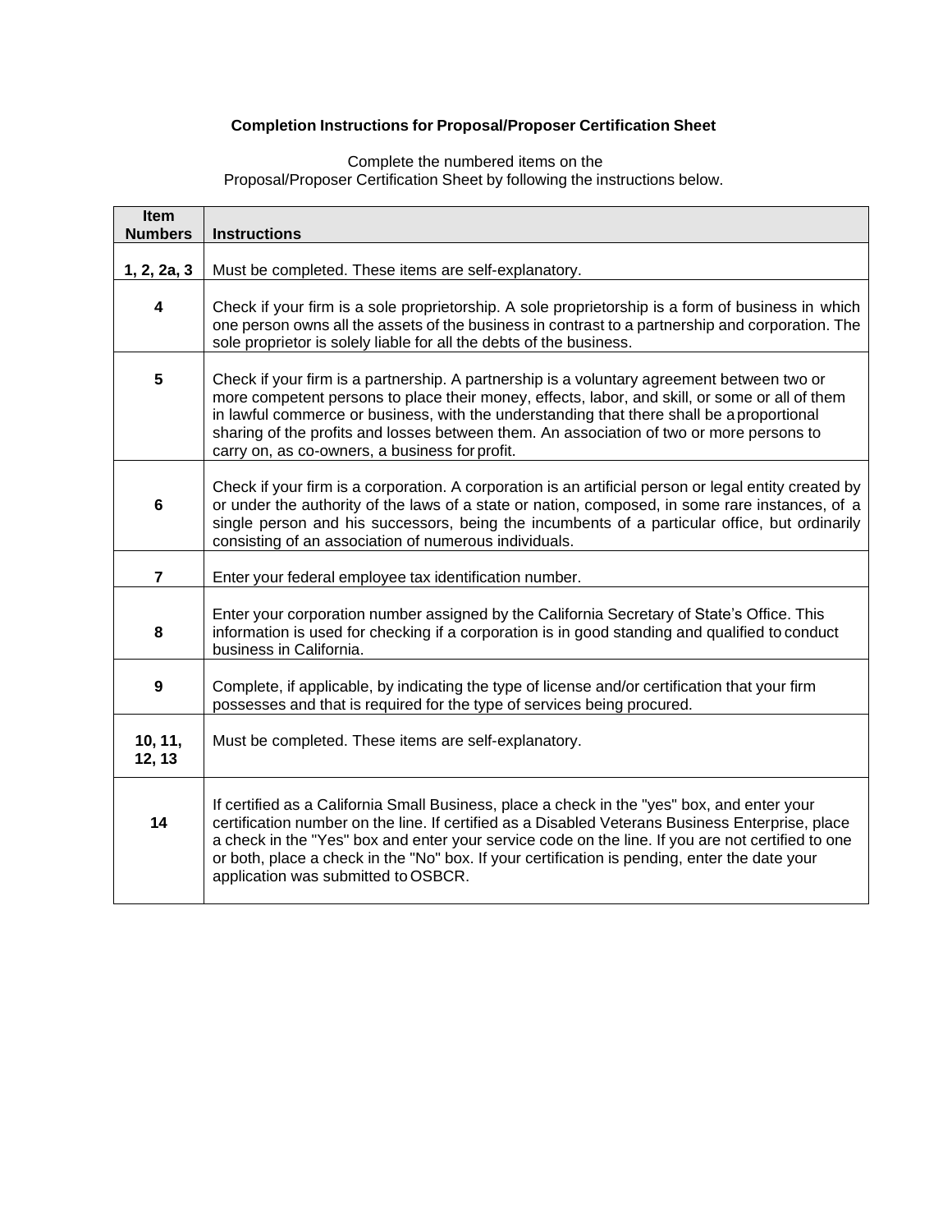## Completion Instructions for Proposal/Proposer Certification Sheet

Complete the numbered items on the
Proposal/Proposer Certification Sheet by following the instructions below.

| Item Numbers | Instructions |
|---|---|
| **1, 2, 2a, 3** | Must be completed. These items are self-explanatory. |
| **4** | Check if your firm is a sole proprietorship. A sole proprietorship is a form of business in which one person owns all the assets of the business in contrast to a partnership and corporation. The sole proprietor is solely liable for all the debts of the business. |
| **5** | Check if your firm is a partnership. A partnership is a voluntary agreement between two or more competent persons to place their money, effects, labor, and skill, or some or all of them in lawful commerce or business, with the understanding that there shall be a proportional sharing of the profits and losses between them. An association of two or more persons to carry on, as co-owners, a business for profit. |
| **6** | Check if your firm is a corporation. A corporation is an artificial person or legal entity created by or under the authority of the laws of a state or nation, composed, in some rare instances, of a single person and his successors, being the incumbents of a particular office, but ordinarily consisting of an association of numerous individuals. |
| **7** | Enter your federal employee tax identification number. |
| **8** | Enter your corporation number assigned by the California Secretary of State's Office. This information is used for checking if a corporation is in good standing and qualified to conduct business in California. |
| **9** | Complete, if applicable, by indicating the type of license and/or certification that your firm possesses and that is required for the type of services being procured. |
| **10, 11, 12, 13** | Must be completed. These items are self-explanatory. |
| **14** | If certified as a California Small Business, place a check in the "yes" box, and enter your certification number on the line. If certified as a Disabled Veterans Business Enterprise, place a check in the "Yes" box and enter your service code on the line. If you are not certified to one or both, place a check in the "No" box. If your certification is pending, enter the date your application was submitted to OSBCR. |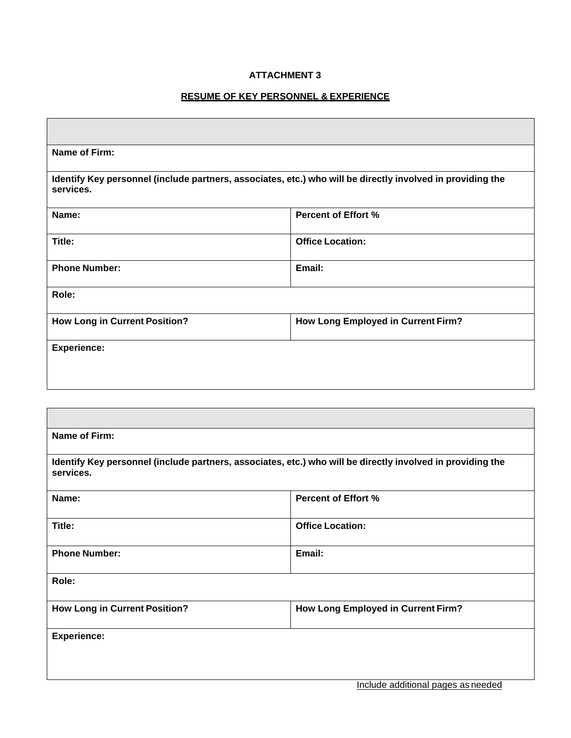**ATTACHMENT 3**

**RESUME OF KEY PERSONNEL & EXPERIENCE**

| | |
|---|---|
| | |
| **Name of Firm:** | |
| **Identify Key personnel (include partners, associates, etc.) who will be directly involved in providing the services.** | |
| **Name:** | **Percent of Effort %** |
| **Title:** | **Office Location:** |
| **Phone Number:** | **Email:** |
| **Role:** | |
| **How Long in Current Position?** | **How Long Employed in Current Firm?** |
| **Experience:** | |

| | |
|---|---|
| | |
| **Name of Firm:** | |
| **Identify Key personnel (include partners, associates, etc.) who will be directly involved in providing the services.** | |
| **Name:** | **Percent of Effort %** |
| **Title:** | **Office Location:** |
| **Phone Number:** | **Email:** |
| **Role:** | |
| **How Long in Current Position?** | **How Long Employed in Current Firm?** |
| **Experience:** | |

Include additional pages as needed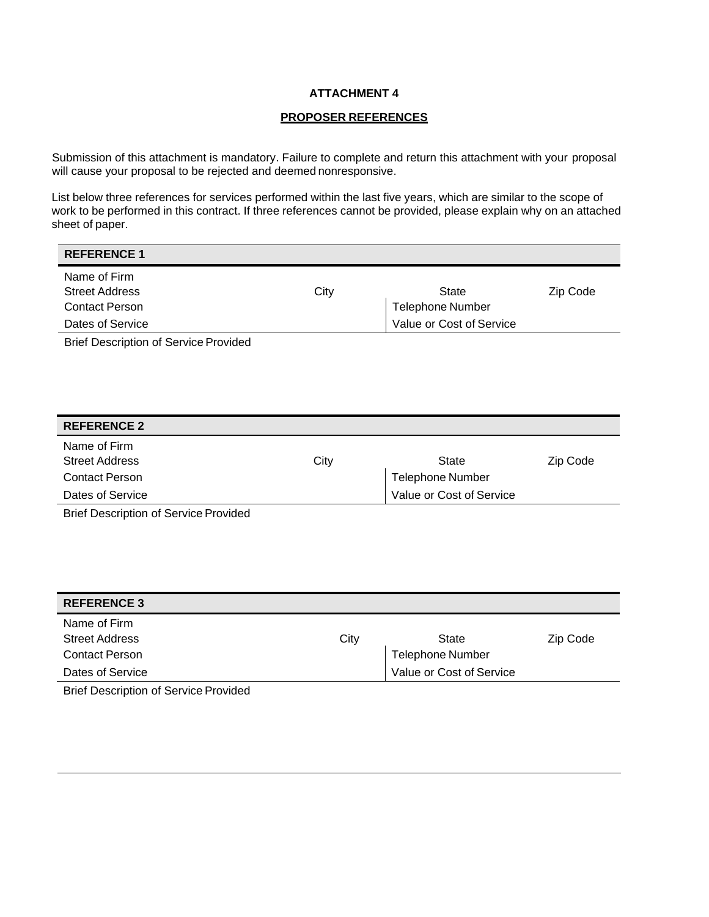**ATTACHMENT 4**

**PROPOSER REFERENCES**

Submission of this attachment is mandatory. Failure to complete and return this attachment with your proposal will cause your proposal to be rejected and deemed nonresponsive.

List below three references for services performed within the last five years, which are similar to the scope of work to be performed in this contract. If three references cannot be provided, please explain why on an attached sheet of paper.

| **REFERENCE 1** | | | |
|---|---|---|---|
| Name of Firm | | | |
| Street Address | City | State | Zip Code |
| Contact Person | | Telephone Number | |
| Dates of Service | | Value or Cost of Service | |
| Brief Description of Service Provided | | | |

| **REFERENCE 2** | | | |
|---|---|---|---|
| Name of Firm | | | |
| Street Address | City | State | Zip Code |
| Contact Person | | Telephone Number | |
| Dates of Service | | Value or Cost of Service | |
| Brief Description of Service Provided | | | |

| **REFERENCE 3** | | | |
|---|---|---|---|
| Name of Firm | | | |
| Street Address | City | State | Zip Code |
| Contact Person | | Telephone Number | |
| Dates of Service | | Value or Cost of Service | |
| Brief Description of Service Provided | | | |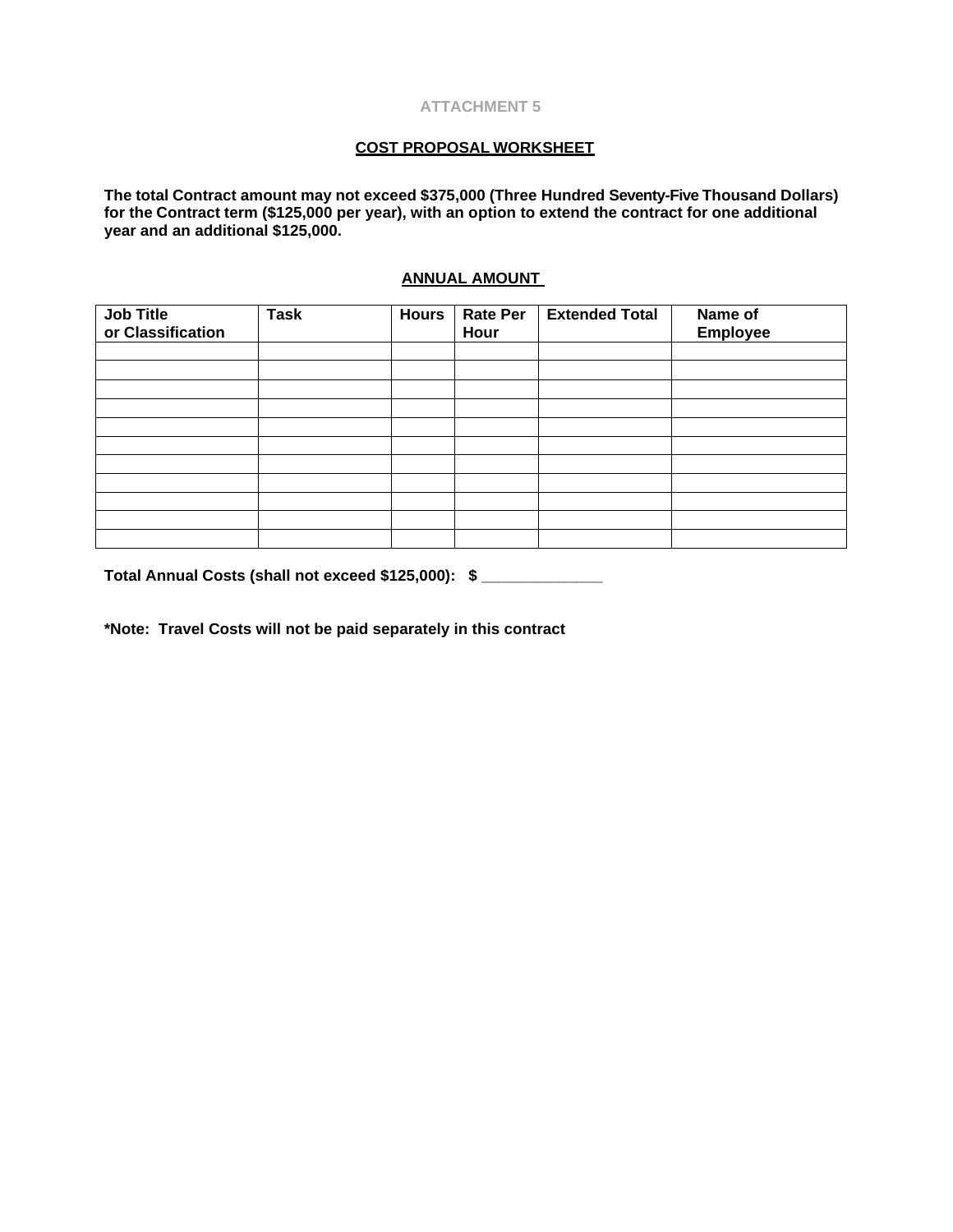**ATTACHMENT 5**

**COST PROPOSAL WORKSHEET**

**The total Contract amount may not exceed $375,000 (Three Hundred Seventy-Five Thousand Dollars) for the Contract term ($125,000 per year), with an option to extend the contract for one additional year and an additional $125,000.**

**ANNUAL AMOUNT**

| Job Title or Classification | Task | Hours | Rate Per Hour | Extended Total | Name of Employee |
|---|---|---|---|---|---|
| | | | | | |
| | | | | | |
| | | | | | |
| | | | | | |
| | | | | | |
| | | | | | |
| | | | | | |
| | | | | | |
| | | | | | |
| | | | | | |
| | | | | | |

**Total Annual Costs (shall not exceed $125,000): $ _____________**

***Note: Travel Costs will not be paid separately in this contract**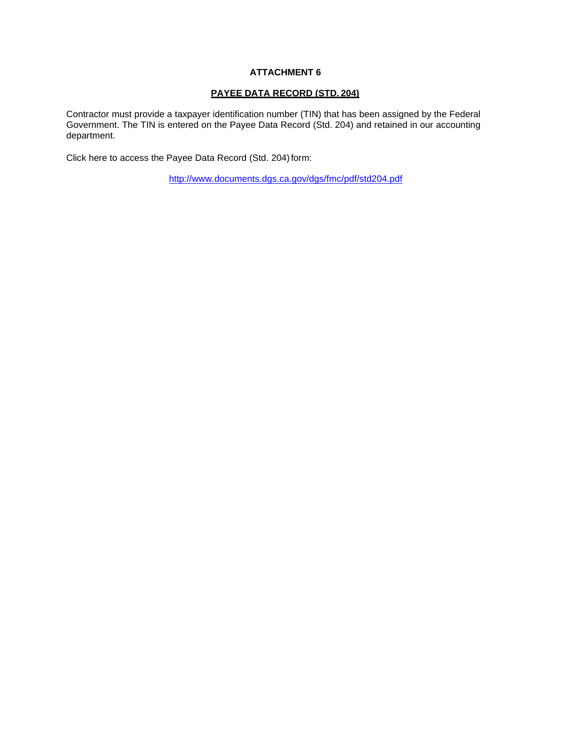# ATTACHMENT 6

## PAYEE DATA RECORD (STD. 204)

Contractor must provide a taxpayer identification number (TIN) that has been assigned by the Federal Government. The TIN is entered on the Payee Data Record (Std. 204) and retained in our accounting department.

Click here to access the Payee Data Record (Std. 204) form:

http://www.documents.dgs.ca.gov/dgs/fmc/pdf/std204.pdf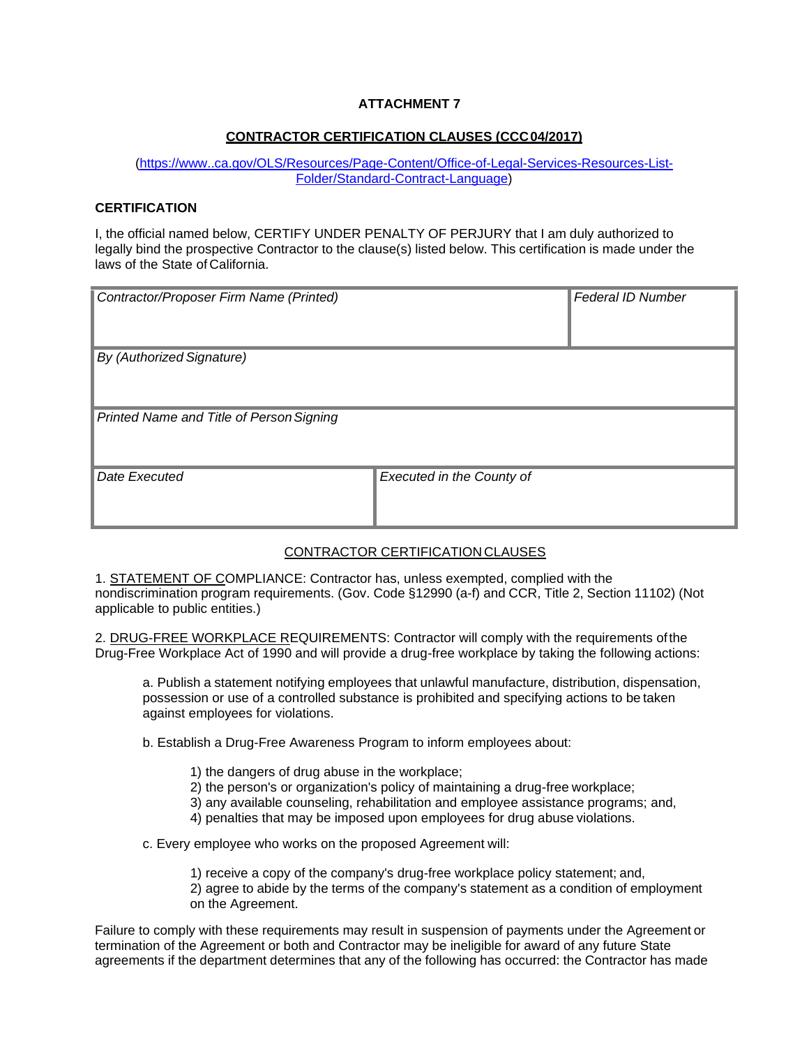**ATTACHMENT 7**

**CONTRACTOR CERTIFICATION CLAUSES (CCC 04/2017)**

(https://www..ca.gov/OLS/Resources/Page-Content/Office-of-Legal-Services-Resources-List-Folder/Standard-Contract-Language)

**CERTIFICATION**

I, the official named below, CERTIFY UNDER PENALTY OF PERJURY that I am duly authorized to legally bind the prospective Contractor to the clause(s) listed below. This certification is made under the laws of the State of California.

| *Contractor/Proposer Firm Name (Printed)* | | *Federal ID Number* |
|---|---|---|
| *By (Authorized Signature)* | | |
| *Printed Name and Title of Person Signing* | | |
| *Date Executed* | *Executed in the County of* | |

CONTRACTOR CERTIFICATION CLAUSES

1. STATEMENT OF COMPLIANCE: Contractor has, unless exempted, complied with the nondiscrimination program requirements. (Gov. Code §12990 (a-f) and CCR, Title 2, Section 11102) (Not applicable to public entities.)

2. DRUG-FREE WORKPLACE REQUIREMENTS: Contractor will comply with the requirements of the Drug-Free Workplace Act of 1990 and will provide a drug-free workplace by taking the following actions:

a. Publish a statement notifying employees that unlawful manufacture, distribution, dispensation, possession or use of a controlled substance is prohibited and specifying actions to be taken against employees for violations.

b. Establish a Drug-Free Awareness Program to inform employees about:

1) the dangers of drug abuse in the workplace;
2) the person's or organization's policy of maintaining a drug-free workplace;
3) any available counseling, rehabilitation and employee assistance programs; and,
4) penalties that may be imposed upon employees for drug abuse violations.

c. Every employee who works on the proposed Agreement will:

1) receive a copy of the company's drug-free workplace policy statement; and,
2) agree to abide by the terms of the company's statement as a condition of employment on the Agreement.

Failure to comply with these requirements may result in suspension of payments under the Agreement or termination of the Agreement or both and Contractor may be ineligible for award of any future State agreements if the department determines that any of the following has occurred: the Contractor has made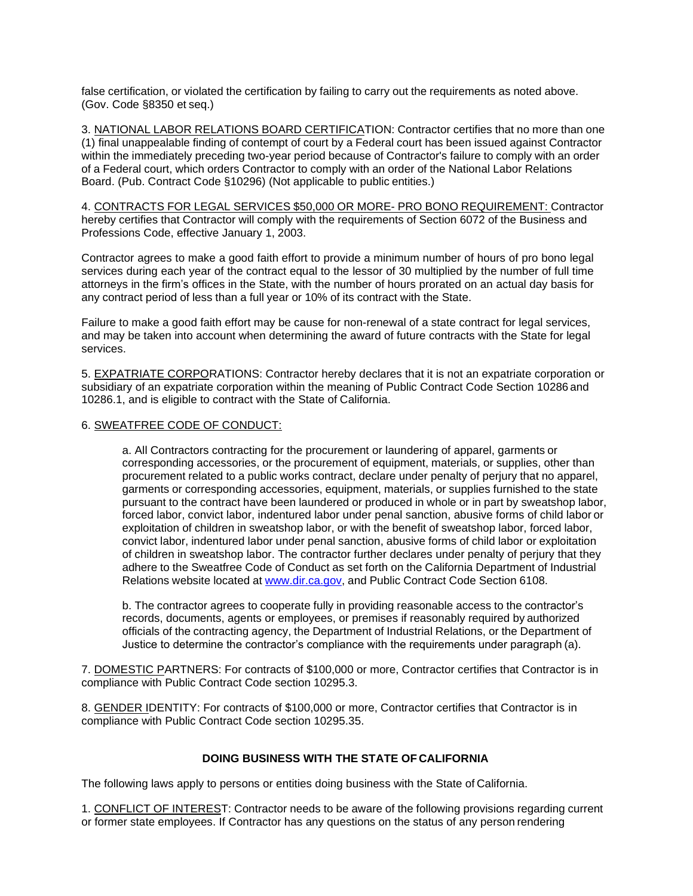false certification, or violated the certification by failing to carry out the requirements as noted above. (Gov. Code §8350 et seq.)

3. NATIONAL LABOR RELATIONS BOARD CERTIFICATION: Contractor certifies that no more than one (1) final unappealable finding of contempt of court by a Federal court has been issued against Contractor within the immediately preceding two-year period because of Contractor's failure to comply with an order of a Federal court, which orders Contractor to comply with an order of the National Labor Relations Board. (Pub. Contract Code §10296) (Not applicable to public entities.)

4. CONTRACTS FOR LEGAL SERVICES $50,000 OR MORE- PRO BONO REQUIREMENT: Contractor hereby certifies that Contractor will comply with the requirements of Section 6072 of the Business and Professions Code, effective January 1, 2003.

Contractor agrees to make a good faith effort to provide a minimum number of hours of pro bono legal services during each year of the contract equal to the lessor of 30 multiplied by the number of full time attorneys in the firm's offices in the State, with the number of hours prorated on an actual day basis for any contract period of less than a full year or 10% of its contract with the State.

Failure to make a good faith effort may be cause for non-renewal of a state contract for legal services, and may be taken into account when determining the award of future contracts with the State for legal services.

5. EXPATRIATE CORPORATIONS: Contractor hereby declares that it is not an expatriate corporation or subsidiary of an expatriate corporation within the meaning of Public Contract Code Section 10286 and 10286.1, and is eligible to contract with the State of California.

6. SWEATFREE CODE OF CONDUCT:

a. All Contractors contracting for the procurement or laundering of apparel, garments or corresponding accessories, or the procurement of equipment, materials, or supplies, other than procurement related to a public works contract, declare under penalty of perjury that no apparel, garments or corresponding accessories, equipment, materials, or supplies furnished to the state pursuant to the contract have been laundered or produced in whole or in part by sweatshop labor, forced labor, convict labor, indentured labor under penal sanction, abusive forms of child labor or exploitation of children in sweatshop labor, or with the benefit of sweatshop labor, forced labor, convict labor, indentured labor under penal sanction, abusive forms of child labor or exploitation of children in sweatshop labor. The contractor further declares under penalty of perjury that they adhere to the Sweatfree Code of Conduct as set forth on the California Department of Industrial Relations website located at www.dir.ca.gov, and Public Contract Code Section 6108.

b. The contractor agrees to cooperate fully in providing reasonable access to the contractor's records, documents, agents or employees, or premises if reasonably required by authorized officials of the contracting agency, the Department of Industrial Relations, or the Department of Justice to determine the contractor's compliance with the requirements under paragraph (a).

7. DOMESTIC PARTNERS: For contracts of $100,000 or more, Contractor certifies that Contractor is in compliance with Public Contract Code section 10295.3.

8. GENDER IDENTITY: For contracts of $100,000 or more, Contractor certifies that Contractor is in compliance with Public Contract Code section 10295.35.

**DOING BUSINESS WITH THE STATE OF CALIFORNIA**

The following laws apply to persons or entities doing business with the State of California.

1. CONFLICT OF INTEREST: Contractor needs to be aware of the following provisions regarding current or former state employees. If Contractor has any questions on the status of any person rendering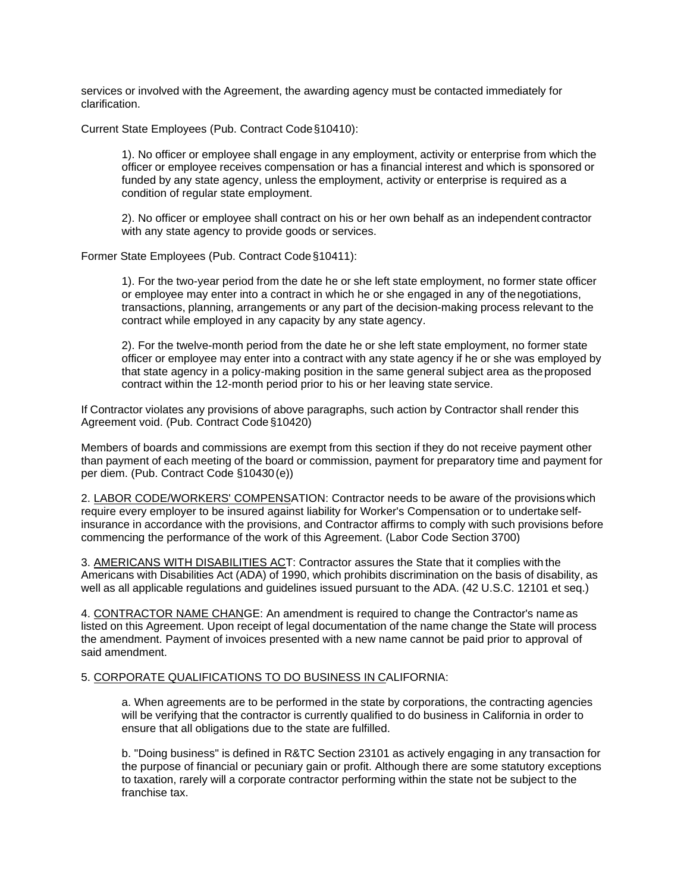services or involved with the Agreement, the awarding agency must be contacted immediately for clarification.

Current State Employees (Pub. Contract Code §10410):

> 1). No officer or employee shall engage in any employment, activity or enterprise from which the officer or employee receives compensation or has a financial interest and which is sponsored or funded by any state agency, unless the employment, activity or enterprise is required as a condition of regular state employment.
>
> 2). No officer or employee shall contract on his or her own behalf as an independent contractor with any state agency to provide goods or services.

Former State Employees (Pub. Contract Code §10411):

> 1). For the two-year period from the date he or she left state employment, no former state officer or employee may enter into a contract in which he or she engaged in any of the negotiations, transactions, planning, arrangements or any part of the decision-making process relevant to the contract while employed in any capacity by any state agency.
>
> 2). For the twelve-month period from the date he or she left state employment, no former state officer or employee may enter into a contract with any state agency if he or she was employed by that state agency in a policy-making position in the same general subject area as the proposed contract within the 12-month period prior to his or her leaving state service.

If Contractor violates any provisions of above paragraphs, such action by Contractor shall render this Agreement void. (Pub. Contract Code §10420)

Members of boards and commissions are exempt from this section if they do not receive payment other than payment of each meeting of the board or commission, payment for preparatory time and payment for per diem. (Pub. Contract Code §10430 (e))

2. <u>LABOR CODE/WORKERS' COMPENSA</u>TION: Contractor needs to be aware of the provisions which require every employer to be insured against liability for Worker's Compensation or to undertake self-insurance in accordance with the provisions, and Contractor affirms to comply with such provisions before commencing the performance of the work of this Agreement. (Labor Code Section 3700)

3. <u>AMERICANS WITH DISABILITIES AC</u>T: Contractor assures the State that it complies with the Americans with Disabilities Act (ADA) of 1990, which prohibits discrimination on the basis of disability, as well as all applicable regulations and guidelines issued pursuant to the ADA. (42 U.S.C. 12101 et seq.)

4. <u>CONTRACTOR NAME CHAN</u>GE: An amendment is required to change the Contractor's name as listed on this Agreement. Upon receipt of legal documentation of the name change the State will process the amendment. Payment of invoices presented with a new name cannot be paid prior to approval of said amendment.

5. <u>CORPORATE QUALIFICATIONS TO DO BUSINESS IN C</u>ALIFORNIA:

> a. When agreements are to be performed in the state by corporations, the contracting agencies will be verifying that the contractor is currently qualified to do business in California in order to ensure that all obligations due to the state are fulfilled.
>
> b. "Doing business" is defined in R&TC Section 23101 as actively engaging in any transaction for the purpose of financial or pecuniary gain or profit. Although there are some statutory exceptions to taxation, rarely will a corporate contractor performing within the state not be subject to the franchise tax.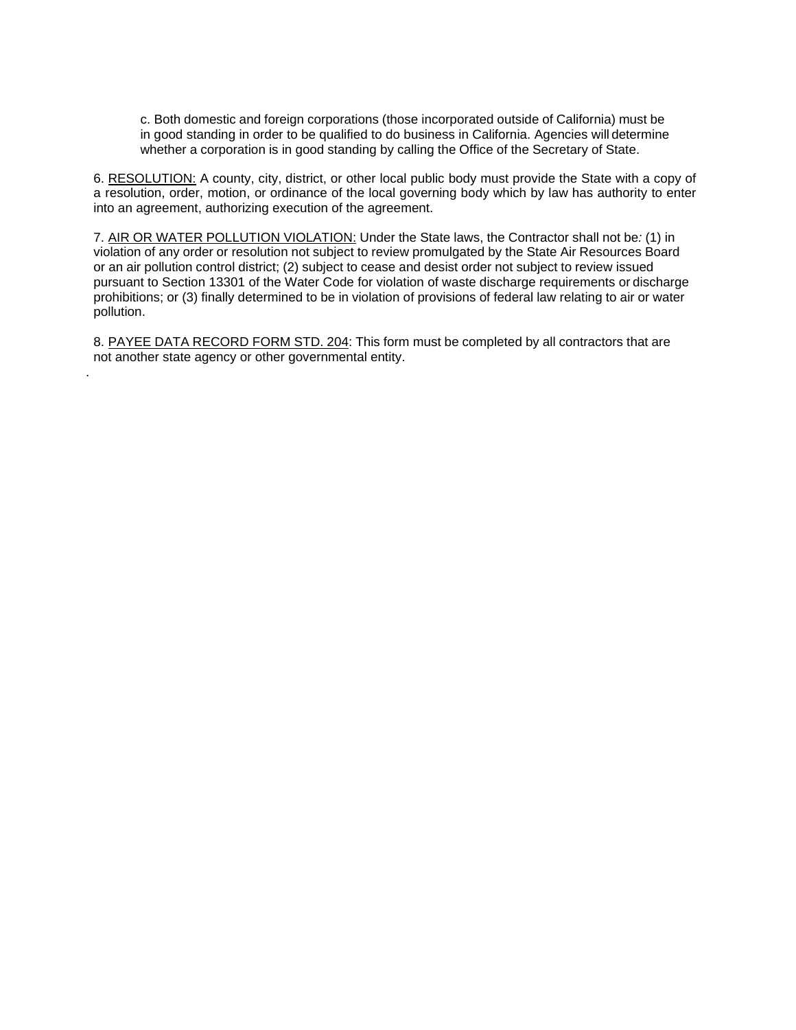c. Both domestic and foreign corporations (those incorporated outside of California) must be in good standing in order to be qualified to do business in California. Agencies will determine whether a corporation is in good standing by calling the Office of the Secretary of State.

6. <u>RESOLUTION:</u> A county, city, district, or other local public body must provide the State with a copy of a resolution, order, motion, or ordinance of the local governing body which by law has authority to enter into an agreement, authorizing execution of the agreement.

7. <u>AIR OR WATER POLLUTION VIOLATION:</u> Under the State laws, the Contractor shall not be*:* (1) in violation of any order or resolution not subject to review promulgated by the State Air Resources Board or an air pollution control district; (2) subject to cease and desist order not subject to review issued pursuant to Section 13301 of the Water Code for violation of waste discharge requirements or discharge prohibitions; or (3) finally determined to be in violation of provisions of federal law relating to air or water pollution.

8. <u>PAYEE DATA RECORD FORM STD. 204</u>: This form must be completed by all contractors that are not another state agency or other governmental entity.

.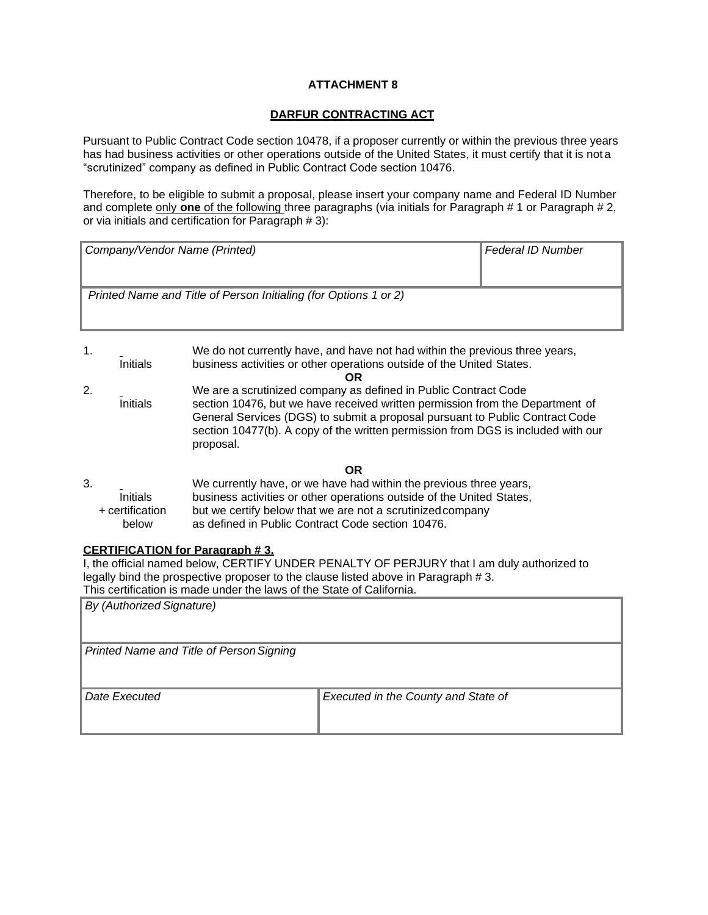**ATTACHMENT 8**

**DARFUR CONTRACTING ACT**

Pursuant to Public Contract Code section 10478, if a proposer currently or within the previous three years has had business activities or other operations outside of the United States, it must certify that it is not a "scrutinized" company as defined in Public Contract Code section 10476.

Therefore, to be eligible to submit a proposal, please insert your company name and Federal ID Number and complete only **one** of the following three paragraphs (via initials for Paragraph # 1 or Paragraph # 2, or via initials and certification for Paragraph # 3):

| *Company/Vendor Name (Printed)* | *Federal ID Number* |
|---|---|
| | |
| *Printed Name and Title of Person Initialing (for Options 1 or 2)* | |
| | |

1. \_\_\_\_\_ Initials — We do not currently have, and have not had within the previous three years, business activities or other operations outside of the United States.

**OR**

2. \_\_\_\_\_ Initials — We are a scrutinized company as defined in Public Contract Code section 10476, but we have received written permission from the Department of General Services (DGS) to submit a proposal pursuant to Public Contract Code section 10477(b). A copy of the written permission from DGS is included with our proposal.

**OR**

3. \_\_\_\_\_ Initials + certification below — We currently have, or we have had within the previous three years, business activities or other operations outside of the United States, but we certify below that we are not a scrutinized company as defined in Public Contract Code section 10476.

**CERTIFICATION for Paragraph # 3.**

I, the official named below, CERTIFY UNDER PENALTY OF PERJURY that I am duly authorized to legally bind the prospective proposer to the clause listed above in Paragraph # 3. This certification is made under the laws of the State of California.

| *By (Authorized Signature)* | |
|---|---|
| | |
| *Printed Name and Title of Person Signing* | |
| | |
| *Date Executed* | *Executed in the County and State of* |
| | |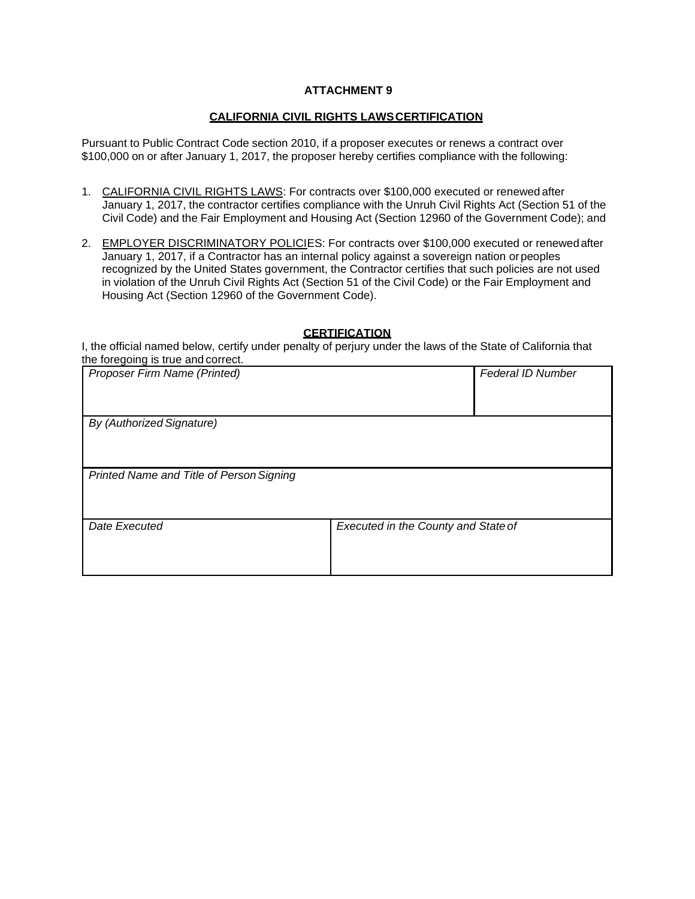**ATTACHMENT 9**

**CALIFORNIA CIVIL RIGHTS LAWS CERTIFICATION**

Pursuant to Public Contract Code section 2010, if a proposer executes or renews a contract over $100,000 on or after January 1, 2017, the proposer hereby certifies compliance with the following:

1. CALIFORNIA CIVIL RIGHTS LAWS: For contracts over $100,000 executed or renewed after January 1, 2017, the contractor certifies compliance with the Unruh Civil Rights Act (Section 51 of the Civil Code) and the Fair Employment and Housing Act (Section 12960 of the Government Code); and

2. EMPLOYER DISCRIMINATORY POLICIES: For contracts over $100,000 executed or renewed after January 1, 2017, if a Contractor has an internal policy against a sovereign nation or peoples recognized by the United States government, the Contractor certifies that such policies are not used in violation of the Unruh Civil Rights Act (Section 51 of the Civil Code) or the Fair Employment and Housing Act (Section 12960 of the Government Code).

**CERTIFICATION**

I, the official named below, certify under penalty of perjury under the laws of the State of California that the foregoing is true and correct.

| *Proposer Firm Name (Printed)* | *Federal ID Number* |
|---|---|
| *By (Authorized Signature)* | |
| *Printed Name and Title of Person Signing* | |
| *Date Executed* | *Executed in the County and State of* |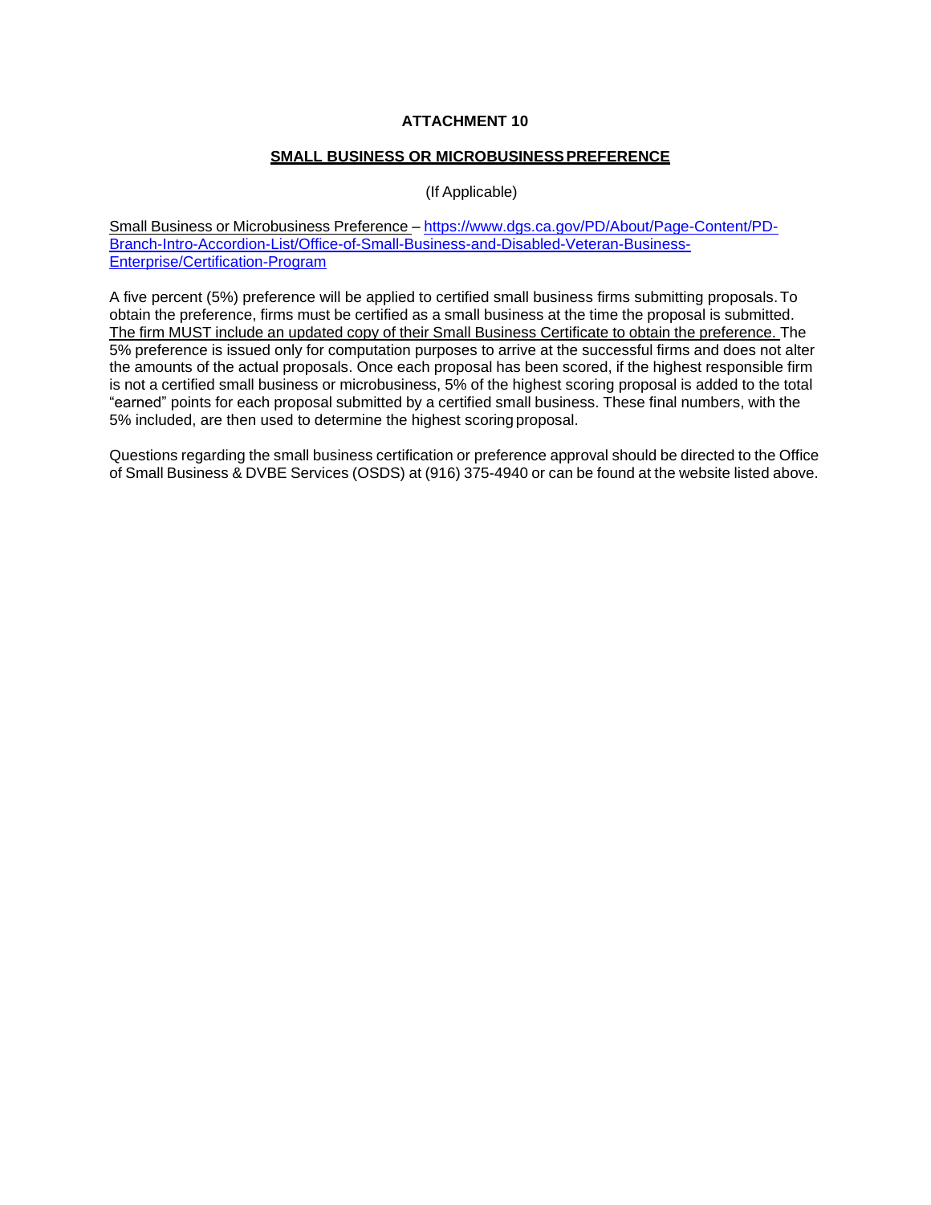## ATTACHMENT 10

### SMALL BUSINESS OR MICROBUSINESS PREFERENCE

(If Applicable)

Small Business or Microbusiness Preference – [https://www.dgs.ca.gov/PD/About/Page-Content/PD-Branch-Intro-Accordion-List/Office-of-Small-Business-and-Disabled-Veteran-Business-Enterprise/Certification-Program](https://www.dgs.ca.gov/PD/About/Page-Content/PD-Branch-Intro-Accordion-List/Office-of-Small-Business-and-Disabled-Veteran-Business-Enterprise/Certification-Program)

A five percent (5%) preference will be applied to certified small business firms submitting proposals. To obtain the preference, firms must be certified as a small business at the time the proposal is submitted. The firm MUST include an updated copy of their Small Business Certificate to obtain the preference. The 5% preference is issued only for computation purposes to arrive at the successful firms and does not alter the amounts of the actual proposals. Once each proposal has been scored, if the highest responsible firm is not a certified small business or microbusiness, 5% of the highest scoring proposal is added to the total "earned" points for each proposal submitted by a certified small business. These final numbers, with the 5% included, are then used to determine the highest scoring proposal.

Questions regarding the small business certification or preference approval should be directed to the Office of Small Business & DVBE Services (OSDS) at (916) 375-4940 or can be found at the website listed above.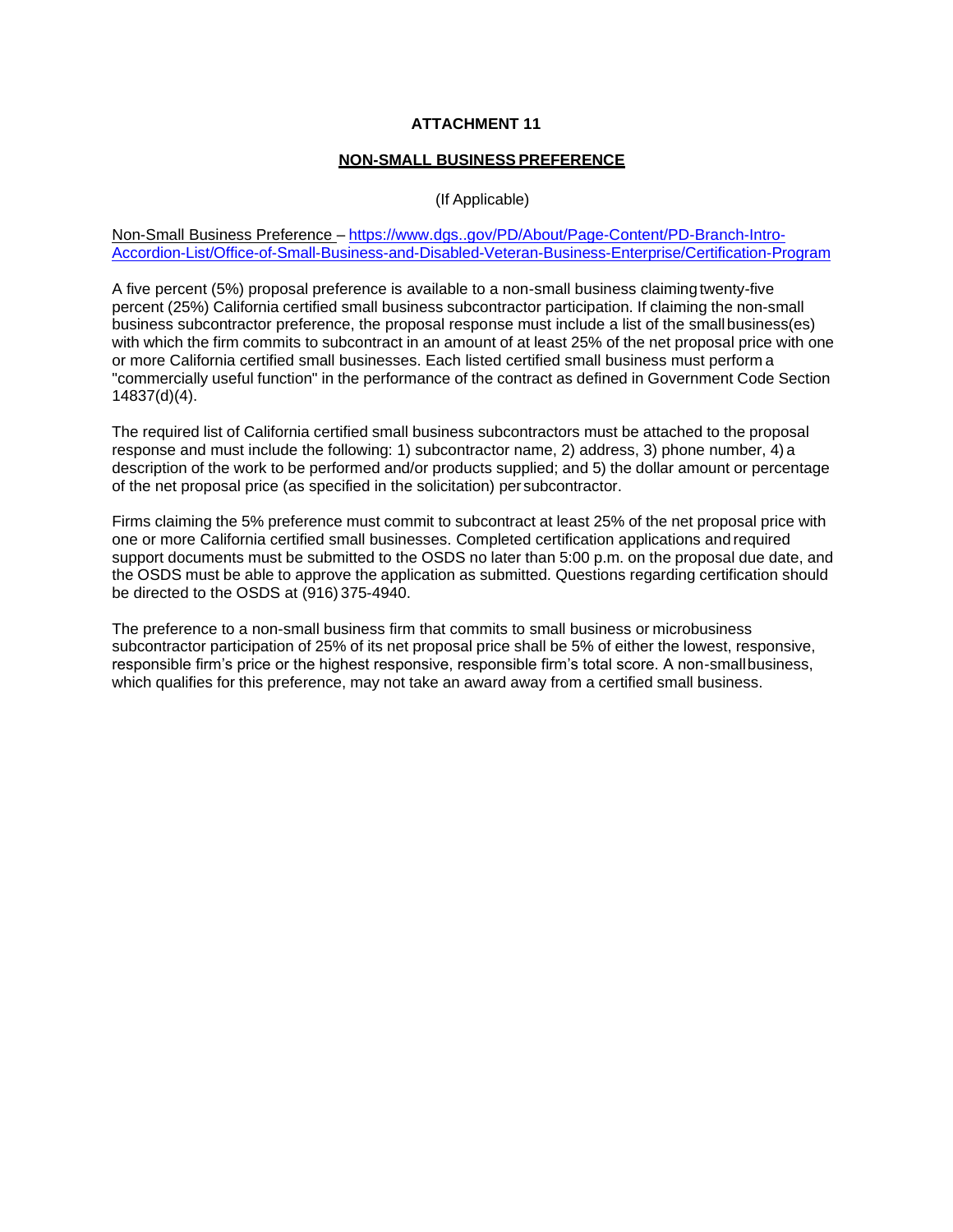**ATTACHMENT 11**

**NON-SMALL BUSINESS PREFERENCE**

(If Applicable)

Non-Small Business Preference – https://www.dgs..gov/PD/About/Page-Content/PD-Branch-Intro-Accordion-List/Office-of-Small-Business-and-Disabled-Veteran-Business-Enterprise/Certification-Program

A five percent (5%) proposal preference is available to a non-small business claiming twenty-five percent (25%) California certified small business subcontractor participation. If claiming the non-small business subcontractor preference, the proposal response must include a list of the small business(es) with which the firm commits to subcontract in an amount of at least 25% of the net proposal price with one or more California certified small businesses. Each listed certified small business must perform a "commercially useful function" in the performance of the contract as defined in Government Code Section 14837(d)(4).

The required list of California certified small business subcontractors must be attached to the proposal response and must include the following: 1) subcontractor name, 2) address, 3) phone number, 4) a description of the work to be performed and/or products supplied; and 5) the dollar amount or percentage of the net proposal price (as specified in the solicitation) per subcontractor.

Firms claiming the 5% preference must commit to subcontract at least 25% of the net proposal price with one or more California certified small businesses. Completed certification applications and required support documents must be submitted to the OSDS no later than 5:00 p.m. on the proposal due date, and the OSDS must be able to approve the application as submitted. Questions regarding certification should be directed to the OSDS at (916) 375-4940.

The preference to a non-small business firm that commits to small business or microbusiness subcontractor participation of 25% of its net proposal price shall be 5% of either the lowest, responsive, responsible firm's price or the highest responsive, responsible firm's total score. A non-small business, which qualifies for this preference, may not take an award away from a certified small business.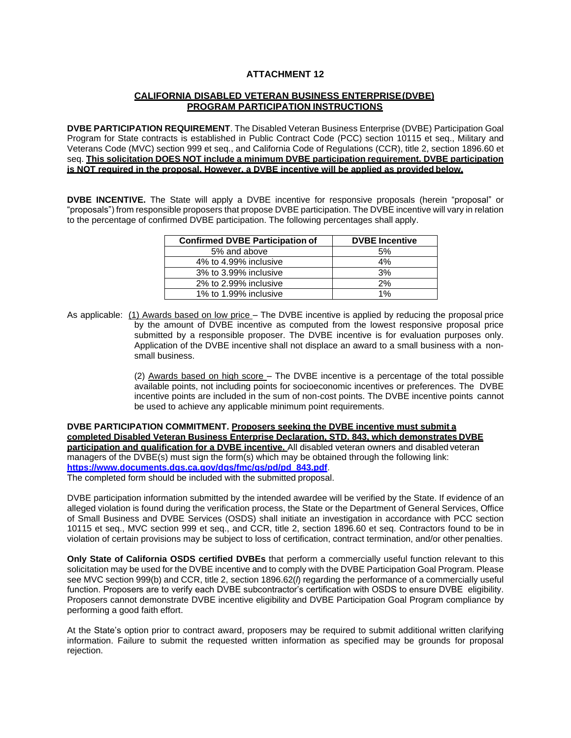# ATTACHMENT 12

## CALIFORNIA DISABLED VETERAN BUSINESS ENTERPRISE (DVBE) PROGRAM PARTICIPATION INSTRUCTIONS

**DVBE PARTICIPATION REQUIREMENT**. The Disabled Veteran Business Enterprise (DVBE) Participation Goal Program for State contracts is established in Public Contract Code (PCC) section 10115 et seq., Military and Veterans Code (MVC) section 999 et seq., and California Code of Regulations (CCR), title 2, section 1896.60 et seq. **This solicitation DOES NOT include a minimum DVBE participation requirement. DVBE participation is NOT required in the proposal. However, a DVBE incentive will be applied as provided below.**

**DVBE INCENTIVE.** The State will apply a DVBE incentive for responsive proposals (herein "proposal" or "proposals") from responsible proposers that propose DVBE participation. The DVBE incentive will vary in relation to the percentage of confirmed DVBE participation. The following percentages shall apply.

| Confirmed DVBE Participation of | DVBE Incentive |
|---|---|
| 5% and above | 5% |
| 4% to 4.99% inclusive | 4% |
| 3% to 3.99% inclusive | 3% |
| 2% to 2.99% inclusive | 2% |
| 1% to 1.99% inclusive | 1% |

As applicable: (1) Awards based on low price – The DVBE incentive is applied by reducing the proposal price by the amount of DVBE incentive as computed from the lowest responsive proposal price submitted by a responsible proposer. The DVBE incentive is for evaluation purposes only. Application of the DVBE incentive shall not displace an award to a small business with a non-small business.

(2) Awards based on high score – The DVBE incentive is a percentage of the total possible available points, not including points for socioeconomic incentives or preferences. The DVBE incentive points are included in the sum of non-cost points. The DVBE incentive points cannot be used to achieve any applicable minimum point requirements.

**DVBE PARTICIPATION COMMITMENT. Proposers seeking the DVBE incentive must submit a completed Disabled Veteran Business Enterprise Declaration, STD. 843, which demonstrates DVBE participation and qualification for a DVBE incentive.** All disabled veteran owners and disabled veteran managers of the DVBE(s) must sign the form(s) which may be obtained through the following link: **https://www.documents.dgs.ca.gov/dgs/fmc/gs/pd/pd_843.pdf**.
The completed form should be included with the submitted proposal.

DVBE participation information submitted by the intended awardee will be verified by the State. If evidence of an alleged violation is found during the verification process, the State or the Department of General Services, Office of Small Business and DVBE Services (OSDS) shall initiate an investigation in accordance with PCC section 10115 et seq., MVC section 999 et seq., and CCR, title 2, section 1896.60 et seq. Contractors found to be in violation of certain provisions may be subject to loss of certification, contract termination, and/or other penalties.

**Only State of California OSDS certified DVBEs** that perform a commercially useful function relevant to this solicitation may be used for the DVBE incentive and to comply with the DVBE Participation Goal Program. Please see MVC section 999(b) and CCR, title 2, section 1896.62(*l*) regarding the performance of a commercially useful function. Proposers are to verify each DVBE subcontractor's certification with OSDS to ensure DVBE eligibility. Proposers cannot demonstrate DVBE incentive eligibility and DVBE Participation Goal Program compliance by performing a good faith effort.

At the State's option prior to contract award, proposers may be required to submit additional written clarifying information. Failure to submit the requested written information as specified may be grounds for proposal rejection.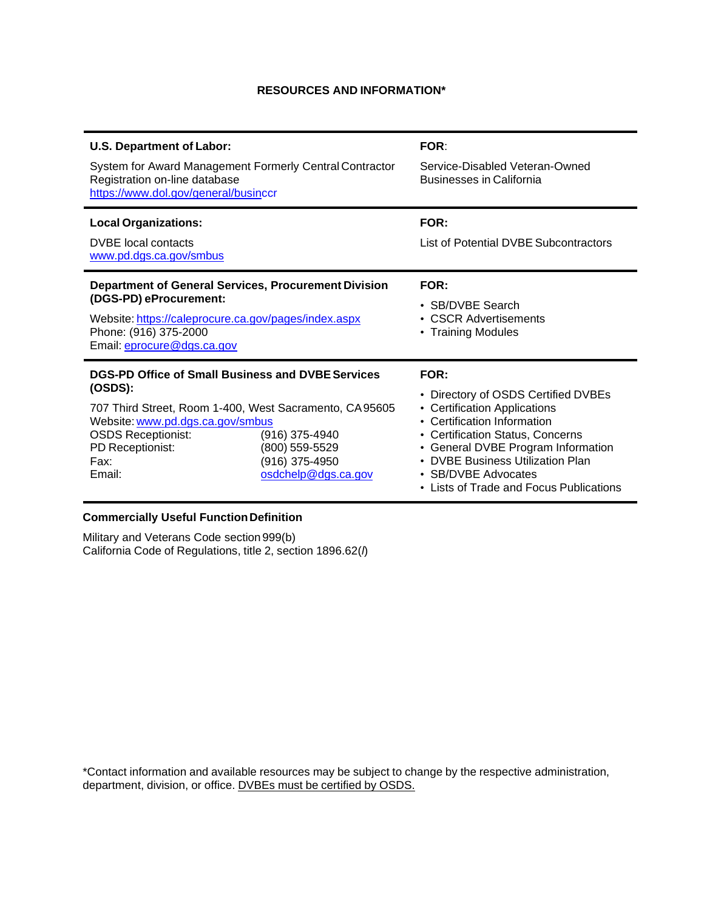## RESOURCES AND INFORMATION*

| Resource | FOR: |
| --- | --- |
| **U.S. Department of Labor:**<br>System for Award Management Formerly Central Contractor Registration on-line database<br>https://www.dol.gov/general/businccr | Service-Disabled Veteran-Owned Businesses in California |
| **Local Organizations:**<br>DVBE local contacts<br>www.pd.dgs.ca.gov/smbus | List of Potential DVBE Subcontractors |
| **Department of General Services, Procurement Division (DGS-PD) eProcurement:**<br>Website: https://caleprocure.ca.gov/pages/index.aspx<br>Phone: (916) 375-2000<br>Email: eprocure@dgs.ca.gov | • SB/DVBE Search<br>• CSCR Advertisements<br>• Training Modules |
| **DGS-PD Office of Small Business and DVBE Services (OSDS):**<br>707 Third Street, Room 1-400, West Sacramento, CA 95605<br>Website: www.pd.dgs.ca.gov/smbus<br>OSDS Receptionist: (916) 375-4940<br>PD Receptionist: (800) 559-5529<br>Fax: (916) 375-4950<br>Email: osdchelp@dgs.ca.gov | • Directory of OSDS Certified DVBEs<br>• Certification Applications<br>• Certification Information<br>• Certification Status, Concerns<br>• General DVBE Program Information<br>• DVBE Business Utilization Plan<br>• SB/DVBE Advocates<br>• Lists of Trade and Focus Publications |

**Commercially Useful Function Definition**

Military and Veterans Code section 999(b)
California Code of Regulations, title 2, section 1896.62(*l*)

*Contact information and available resources may be subject to change by the respective administration, department, division, or office. DVBEs must be certified by OSDS.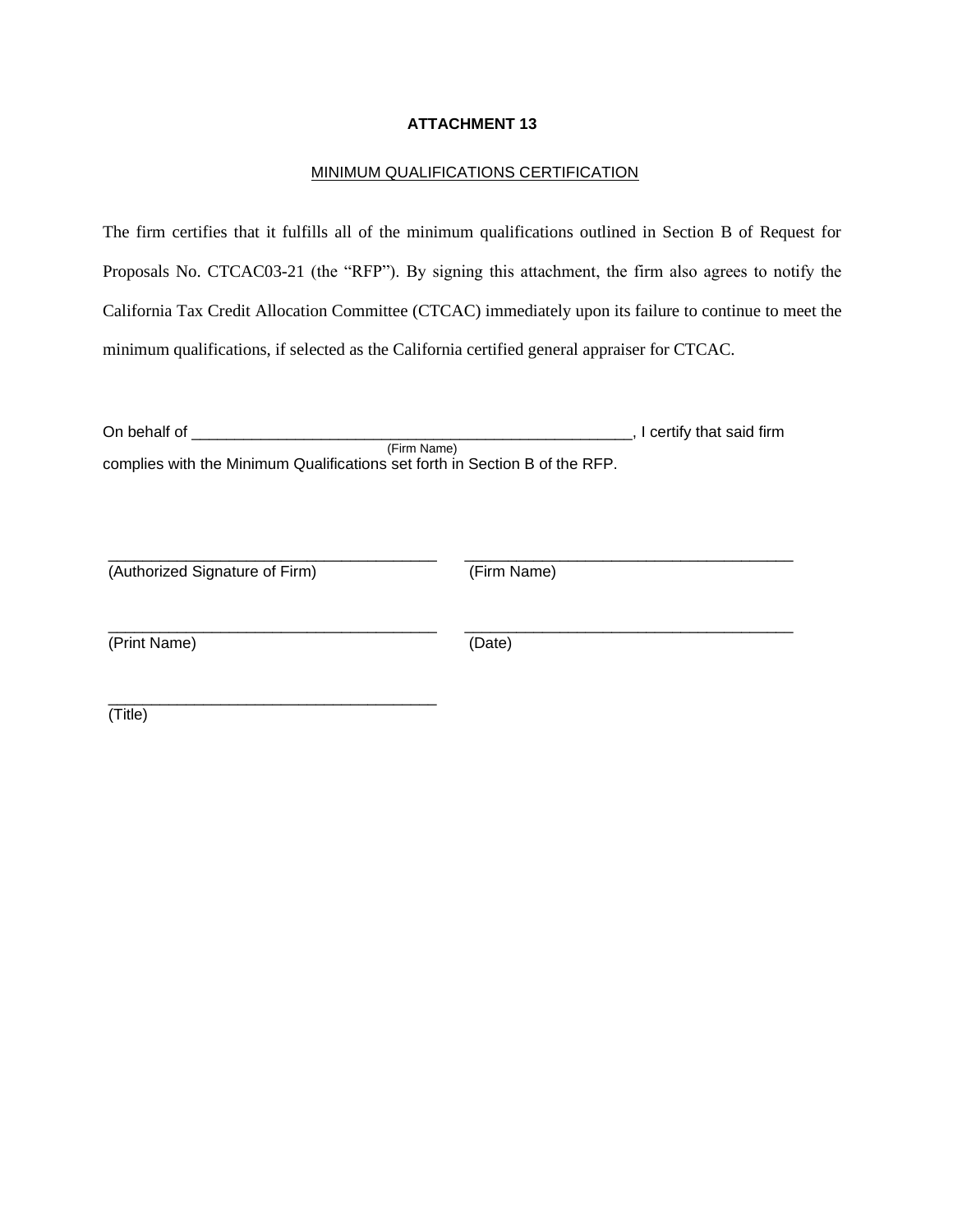**ATTACHMENT 13**

MINIMUM QUALIFICATIONS CERTIFICATION

The firm certifies that it fulfills all of the minimum qualifications outlined in Section B of Request for Proposals No. CTCAC03-21 (the "RFP"). By signing this attachment, the firm also agrees to notify the California Tax Credit Allocation Committee (CTCAC) immediately upon its failure to continue to meet the minimum qualifications, if selected as the California certified general appraiser for CTCAC.

On behalf of _____________________________________________________, I certify that said firm
(Firm Name)
complies with the Minimum Qualifications set forth in Section B of the RFP.

_______________________________________ (Authorized Signature of Firm)

_______________________________________ (Firm Name)

_______________________________________ (Print Name)

_______________________________________ (Date)

_______________________________________ (Title)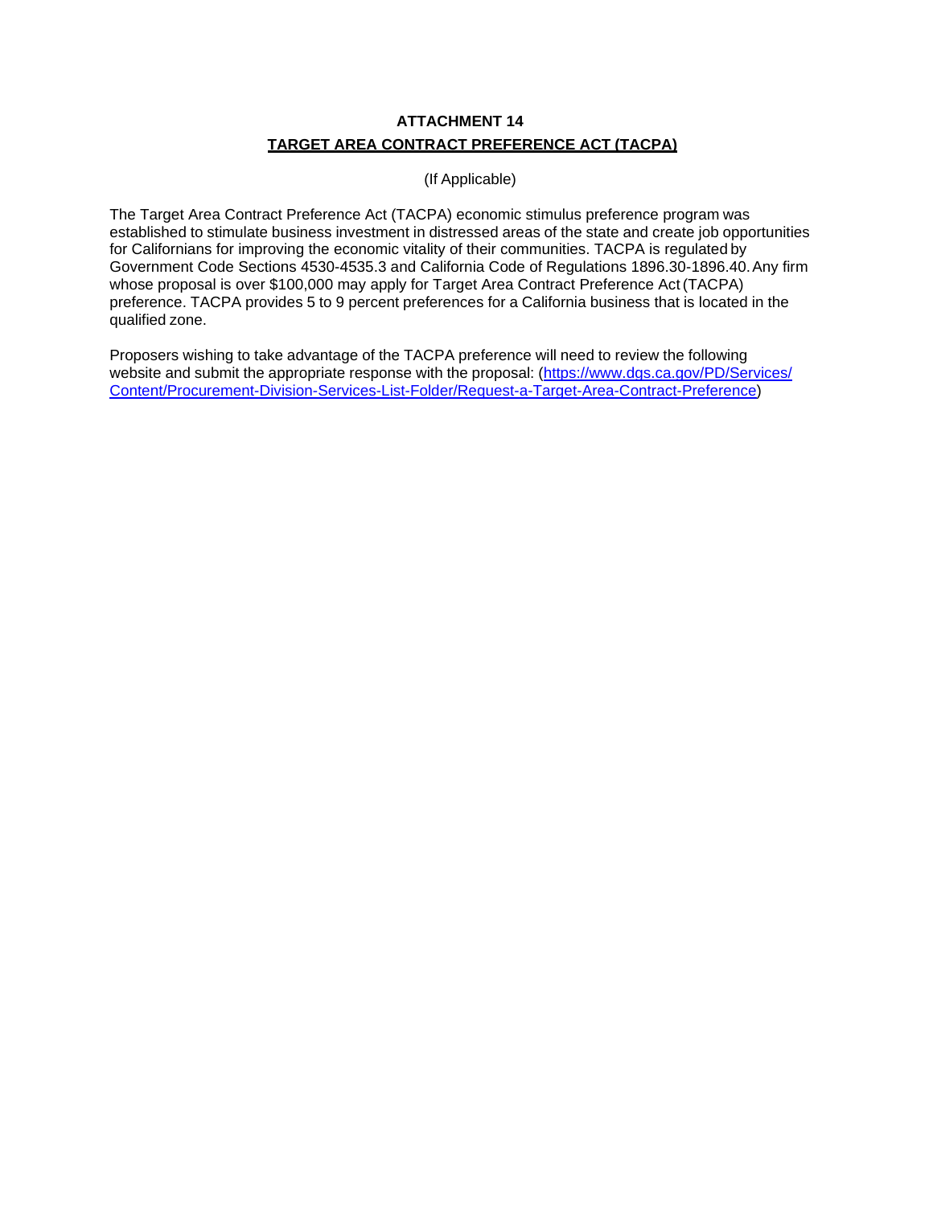# ATTACHMENT 14

## TARGET AREA CONTRACT PREFERENCE ACT (TACPA)

(If Applicable)

The Target Area Contract Preference Act (TACPA) economic stimulus preference program was established to stimulate business investment in distressed areas of the state and create job opportunities for Californians for improving the economic vitality of their communities. TACPA is regulated by Government Code Sections 4530-4535.3 and California Code of Regulations 1896.30-1896.40. Any firm whose proposal is over $100,000 may apply for Target Area Contract Preference Act (TACPA) preference. TACPA provides 5 to 9 percent preferences for a California business that is located in the qualified zone.

Proposers wishing to take advantage of the TACPA preference will need to review the following website and submit the appropriate response with the proposal: ([https://www.dgs.ca.gov/PD/Services/Content/Procurement-Division-Services-List-Folder/Request-a-Target-Area-Contract-Preference](https://www.dgs.ca.gov/PD/Services/Content/Procurement-Division-Services-List-Folder/Request-a-Target-Area-Contract-Preference))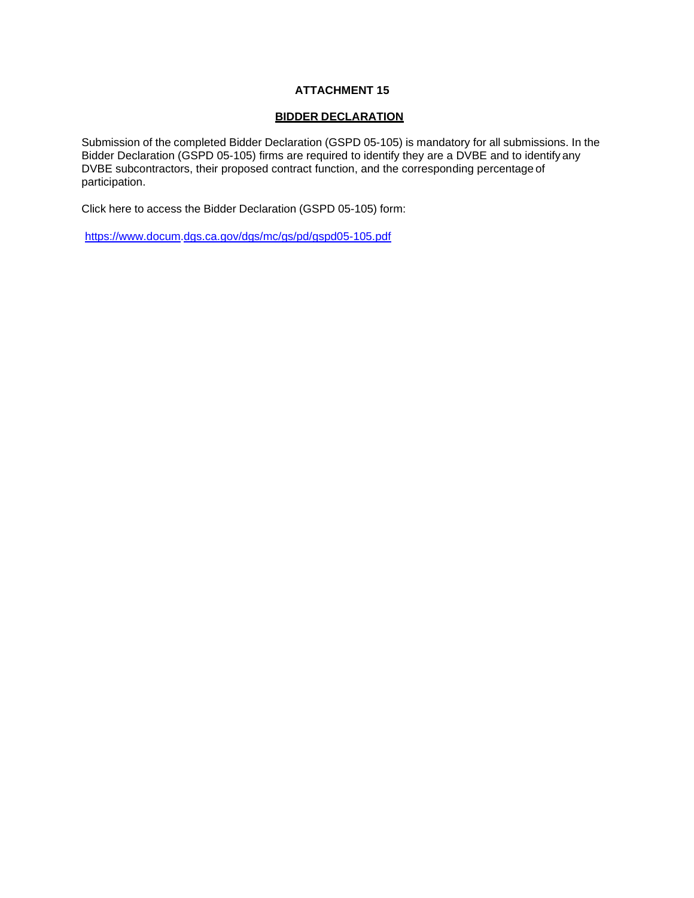# ATTACHMENT 15

## BIDDER DECLARATION

Submission of the completed Bidder Declaration (GSPD 05-105) is mandatory for all submissions. In the Bidder Declaration (GSPD 05-105) firms are required to identify they are a DVBE and to identify any DVBE subcontractors, their proposed contract function, and the corresponding percentage of participation.

Click here to access the Bidder Declaration (GSPD 05-105) form:

https://www.documents.dgs.ca.gov/dgs/mc/gs/pd/gspd05-105.pdf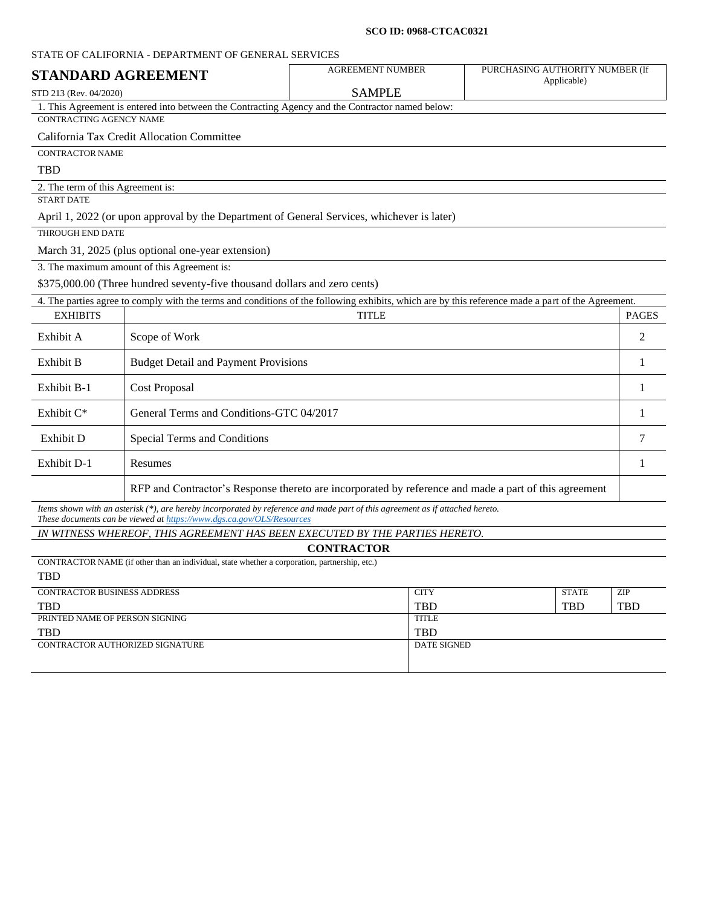**SCO ID: 0968-CTCAC0321**

STATE OF CALIFORNIA - DEPARTMENT OF GENERAL SERVICES

# STANDARD AGREEMENT

STD 213 (Rev. 04/2020)

| AGREEMENT NUMBER | PURCHASING AUTHORITY NUMBER (If Applicable) |
|---|---|
| SAMPLE | |

1. This Agreement is entered into between the Contracting Agency and the Contractor named below:

CONTRACTING AGENCY NAME

California Tax Credit Allocation Committee

CONTRACTOR NAME

TBD

2. The term of this Agreement is:

START DATE

April 1, 2022 (or upon approval by the Department of General Services, whichever is later)

THROUGH END DATE

March 31, 2025 (plus optional one-year extension)

3. The maximum amount of this Agreement is:

$375,000.00 (Three hundred seventy-five thousand dollars and zero cents)

4. The parties agree to comply with the terms and conditions of the following exhibits, which are by this reference made a part of the Agreement.

| EXHIBITS | TITLE | PAGES |
|---|---|---|
| Exhibit A | Scope of Work | 2 |
| Exhibit B | Budget Detail and Payment Provisions | 1 |
| Exhibit B-1 | Cost Proposal | 1 |
| Exhibit C* | General Terms and Conditions-GTC 04/2017 | 1 |
| Exhibit D | Special Terms and Conditions | 7 |
| Exhibit D-1 | Resumes | 1 |
| | RFP and Contractor's Response thereto are incorporated by reference and made a part of this agreement | |

*Items shown with an asterisk (*), are hereby incorporated by reference and made part of this agreement as if attached hereto.*
*These documents can be viewed at [https://www.dgs.ca.gov/OLS/Resources](https://www.dgs.ca.gov/OLS/Resources)*

*IN WITNESS WHEREOF, THIS AGREEMENT HAS BEEN EXECUTED BY THE PARTIES HERETO.*

**CONTRACTOR**

CONTRACTOR NAME (if other than an individual, state whether a corporation, partnership, etc.)

TBD

| CONTRACTOR BUSINESS ADDRESS | CITY | STATE | ZIP |
|---|---|---|---|
| TBD | TBD | TBD | TBD |

| PRINTED NAME OF PERSON SIGNING | TITLE |
|---|---|
| TBD | TBD |

| CONTRACTOR AUTHORIZED SIGNATURE | DATE SIGNED |
|---|---|
| | |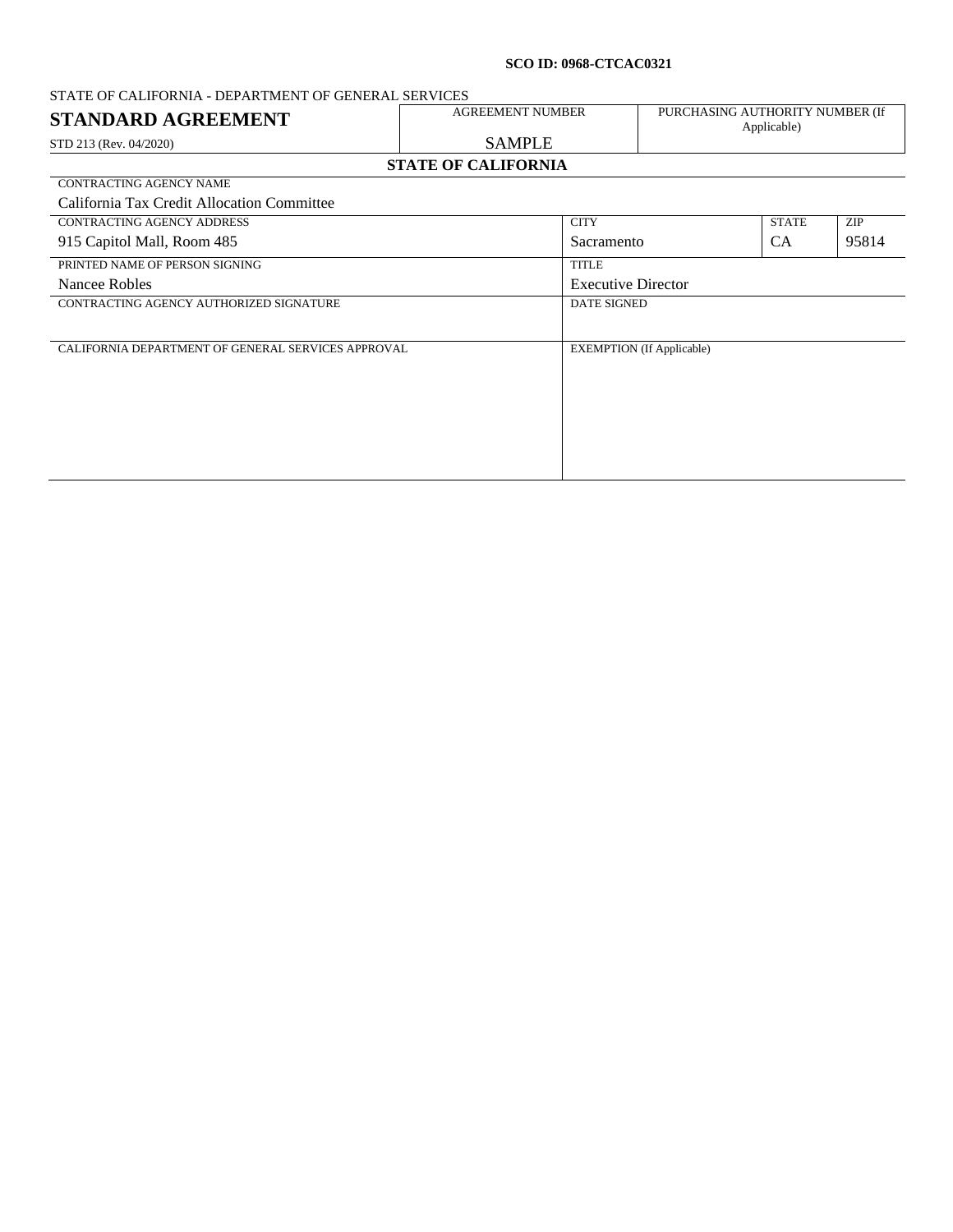**SCO ID: 0968-CTCAC0321**

STATE OF CALIFORNIA - DEPARTMENT OF GENERAL SERVICES

| **STANDARD AGREEMENT** | AGREEMENT NUMBER | PURCHASING AUTHORITY NUMBER (If Applicable) |
|---|---|---|
| STD 213 (Rev. 04/2020) | SAMPLE | |

**STATE OF CALIFORNIA**

| CONTRACTING AGENCY NAME | | | |
|---|---|---|---|
| California Tax Credit Allocation Committee | | | |
| CONTRACTING AGENCY ADDRESS | CITY | STATE | ZIP |
| 915 Capitol Mall, Room 485 | Sacramento | CA | 95814 |
| PRINTED NAME OF PERSON SIGNING | TITLE | | |
| Nancee Robles | Executive Director | | |
| CONTRACTING AGENCY AUTHORIZED SIGNATURE | DATE SIGNED | | |
| | | | |
| CALIFORNIA DEPARTMENT OF GENERAL SERVICES APPROVAL | EXEMPTION (If Applicable) | | |
| | | | |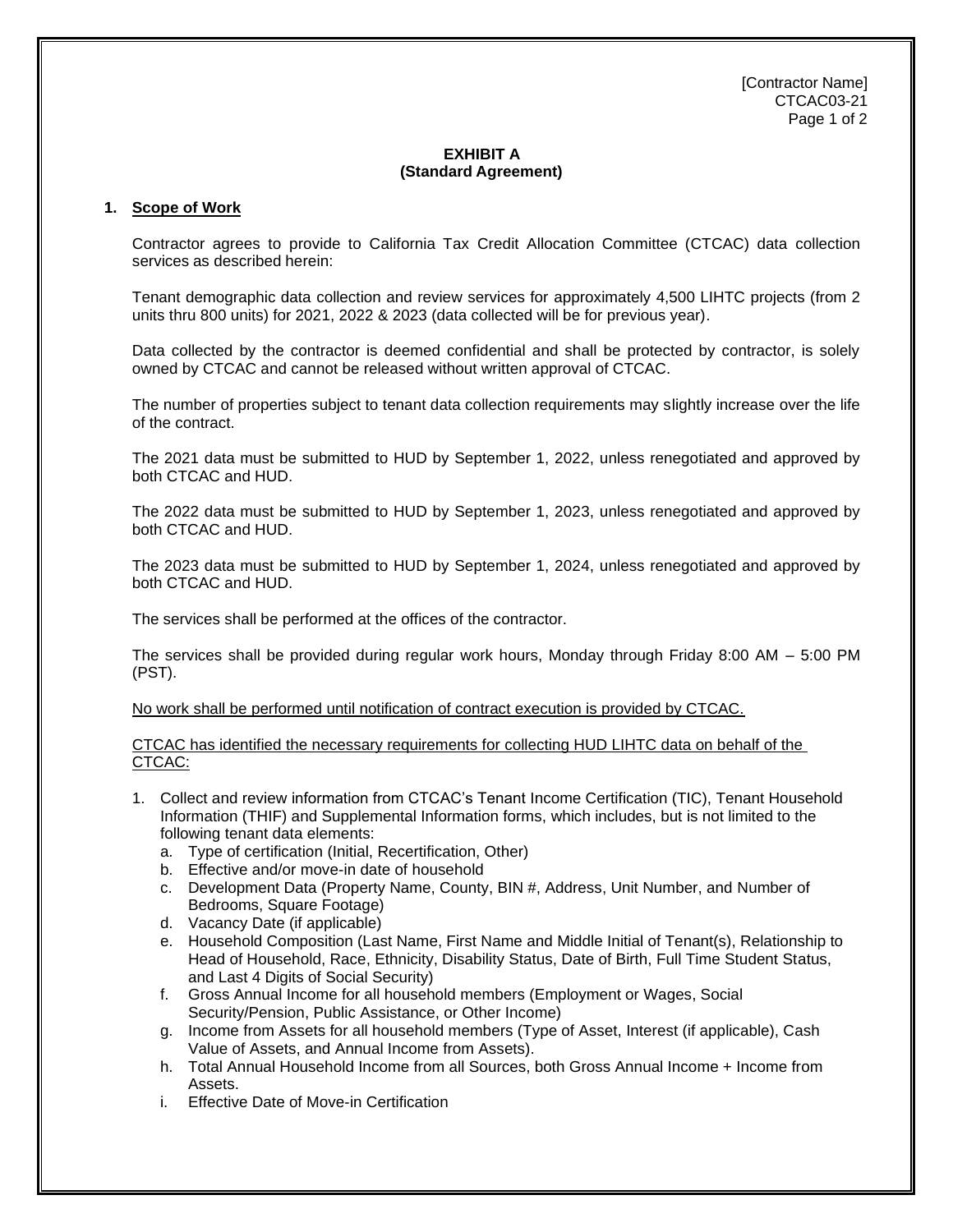**EXHIBIT A**
**(Standard Agreement)**

**1. Scope of Work**

Contractor agrees to provide to California Tax Credit Allocation Committee (CTCAC) data collection services as described herein:

Tenant demographic data collection and review services for approximately 4,500 LIHTC projects (from 2 units thru 800 units) for 2021, 2022 & 2023 (data collected will be for previous year).

Data collected by the contractor is deemed confidential and shall be protected by contractor, is solely owned by CTCAC and cannot be released without written approval of CTCAC.

The number of properties subject to tenant data collection requirements may slightly increase over the life of the contract.

The 2021 data must be submitted to HUD by September 1, 2022, unless renegotiated and approved by both CTCAC and HUD.

The 2022 data must be submitted to HUD by September 1, 2023, unless renegotiated and approved by both CTCAC and HUD.

The 2023 data must be submitted to HUD by September 1, 2024, unless renegotiated and approved by both CTCAC and HUD.

The services shall be performed at the offices of the contractor.

The services shall be provided during regular work hours, Monday through Friday 8:00 AM – 5:00 PM (PST).

No work shall be performed until notification of contract execution is provided by CTCAC.

CTCAC has identified the necessary requirements for collecting HUD LIHTC data on behalf of the CTCAC:

1. Collect and review information from CTCAC's Tenant Income Certification (TIC), Tenant Household Information (THIF) and Supplemental Information forms, which includes, but is not limited to the following tenant data elements:
   a. Type of certification (Initial, Recertification, Other)
   b. Effective and/or move-in date of household
   c. Development Data (Property Name, County, BIN #, Address, Unit Number, and Number of Bedrooms, Square Footage)
   d. Vacancy Date (if applicable)
   e. Household Composition (Last Name, First Name and Middle Initial of Tenant(s), Relationship to Head of Household, Race, Ethnicity, Disability Status, Date of Birth, Full Time Student Status, and Last 4 Digits of Social Security)
   f. Gross Annual Income for all household members (Employment or Wages, Social Security/Pension, Public Assistance, or Other Income)
   g. Income from Assets for all household members (Type of Asset, Interest (if applicable), Cash Value of Assets, and Annual Income from Assets).
   h. Total Annual Household Income from all Sources, both Gross Annual Income + Income from Assets.
   i. Effective Date of Move-in Certification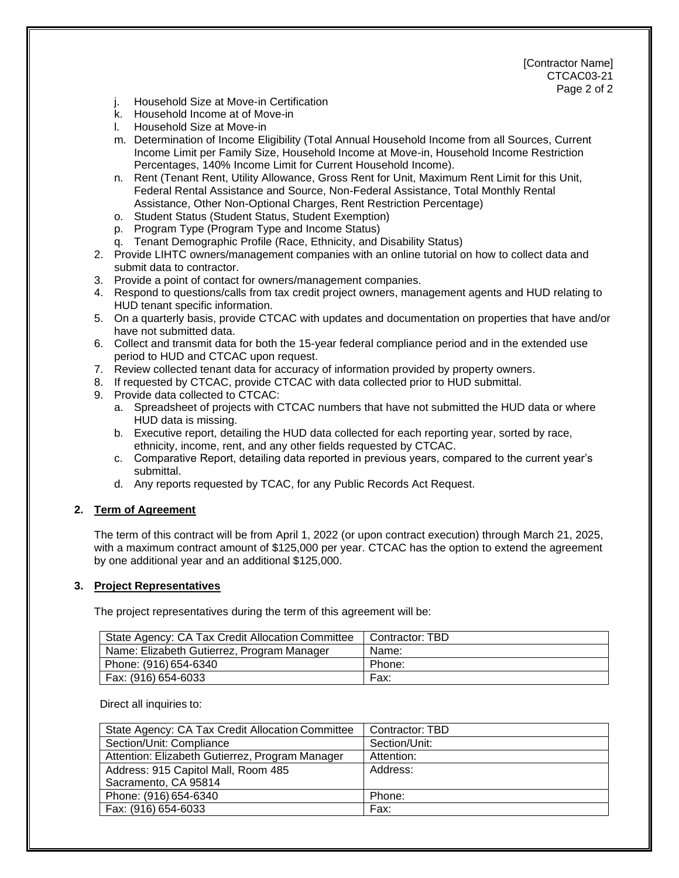j. Household Size at Move-in Certification
k. Household Income at of Move-in
l. Household Size at Move-in
m. Determination of Income Eligibility (Total Annual Household Income from all Sources, Current Income Limit per Family Size, Household Income at Move-in, Household Income Restriction Percentages, 140% Income Limit for Current Household Income).
n. Rent (Tenant Rent, Utility Allowance, Gross Rent for Unit, Maximum Rent Limit for this Unit, Federal Rental Assistance and Source, Non-Federal Assistance, Total Monthly Rental Assistance, Other Non-Optional Charges, Rent Restriction Percentage)
o. Student Status (Student Status, Student Exemption)
p. Program Type (Program Type and Income Status)
q. Tenant Demographic Profile (Race, Ethnicity, and Disability Status)

2. Provide LIHTC owners/management companies with an online tutorial on how to collect data and submit data to contractor.
3. Provide a point of contact for owners/management companies.
4. Respond to questions/calls from tax credit project owners, management agents and HUD relating to HUD tenant specific information.
5. On a quarterly basis, provide CTCAC with updates and documentation on properties that have and/or have not submitted data.
6. Collect and transmit data for both the 15-year federal compliance period and in the extended use period to HUD and CTCAC upon request.
7. Review collected tenant data for accuracy of information provided by property owners.
8. If requested by CTCAC, provide CTCAC with data collected prior to HUD submittal.
9. Provide data collected to CTCAC:
   a. Spreadsheet of projects with CTCAC numbers that have not submitted the HUD data or where HUD data is missing.
   b. Executive report, detailing the HUD data collected for each reporting year, sorted by race, ethnicity, income, rent, and any other fields requested by CTCAC.
   c. Comparative Report, detailing data reported in previous years, compared to the current year's submittal.
   d. Any reports requested by TCAC, for any Public Records Act Request.

**2. Term of Agreement**

The term of this contract will be from April 1, 2022 (or upon contract execution) through March 21, 2025, with a maximum contract amount of $125,000 per year. CTCAC has the option to extend the agreement by one additional year and an additional $125,000.

**3. Project Representatives**

The project representatives during the term of this agreement will be:

| State Agency: CA Tax Credit Allocation Committee | Contractor: TBD |
|---|---|
| Name: Elizabeth Gutierrez, Program Manager | Name: |
| Phone: (916) 654-6340 | Phone: |
| Fax: (916) 654-6033 | Fax: |

Direct all inquiries to:

| State Agency: CA Tax Credit Allocation Committee | Contractor: TBD |
|---|---|
| Section/Unit: Compliance | Section/Unit: |
| Attention: Elizabeth Gutierrez, Program Manager | Attention: |
| Address: 915 Capitol Mall, Room 485 Sacramento, CA 95814 | Address: |
| Phone: (916) 654-6340 | Phone: |
| Fax: (916) 654-6033 | Fax: |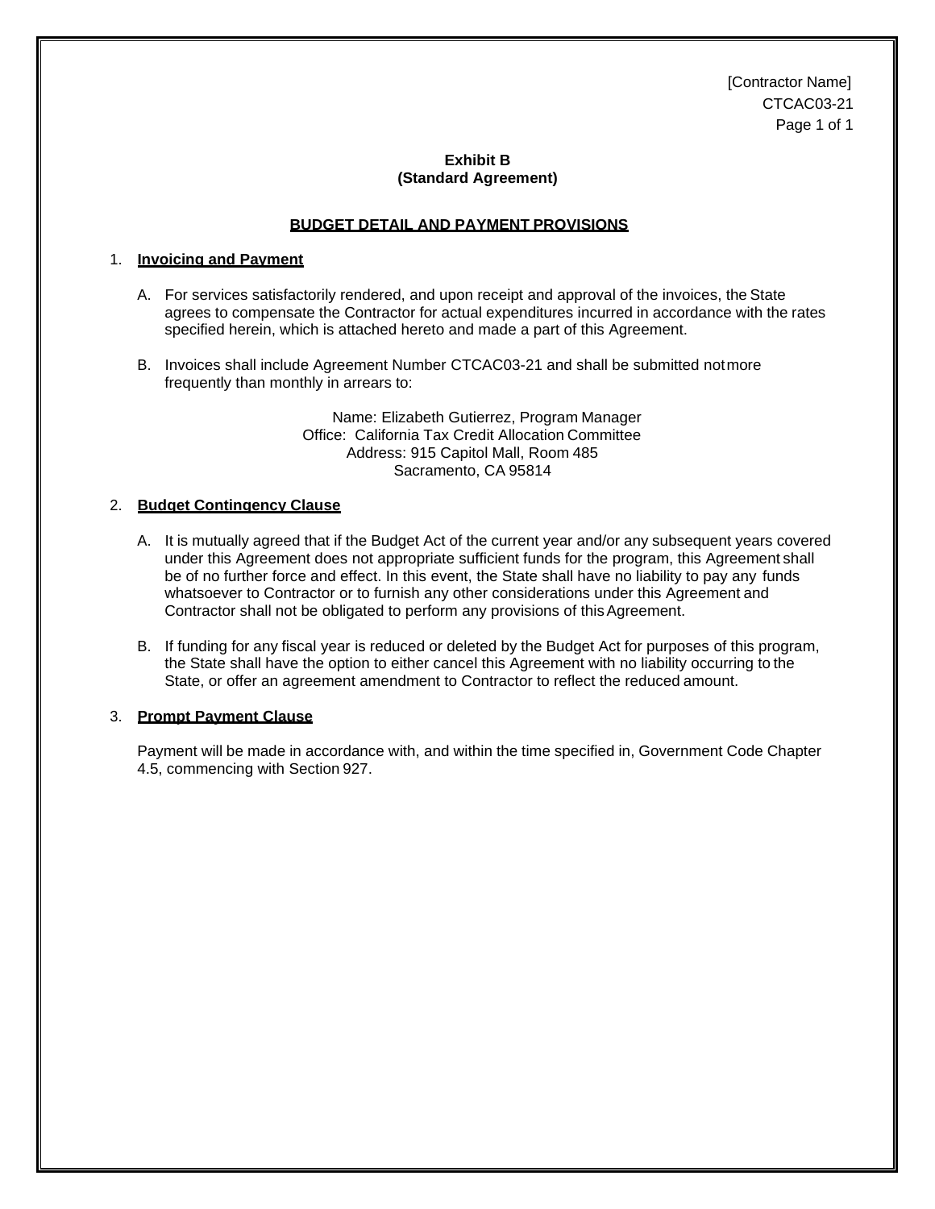[Contractor Name]
CTCAC03-21

**Exhibit B**
**(Standard Agreement)**

**BUDGET DETAIL AND PAYMENT PROVISIONS**

1. **Invoicing and Payment**

   A. For services satisfactorily rendered, and upon receipt and approval of the invoices, the State agrees to compensate the Contractor for actual expenditures incurred in accordance with the rates specified herein, which is attached hereto and made a part of this Agreement.

   B. Invoices shall include Agreement Number CTCAC03-21 and shall be submitted not more frequently than monthly in arrears to:

      Name: Elizabeth Gutierrez, Program Manager
      Office: California Tax Credit Allocation Committee
      Address: 915 Capitol Mall, Room 485
      Sacramento, CA 95814

2. **Budget Contingency Clause**

   A. It is mutually agreed that if the Budget Act of the current year and/or any subsequent years covered under this Agreement does not appropriate sufficient funds for the program, this Agreement shall be of no further force and effect. In this event, the State shall have no liability to pay any funds whatsoever to Contractor or to furnish any other considerations under this Agreement and Contractor shall not be obligated to perform any provisions of this Agreement.

   B. If funding for any fiscal year is reduced or deleted by the Budget Act for purposes of this program, the State shall have the option to either cancel this Agreement with no liability occurring to the State, or offer an agreement amendment to Contractor to reflect the reduced amount.

3. **Prompt Payment Clause**

   Payment will be made in accordance with, and within the time specified in, Government Code Chapter 4.5, commencing with Section 927.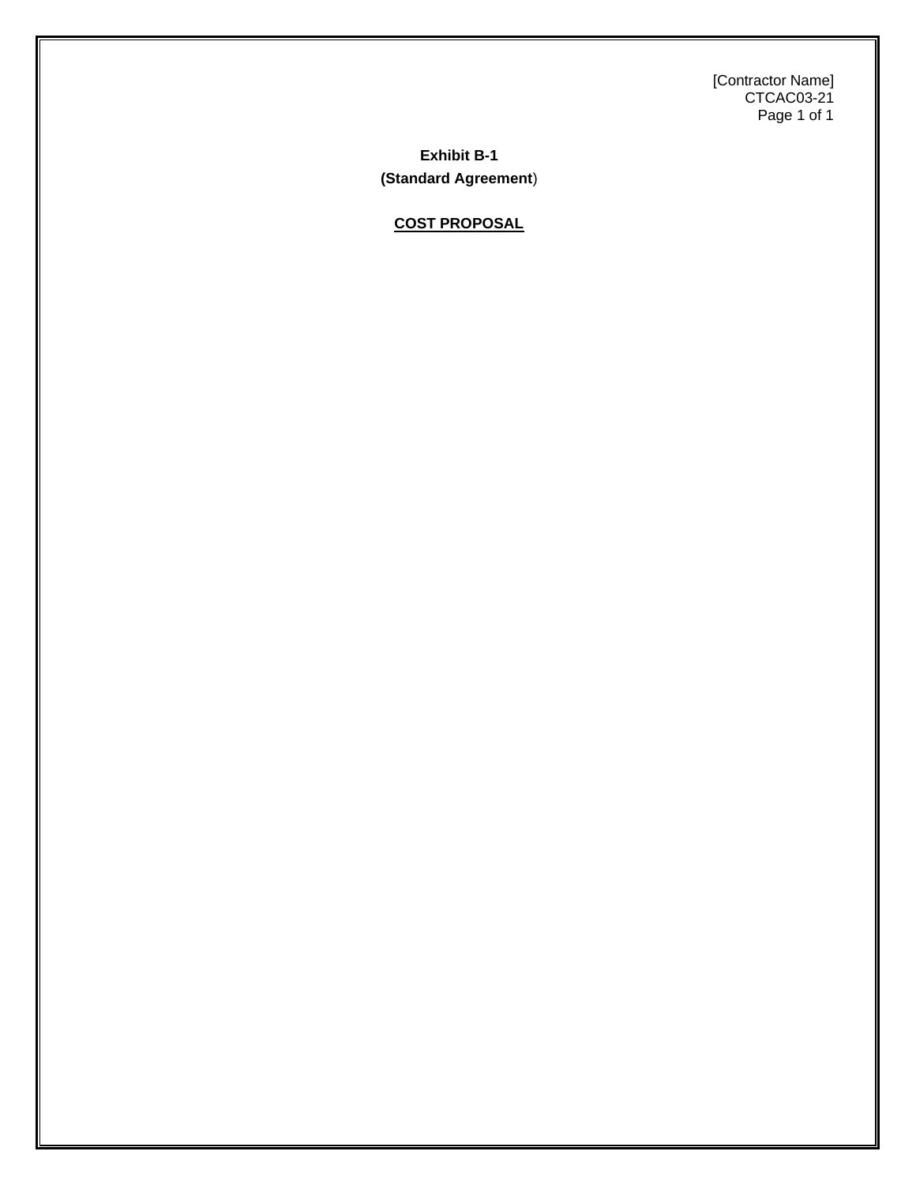[Contractor Name]
CTCAC03-21

**Exhibit B-1**

**(Standard Agreement)**

**COST PROPOSAL**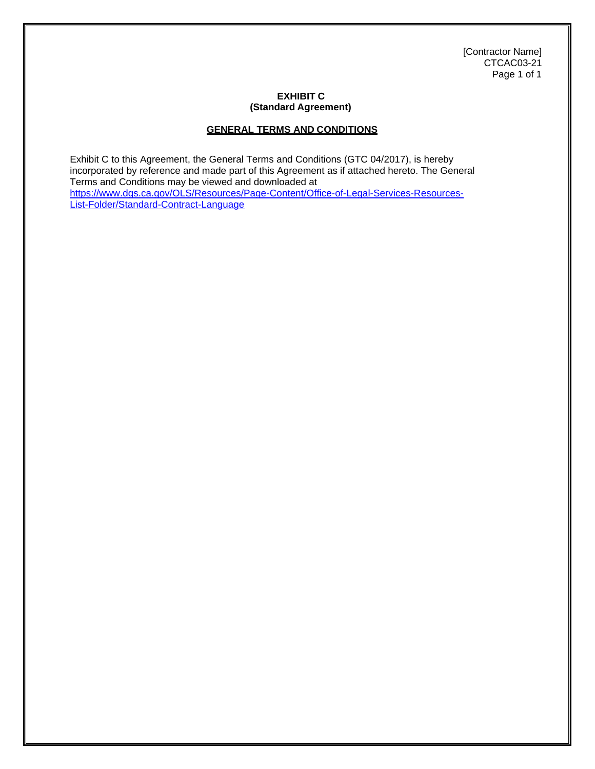# EXHIBIT C
## (Standard Agreement)

### GENERAL TERMS AND CONDITIONS

Exhibit C to this Agreement, the General Terms and Conditions (GTC 04/2017), is hereby incorporated by reference and made part of this Agreement as if attached hereto. The General Terms and Conditions may be viewed and downloaded at https://www.dgs.ca.gov/OLS/Resources/Page-Content/Office-of-Legal-Services-Resources-List-Folder/Standard-Contract-Language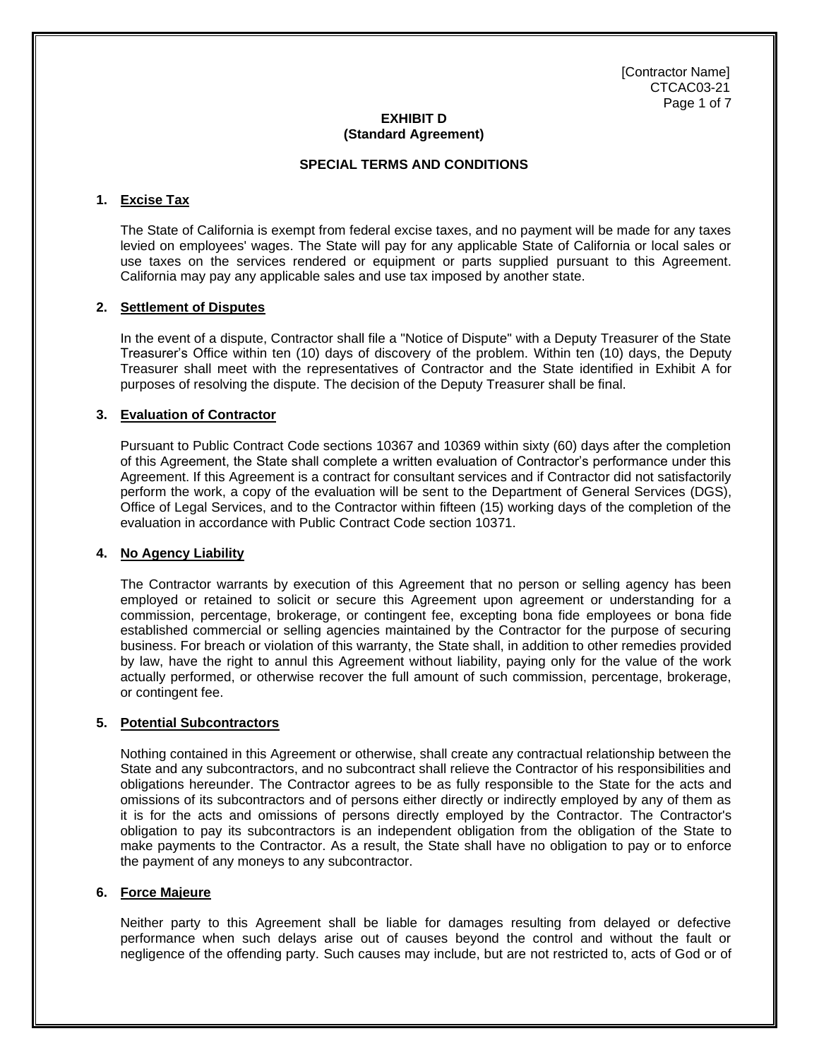[Contractor Name]
CTCAC03-21

**EXHIBIT D**
**(Standard Agreement)**

**SPECIAL TERMS AND CONDITIONS**

**1. Excise Tax**

The State of California is exempt from federal excise taxes, and no payment will be made for any taxes levied on employees' wages. The State will pay for any applicable State of California or local sales or use taxes on the services rendered or equipment or parts supplied pursuant to this Agreement. California may pay any applicable sales and use tax imposed by another state.

**2. Settlement of Disputes**

In the event of a dispute, Contractor shall file a "Notice of Dispute" with a Deputy Treasurer of the State Treasurer's Office within ten (10) days of discovery of the problem. Within ten (10) days, the Deputy Treasurer shall meet with the representatives of Contractor and the State identified in Exhibit A for purposes of resolving the dispute. The decision of the Deputy Treasurer shall be final.

**3. Evaluation of Contractor**

Pursuant to Public Contract Code sections 10367 and 10369 within sixty (60) days after the completion of this Agreement, the State shall complete a written evaluation of Contractor's performance under this Agreement. If this Agreement is a contract for consultant services and if Contractor did not satisfactorily perform the work, a copy of the evaluation will be sent to the Department of General Services (DGS), Office of Legal Services, and to the Contractor within fifteen (15) working days of the completion of the evaluation in accordance with Public Contract Code section 10371.

**4. No Agency Liability**

The Contractor warrants by execution of this Agreement that no person or selling agency has been employed or retained to solicit or secure this Agreement upon agreement or understanding for a commission, percentage, brokerage, or contingent fee, excepting bona fide employees or bona fide established commercial or selling agencies maintained by the Contractor for the purpose of securing business. For breach or violation of this warranty, the State shall, in addition to other remedies provided by law, have the right to annul this Agreement without liability, paying only for the value of the work actually performed, or otherwise recover the full amount of such commission, percentage, brokerage, or contingent fee.

**5. Potential Subcontractors**

Nothing contained in this Agreement or otherwise, shall create any contractual relationship between the State and any subcontractors, and no subcontract shall relieve the Contractor of his responsibilities and obligations hereunder. The Contractor agrees to be as fully responsible to the State for the acts and omissions of its subcontractors and of persons either directly or indirectly employed by any of them as it is for the acts and omissions of persons directly employed by the Contractor. The Contractor's obligation to pay its subcontractors is an independent obligation from the obligation of the State to make payments to the Contractor. As a result, the State shall have no obligation to pay or to enforce the payment of any moneys to any subcontractor.

**6. Force Majeure**

Neither party to this Agreement shall be liable for damages resulting from delayed or defective performance when such delays arise out of causes beyond the control and without the fault or negligence of the offending party. Such causes may include, but are not restricted to, acts of God or of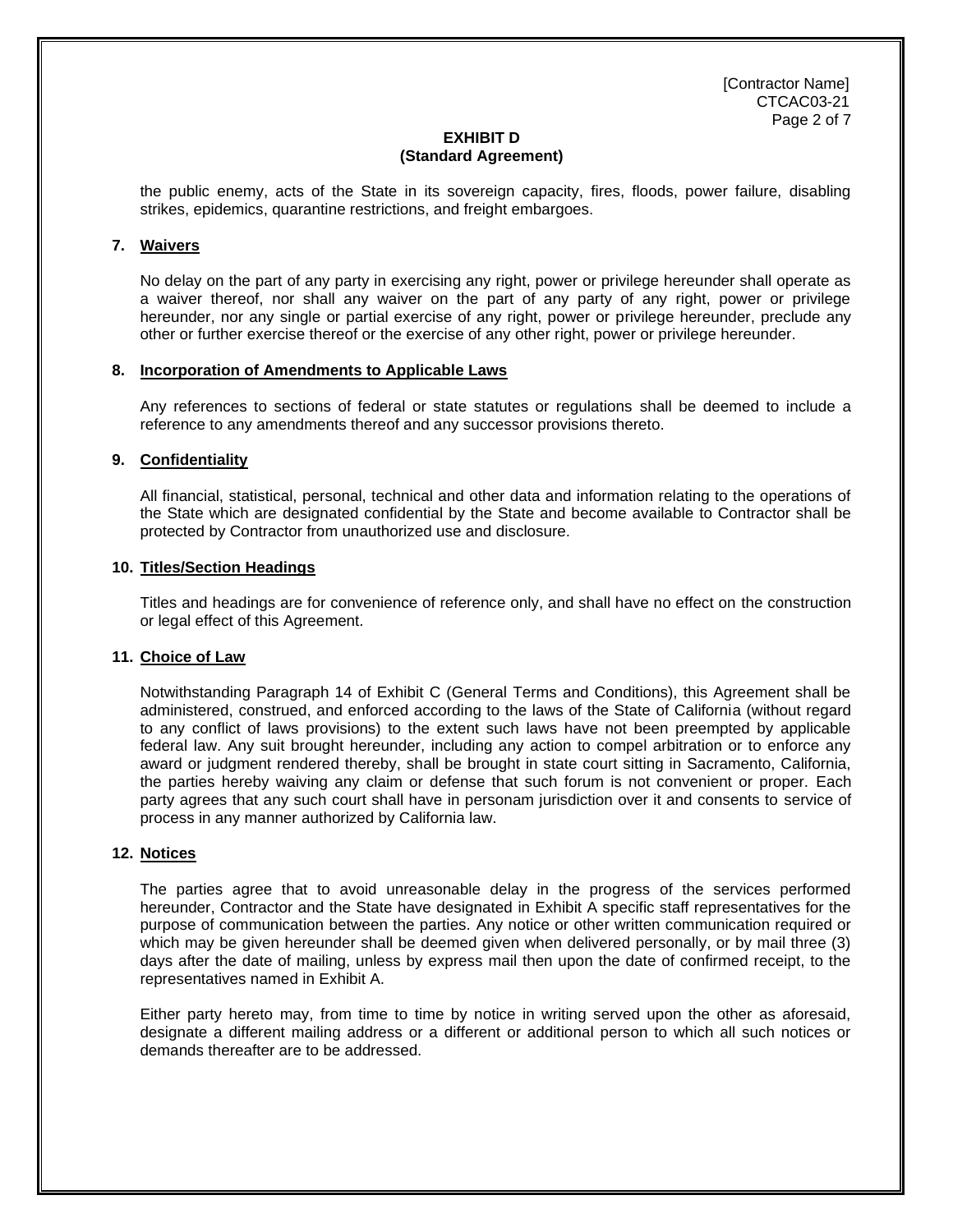[Contractor Name]
CTCAC03-21

**EXHIBIT D**
**(Standard Agreement)**

the public enemy, acts of the State in its sovereign capacity, fires, floods, power failure, disabling strikes, epidemics, quarantine restrictions, and freight embargoes.

**7. Waivers**

No delay on the part of any party in exercising any right, power or privilege hereunder shall operate as a waiver thereof, nor shall any waiver on the part of any party of any right, power or privilege hereunder, nor any single or partial exercise of any right, power or privilege hereunder, preclude any other or further exercise thereof or the exercise of any other right, power or privilege hereunder.

**8. Incorporation of Amendments to Applicable Laws**

Any references to sections of federal or state statutes or regulations shall be deemed to include a reference to any amendments thereof and any successor provisions thereto.

**9. Confidentiality**

All financial, statistical, personal, technical and other data and information relating to the operations of the State which are designated confidential by the State and become available to Contractor shall be protected by Contractor from unauthorized use and disclosure.

**10. Titles/Section Headings**

Titles and headings are for convenience of reference only, and shall have no effect on the construction or legal effect of this Agreement.

**11. Choice of Law**

Notwithstanding Paragraph 14 of Exhibit C (General Terms and Conditions), this Agreement shall be administered, construed, and enforced according to the laws of the State of California (without regard to any conflict of laws provisions) to the extent such laws have not been preempted by applicable federal law. Any suit brought hereunder, including any action to compel arbitration or to enforce any award or judgment rendered thereby, shall be brought in state court sitting in Sacramento, California, the parties hereby waiving any claim or defense that such forum is not convenient or proper. Each party agrees that any such court shall have in personam jurisdiction over it and consents to service of process in any manner authorized by California law.

**12. Notices**

The parties agree that to avoid unreasonable delay in the progress of the services performed hereunder, Contractor and the State have designated in Exhibit A specific staff representatives for the purpose of communication between the parties. Any notice or other written communication required or which may be given hereunder shall be deemed given when delivered personally, or by mail three (3) days after the date of mailing, unless by express mail then upon the date of confirmed receipt, to the representatives named in Exhibit A.

Either party hereto may, from time to time by notice in writing served upon the other as aforesaid, designate a different mailing address or a different or additional person to which all such notices or demands thereafter are to be addressed.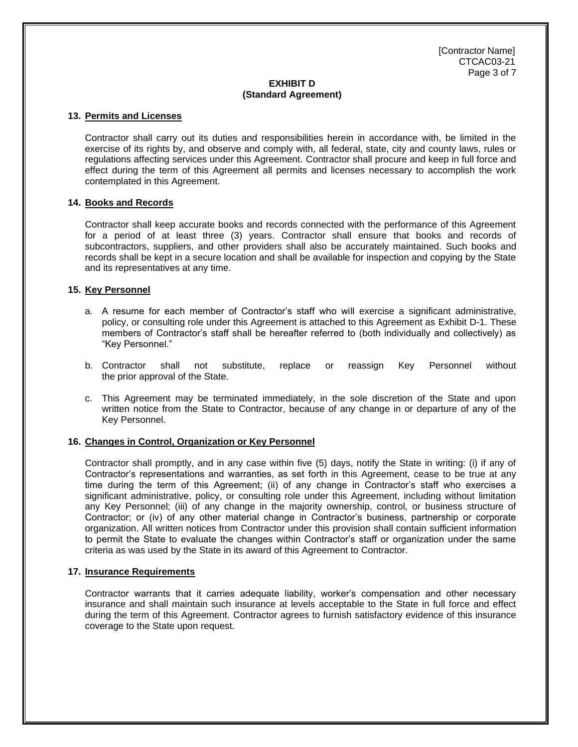**EXHIBIT D**
**(Standard Agreement)**

**13. Permits and Licenses**

Contractor shall carry out its duties and responsibilities herein in accordance with, be limited in the exercise of its rights by, and observe and comply with, all federal, state, city and county laws, rules or regulations affecting services under this Agreement. Contractor shall procure and keep in full force and effect during the term of this Agreement all permits and licenses necessary to accomplish the work contemplated in this Agreement.

**14. Books and Records**

Contractor shall keep accurate books and records connected with the performance of this Agreement for a period of at least three (3) years. Contractor shall ensure that books and records of subcontractors, suppliers, and other providers shall also be accurately maintained. Such books and records shall be kept in a secure location and shall be available for inspection and copying by the State and its representatives at any time.

**15. Key Personnel**

a. A resume for each member of Contractor's staff who will exercise a significant administrative, policy, or consulting role under this Agreement is attached to this Agreement as Exhibit D-1. These members of Contractor's staff shall be hereafter referred to (both individually and collectively) as "Key Personnel."

b. Contractor shall not substitute, replace or reassign Key Personnel without the prior approval of the State.

c. This Agreement may be terminated immediately, in the sole discretion of the State and upon written notice from the State to Contractor, because of any change in or departure of any of the Key Personnel.

**16. Changes in Control, Organization or Key Personnel**

Contractor shall promptly, and in any case within five (5) days, notify the State in writing: (i) if any of Contractor's representations and warranties, as set forth in this Agreement, cease to be true at any time during the term of this Agreement; (ii) of any change in Contractor's staff who exercises a significant administrative, policy, or consulting role under this Agreement, including without limitation any Key Personnel; (iii) of any change in the majority ownership, control, or business structure of Contractor; or (iv) of any other material change in Contractor's business, partnership or corporate organization. All written notices from Contractor under this provision shall contain sufficient information to permit the State to evaluate the changes within Contractor's staff or organization under the same criteria as was used by the State in its award of this Agreement to Contractor.

**17. Insurance Requirements**

Contractor warrants that it carries adequate liability, worker's compensation and other necessary insurance and shall maintain such insurance at levels acceptable to the State in full force and effect during the term of this Agreement. Contractor agrees to furnish satisfactory evidence of this insurance coverage to the State upon request.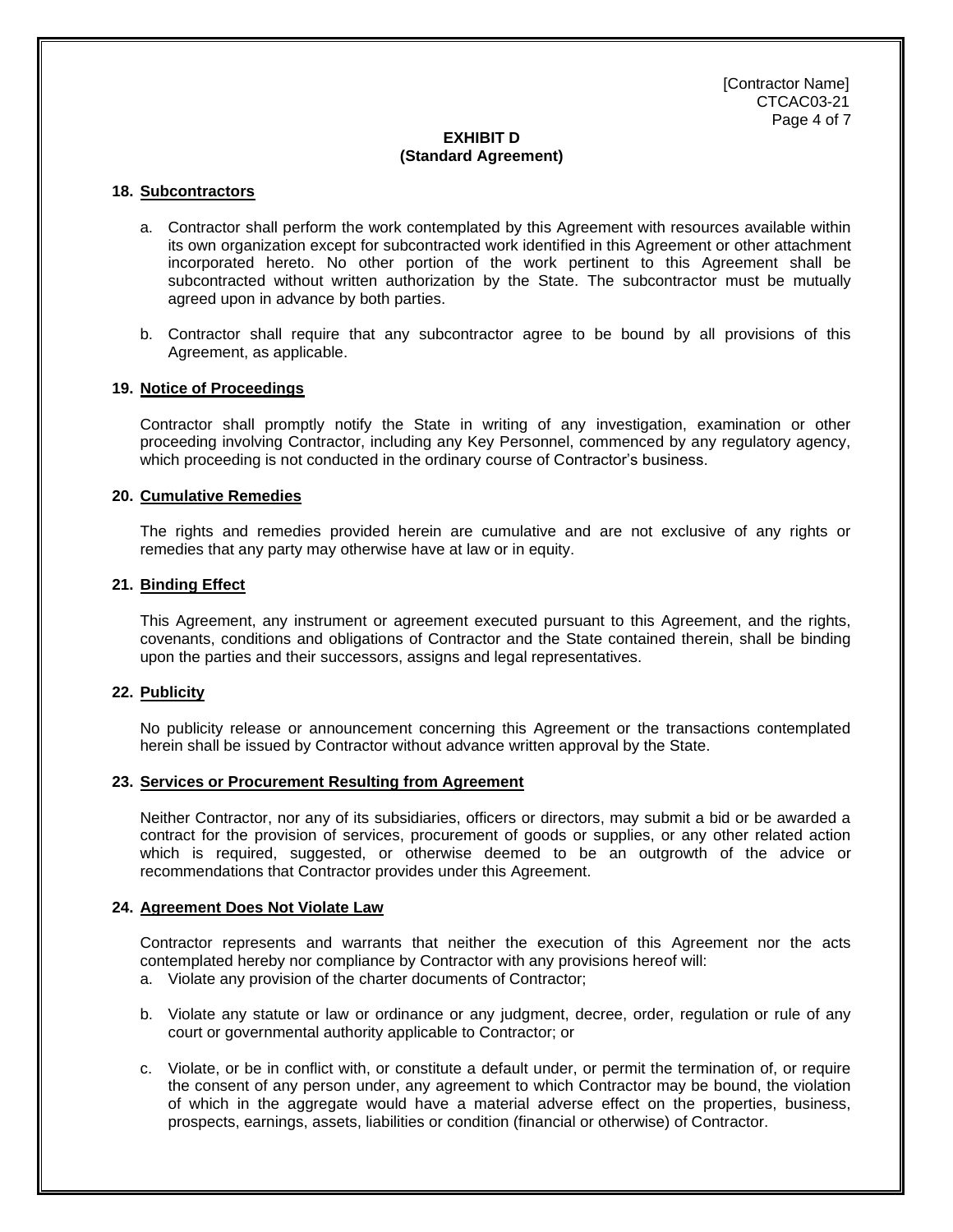**EXHIBIT D**
**(Standard Agreement)**

**18. Subcontractors**

a. Contractor shall perform the work contemplated by this Agreement with resources available within its own organization except for subcontracted work identified in this Agreement or other attachment incorporated hereto. No other portion of the work pertinent to this Agreement shall be subcontracted without written authorization by the State. The subcontractor must be mutually agreed upon in advance by both parties.

b. Contractor shall require that any subcontractor agree to be bound by all provisions of this Agreement, as applicable.

**19. Notice of Proceedings**

Contractor shall promptly notify the State in writing of any investigation, examination or other proceeding involving Contractor, including any Key Personnel, commenced by any regulatory agency, which proceeding is not conducted in the ordinary course of Contractor's business.

**20. Cumulative Remedies**

The rights and remedies provided herein are cumulative and are not exclusive of any rights or remedies that any party may otherwise have at law or in equity.

**21. Binding Effect**

This Agreement, any instrument or agreement executed pursuant to this Agreement, and the rights, covenants, conditions and obligations of Contractor and the State contained therein, shall be binding upon the parties and their successors, assigns and legal representatives.

**22. Publicity**

No publicity release or announcement concerning this Agreement or the transactions contemplated herein shall be issued by Contractor without advance written approval by the State.

**23. Services or Procurement Resulting from Agreement**

Neither Contractor, nor any of its subsidiaries, officers or directors, may submit a bid or be awarded a contract for the provision of services, procurement of goods or supplies, or any other related action which is required, suggested, or otherwise deemed to be an outgrowth of the advice or recommendations that Contractor provides under this Agreement.

**24. Agreement Does Not Violate Law**

Contractor represents and warrants that neither the execution of this Agreement nor the acts contemplated hereby nor compliance by Contractor with any provisions hereof will:

a. Violate any provision of the charter documents of Contractor;

b. Violate any statute or law or ordinance or any judgment, decree, order, regulation or rule of any court or governmental authority applicable to Contractor; or

c. Violate, or be in conflict with, or constitute a default under, or permit the termination of, or require the consent of any person under, any agreement to which Contractor may be bound, the violation of which in the aggregate would have a material adverse effect on the properties, business, prospects, earnings, assets, liabilities or condition (financial or otherwise) of Contractor.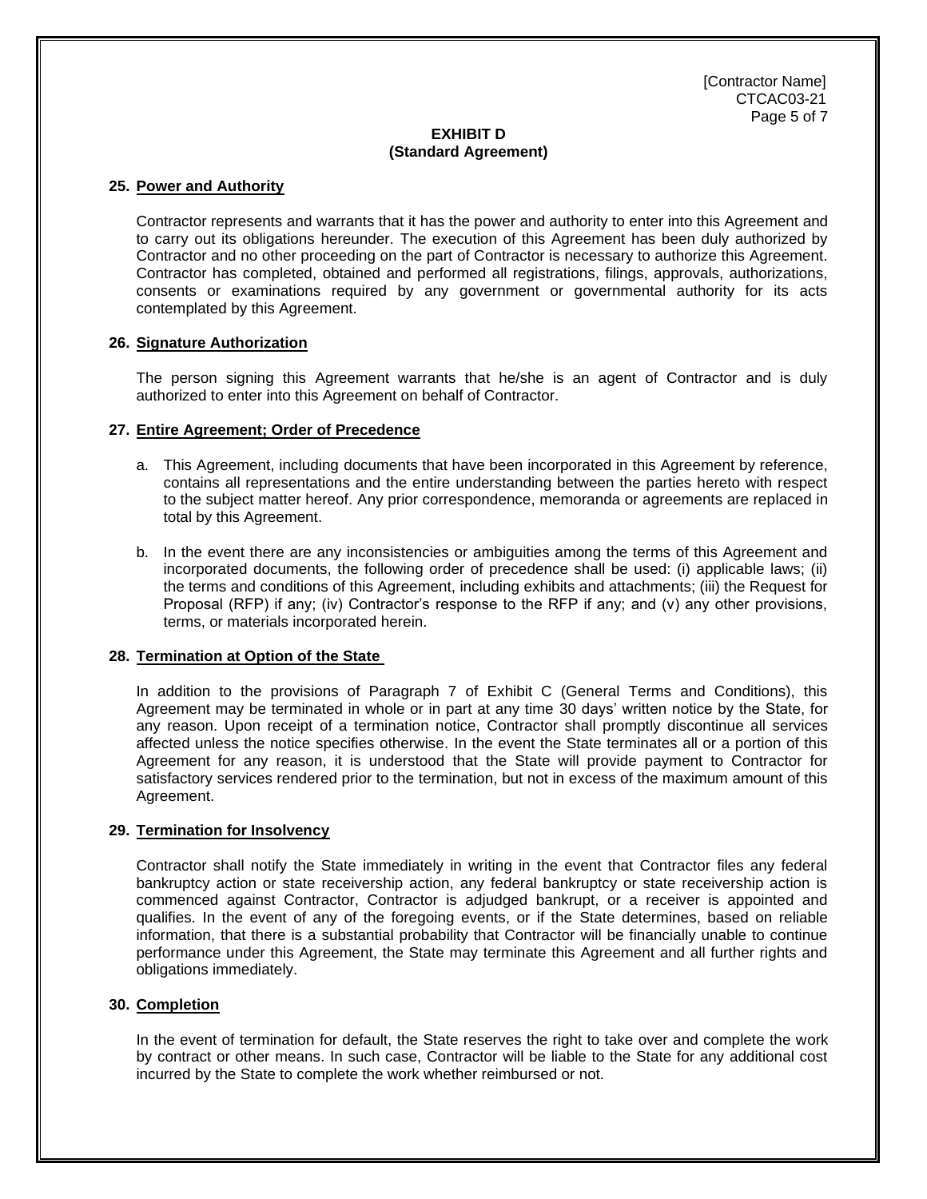**EXHIBIT D**
**(Standard Agreement)**

**25. Power and Authority**

Contractor represents and warrants that it has the power and authority to enter into this Agreement and to carry out its obligations hereunder. The execution of this Agreement has been duly authorized by Contractor and no other proceeding on the part of Contractor is necessary to authorize this Agreement. Contractor has completed, obtained and performed all registrations, filings, approvals, authorizations, consents or examinations required by any government or governmental authority for its acts contemplated by this Agreement.

**26. Signature Authorization**

The person signing this Agreement warrants that he/she is an agent of Contractor and is duly authorized to enter into this Agreement on behalf of Contractor.

**27. Entire Agreement; Order of Precedence**

a. This Agreement, including documents that have been incorporated in this Agreement by reference, contains all representations and the entire understanding between the parties hereto with respect to the subject matter hereof. Any prior correspondence, memoranda or agreements are replaced in total by this Agreement.

b. In the event there are any inconsistencies or ambiguities among the terms of this Agreement and incorporated documents, the following order of precedence shall be used: (i) applicable laws; (ii) the terms and conditions of this Agreement, including exhibits and attachments; (iii) the Request for Proposal (RFP) if any; (iv) Contractor's response to the RFP if any; and (v) any other provisions, terms, or materials incorporated herein.

**28. Termination at Option of the State**

In addition to the provisions of Paragraph 7 of Exhibit C (General Terms and Conditions), this Agreement may be terminated in whole or in part at any time 30 days' written notice by the State, for any reason. Upon receipt of a termination notice, Contractor shall promptly discontinue all services affected unless the notice specifies otherwise. In the event the State terminates all or a portion of this Agreement for any reason, it is understood that the State will provide payment to Contractor for satisfactory services rendered prior to the termination, but not in excess of the maximum amount of this Agreement.

**29. Termination for Insolvency**

Contractor shall notify the State immediately in writing in the event that Contractor files any federal bankruptcy action or state receivership action, any federal bankruptcy or state receivership action is commenced against Contractor, Contractor is adjudged bankrupt, or a receiver is appointed and qualifies. In the event of any of the foregoing events, or if the State determines, based on reliable information, that there is a substantial probability that Contractor will be financially unable to continue performance under this Agreement, the State may terminate this Agreement and all further rights and obligations immediately.

**30. Completion**

In the event of termination for default, the State reserves the right to take over and complete the work by contract or other means. In such case, Contractor will be liable to the State for any additional cost incurred by the State to complete the work whether reimbursed or not.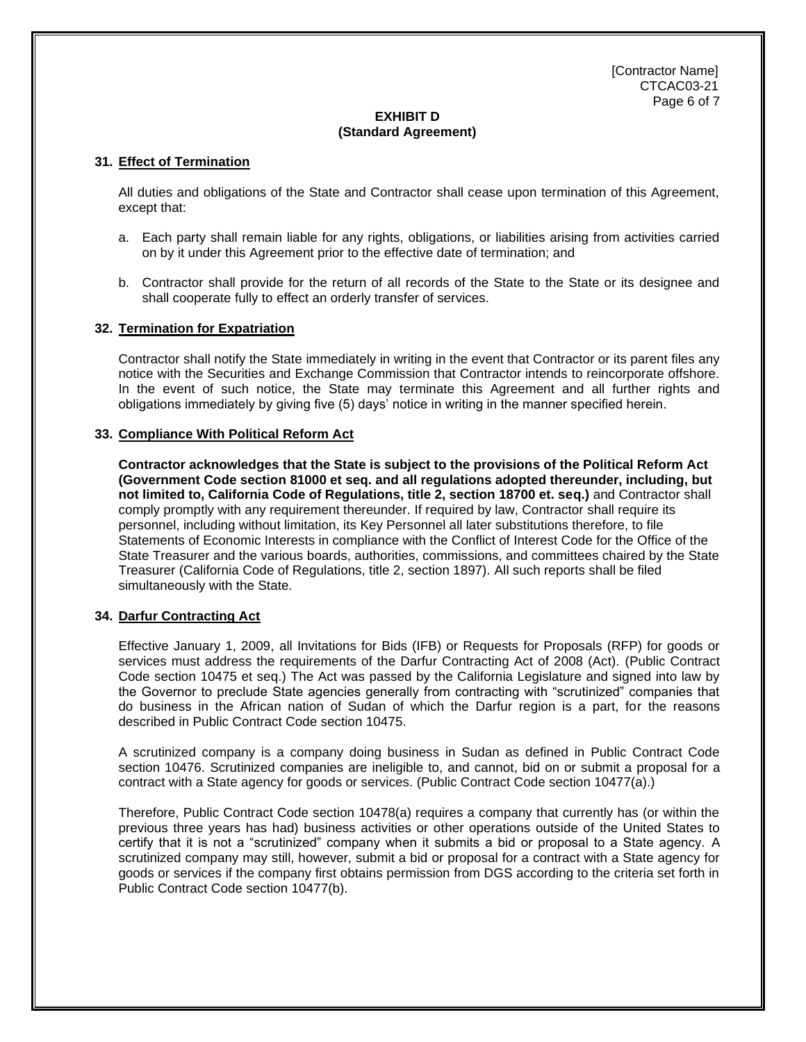[Contractor Name]
CTCAC03-21

**EXHIBIT D**
**(Standard Agreement)**

**31. Effect of Termination**

All duties and obligations of the State and Contractor shall cease upon termination of this Agreement, except that:

a. Each party shall remain liable for any rights, obligations, or liabilities arising from activities carried on by it under this Agreement prior to the effective date of termination; and

b. Contractor shall provide for the return of all records of the State to the State or its designee and shall cooperate fully to effect an orderly transfer of services.

**32. Termination for Expatriation**

Contractor shall notify the State immediately in writing in the event that Contractor or its parent files any notice with the Securities and Exchange Commission that Contractor intends to reincorporate offshore. In the event of such notice, the State may terminate this Agreement and all further rights and obligations immediately by giving five (5) days' notice in writing in the manner specified herein.

**33. Compliance With Political Reform Act**

**Contractor acknowledges that the State is subject to the provisions of the Political Reform Act (Government Code section 81000 et seq. and all regulations adopted thereunder, including, but not limited to, California Code of Regulations, title 2, section 18700 et. seq.)** and Contractor shall comply promptly with any requirement thereunder. If required by law, Contractor shall require its personnel, including without limitation, its Key Personnel all later substitutions therefore, to file Statements of Economic Interests in compliance with the Conflict of Interest Code for the Office of the State Treasurer and the various boards, authorities, commissions, and committees chaired by the State Treasurer (California Code of Regulations, title 2, section 1897). All such reports shall be filed simultaneously with the State.

**34. Darfur Contracting Act**

Effective January 1, 2009, all Invitations for Bids (IFB) or Requests for Proposals (RFP) for goods or services must address the requirements of the Darfur Contracting Act of 2008 (Act). (Public Contract Code section 10475 et seq.) The Act was passed by the California Legislature and signed into law by the Governor to preclude State agencies generally from contracting with "scrutinized" companies that do business in the African nation of Sudan of which the Darfur region is a part, for the reasons described in Public Contract Code section 10475.

A scrutinized company is a company doing business in Sudan as defined in Public Contract Code section 10476. Scrutinized companies are ineligible to, and cannot, bid on or submit a proposal for a contract with a State agency for goods or services. (Public Contract Code section 10477(a).)

Therefore, Public Contract Code section 10478(a) requires a company that currently has (or within the previous three years has had) business activities or other operations outside of the United States to certify that it is not a "scrutinized" company when it submits a bid or proposal to a State agency. A scrutinized company may still, however, submit a bid or proposal for a contract with a State agency for goods or services if the company first obtains permission from DGS according to the criteria set forth in Public Contract Code section 10477(b).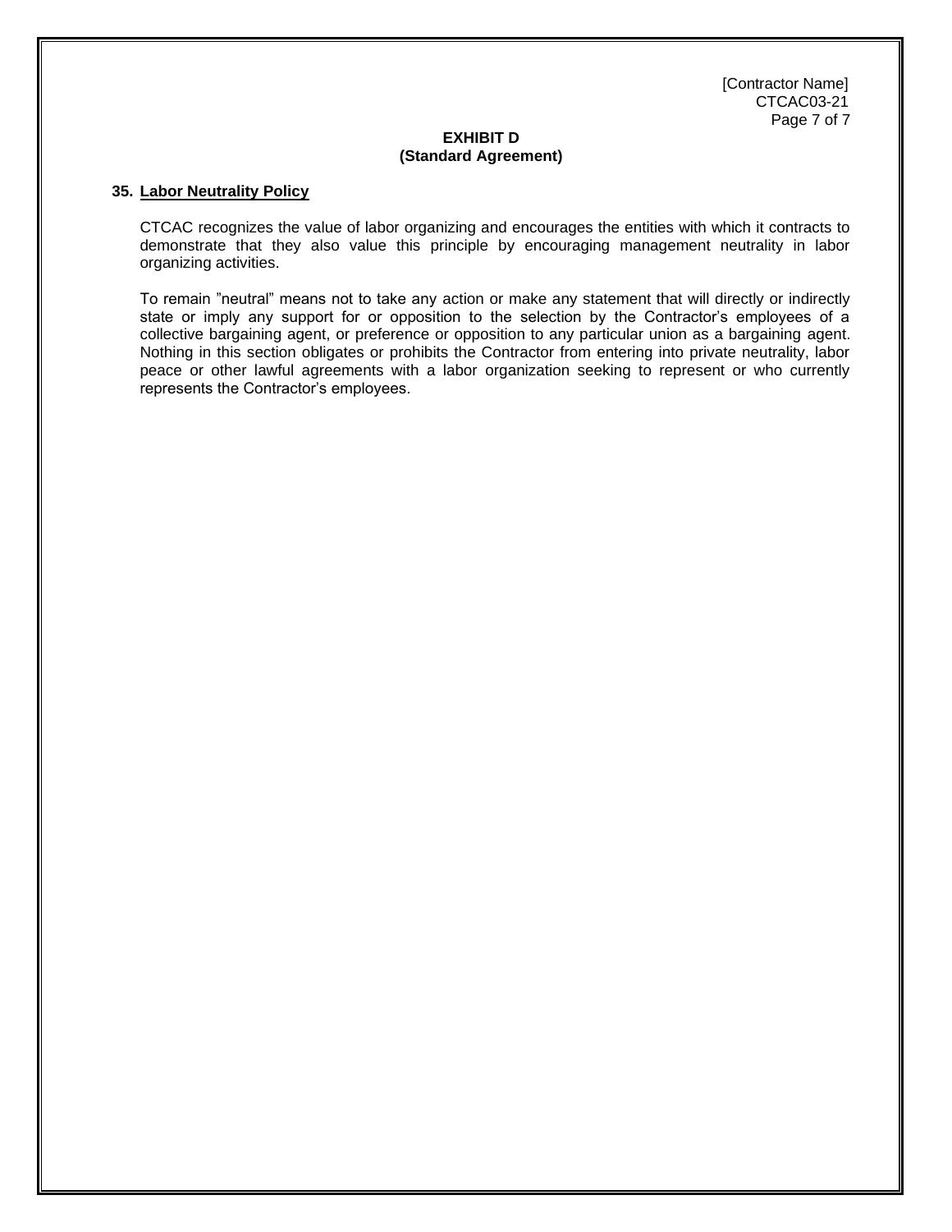**EXHIBIT D**
**(Standard Agreement)**

**35. Labor Neutrality Policy**

CTCAC recognizes the value of labor organizing and encourages the entities with which it contracts to demonstrate that they also value this principle by encouraging management neutrality in labor organizing activities.

To remain "neutral" means not to take any action or make any statement that will directly or indirectly state or imply any support for or opposition to the selection by the Contractor's employees of a collective bargaining agent, or preference or opposition to any particular union as a bargaining agent. Nothing in this section obligates or prohibits the Contractor from entering into private neutrality, labor peace or other lawful agreements with a labor organization seeking to represent or who currently represents the Contractor's employees.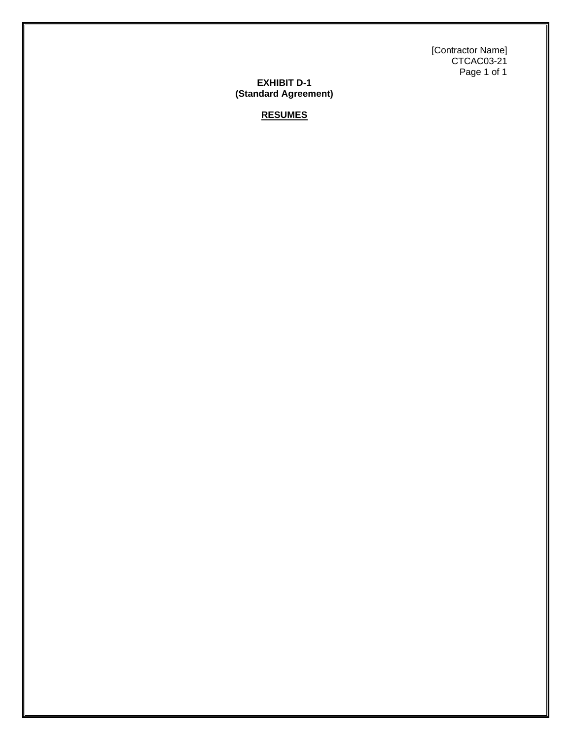**EXHIBIT D-1**
**(Standard Agreement)**

## RESUMES